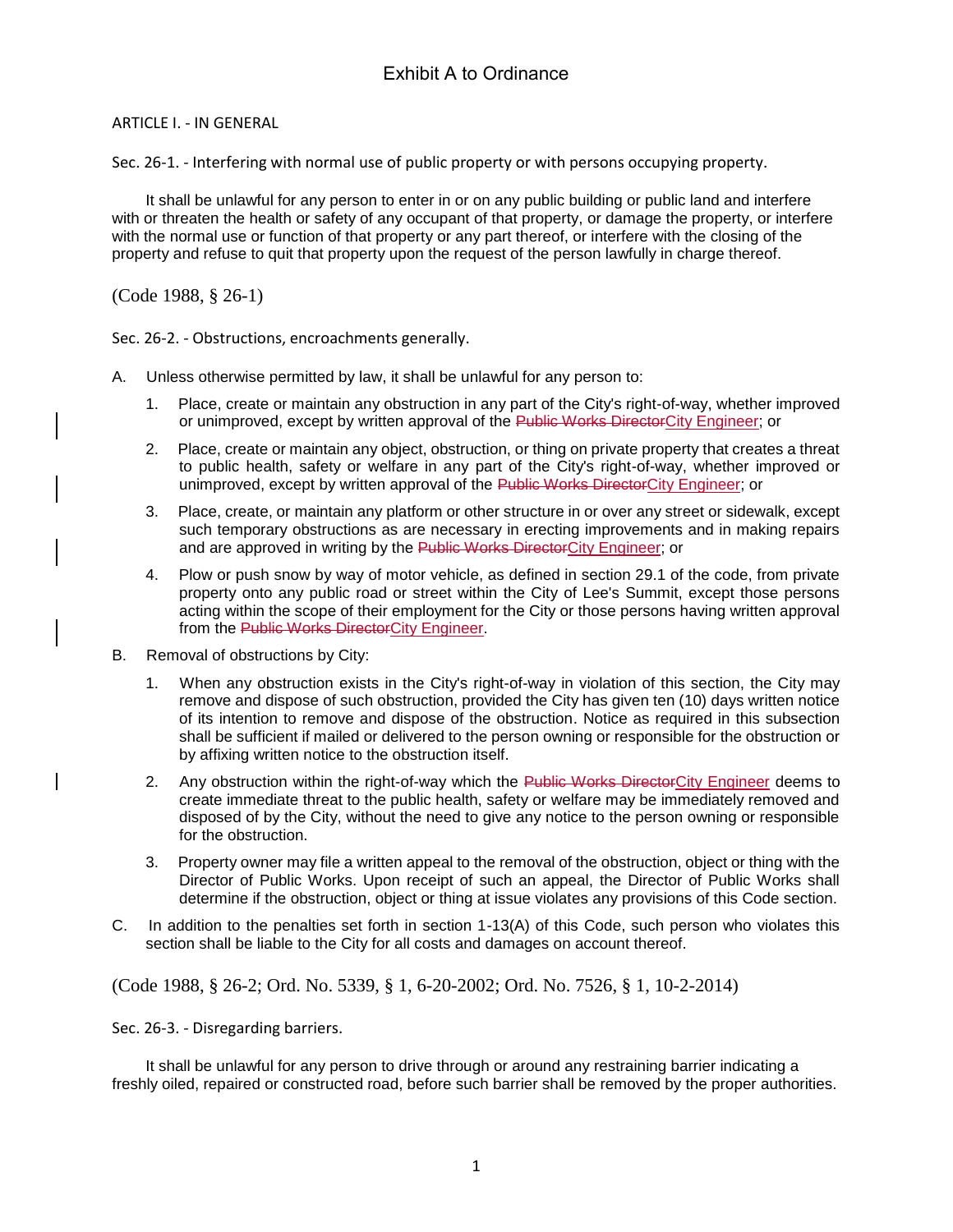# Exhibit A to Ordinance

## ARTICLE I. - IN GENERAL

### Sec. 26-1. - Interfering with normal use of public property or with persons occupying property.

It shall be unlawful for any person to enter in or on any public building or public land and interfere with or threaten the health or safety of any occupant of that property, or damage the property, or interfere with the normal use or function of that property or any part thereof, or interfere with the closing of the property and refuse to quit that property upon the request of the person lawfully in charge thereof.

(Code 1988, § 26-1)

### Sec. 26-2. - Obstructions, encroachments generally.

A. Unless otherwise permitted by law, it shall be unlawful for any person to:

1. Place, create or maintain any obstruction in any part of the City's right-of-way, whether improved or unimproved, except by written approval of the ~~Public Works Director~~City Engineer; or
2. Place, create or maintain any object, obstruction, or thing on private property that creates a threat to public health, safety or welfare in any part of the City's right-of-way, whether improved or unimproved, except by written approval of the ~~Public Works Director~~City Engineer; or
3. Place, create, or maintain any platform or other structure in or over any street or sidewalk, except such temporary obstructions as are necessary in erecting improvements and in making repairs and are approved in writing by the ~~Public Works Director~~City Engineer; or
4. Plow or push snow by way of motor vehicle, as defined in section 29.1 of the code, from private property onto any public road or street within the City of Lee's Summit, except those persons acting within the scope of their employment for the City or those persons having written approval from the ~~Public Works Director~~City Engineer.

B. Removal of obstructions by City:

1. When any obstruction exists in the City's right-of-way in violation of this section, the City may remove and dispose of such obstruction, provided the City has given ten (10) days written notice of its intention to remove and dispose of the obstruction. Notice as required in this subsection shall be sufficient if mailed or delivered to the person owning or responsible for the obstruction or by affixing written notice to the obstruction itself.
2. Any obstruction within the right-of-way which the ~~Public Works Director~~City Engineer deems to create immediate threat to the public health, safety or welfare may be immediately removed and disposed of by the City, without the need to give any notice to the person owning or responsible for the obstruction.
3. Property owner may file a written appeal to the removal of the obstruction, object or thing with the Director of Public Works. Upon receipt of such an appeal, the Director of Public Works shall determine if the obstruction, object or thing at issue violates any provisions of this Code section.

C. In addition to the penalties set forth in section 1-13(A) of this Code, such person who violates this section shall be liable to the City for all costs and damages on account thereof.

(Code 1988, § 26-2; Ord. No. 5339, § 1, 6-20-2002; Ord. No. 7526, § 1, 10-2-2014)

### Sec. 26-3. - Disregarding barriers.

It shall be unlawful for any person to drive through or around any restraining barrier indicating a freshly oiled, repaired or constructed road, before such barrier shall be removed by the proper authorities.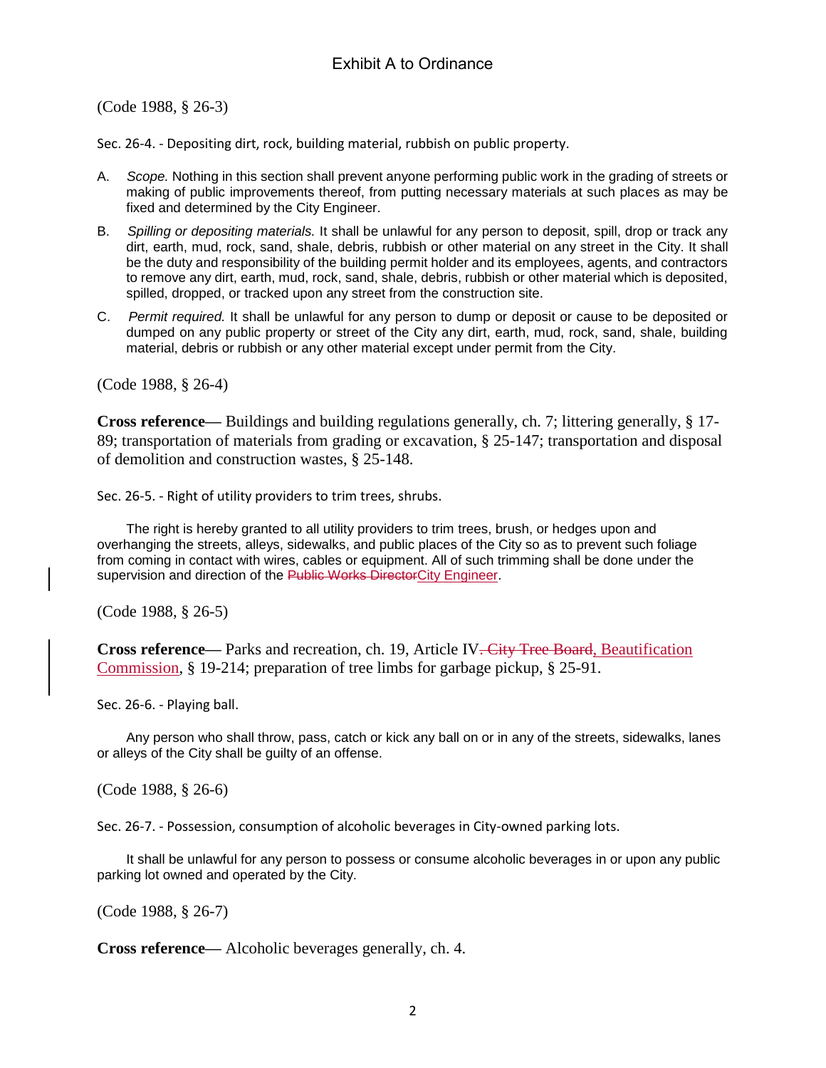(Code 1988, § 26-3)

Sec. 26-4. - Depositing dirt, rock, building material, rubbish on public property.

A. *Scope.* Nothing in this section shall prevent anyone performing public work in the grading of streets or making of public improvements thereof, from putting necessary materials at such places as may be fixed and determined by the City Engineer.

B. *Spilling or depositing materials.* It shall be unlawful for any person to deposit, spill, drop or track any dirt, earth, mud, rock, sand, shale, debris, rubbish or other material on any street in the City. It shall be the duty and responsibility of the building permit holder and its employees, agents, and contractors to remove any dirt, earth, mud, rock, sand, shale, debris, rubbish or other material which is deposited, spilled, dropped, or tracked upon any street from the construction site.

C. *Permit required.* It shall be unlawful for any person to dump or deposit or cause to be deposited or dumped on any public property or street of the City any dirt, earth, mud, rock, sand, shale, building material, debris or rubbish or any other material except under permit from the City.

(Code 1988, § 26-4)

**Cross reference—** Buildings and building regulations generally, ch. 7; littering generally, § 17-89; transportation of materials from grading or excavation, § 25-147; transportation and disposal of demolition and construction wastes, § 25-148.

Sec. 26-5. - Right of utility providers to trim trees, shrubs.

The right is hereby granted to all utility providers to trim trees, brush, or hedges upon and overhanging the streets, alleys, sidewalks, and public places of the City so as to prevent such foliage from coming in contact with wires, cables or equipment. All of such trimming shall be done under the supervision and direction of the ~~Public Works Director~~City Engineer.

(Code 1988, § 26-5)

**Cross reference—** Parks and recreation, ch. 19, Article IV~~. City Tree Board~~, Beautification Commission, § 19-214; preparation of tree limbs for garbage pickup, § 25-91.

Sec. 26-6. - Playing ball.

Any person who shall throw, pass, catch or kick any ball on or in any of the streets, sidewalks, lanes or alleys of the City shall be guilty of an offense.

(Code 1988, § 26-6)

Sec. 26-7. - Possession, consumption of alcoholic beverages in City-owned parking lots.

It shall be unlawful for any person to possess or consume alcoholic beverages in or upon any public parking lot owned and operated by the City.

(Code 1988, § 26-7)

**Cross reference—** Alcoholic beverages generally, ch. 4.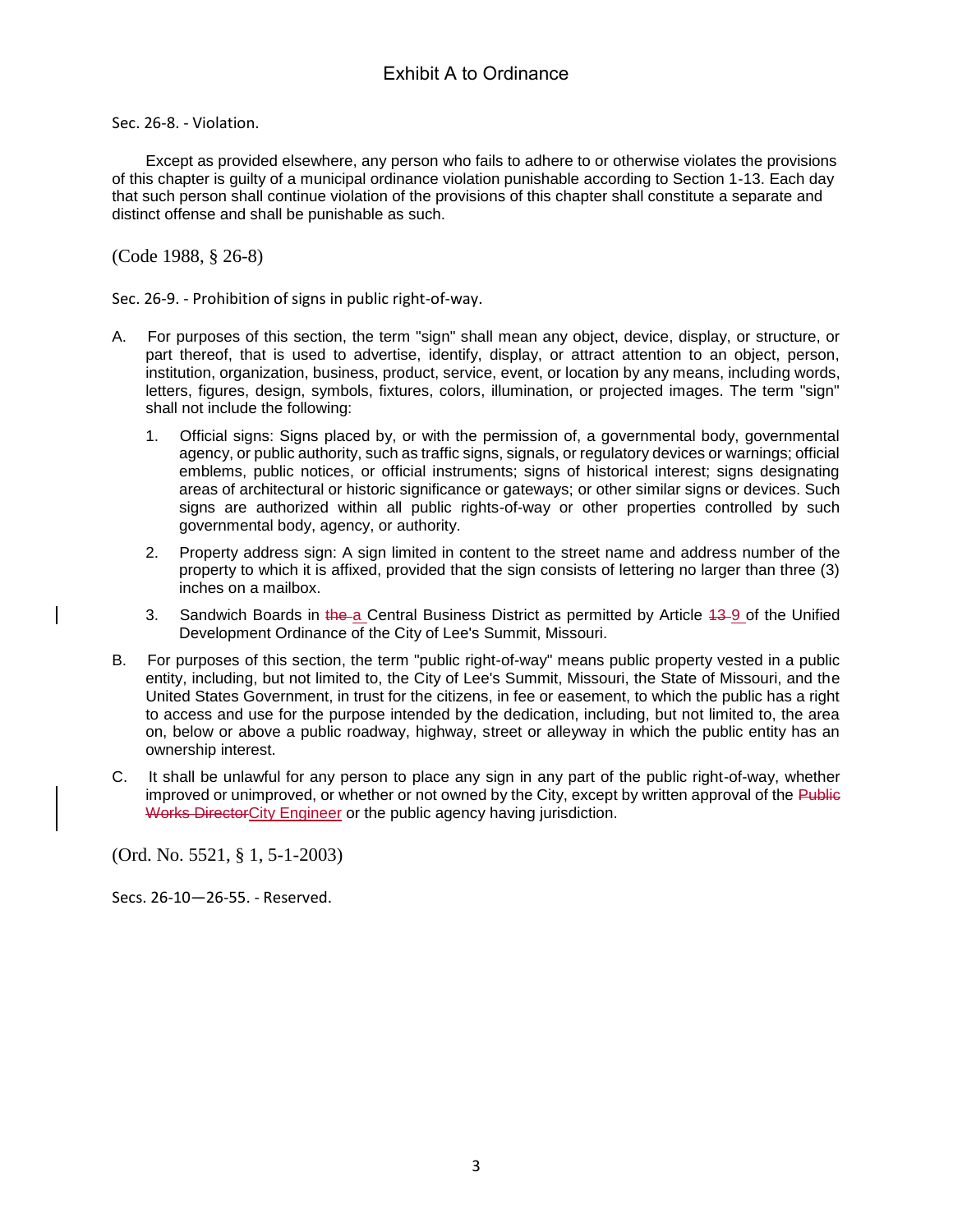Sec. 26-8. - Violation.

Except as provided elsewhere, any person who fails to adhere to or otherwise violates the provisions of this chapter is guilty of a municipal ordinance violation punishable according to Section 1-13. Each day that such person shall continue violation of the provisions of this chapter shall constitute a separate and distinct offense and shall be punishable as such.

(Code 1988, § 26-8)

Sec. 26-9. - Prohibition of signs in public right-of-way.

A. For purposes of this section, the term "sign" shall mean any object, device, display, or structure, or part thereof, that is used to advertise, identify, display, or attract attention to an object, person, institution, organization, business, product, service, event, or location by any means, including words, letters, figures, design, symbols, fixtures, colors, illumination, or projected images. The term "sign" shall not include the following:

   1. Official signs: Signs placed by, or with the permission of, a governmental body, governmental agency, or public authority, such as traffic signs, signals, or regulatory devices or warnings; official emblems, public notices, or official instruments; signs of historical interest; signs designating areas of architectural or historic significance or gateways; or other similar signs or devices. Such signs are authorized within all public rights-of-way or other properties controlled by such governmental body, agency, or authority.

   2. Property address sign: A sign limited in content to the street name and address number of the property to which it is affixed, provided that the sign consists of lettering no larger than three (3) inches on a mailbox.

   3. Sandwich Boards in ~~the~~ a Central Business District as permitted by Article ~~13~~ 9 of the Unified Development Ordinance of the City of Lee's Summit, Missouri.

B. For purposes of this section, the term "public right-of-way" means public property vested in a public entity, including, but not limited to, the City of Lee's Summit, Missouri, the State of Missouri, and the United States Government, in trust for the citizens, in fee or easement, to which the public has a right to access and use for the purpose intended by the dedication, including, but not limited to, the area on, below or above a public roadway, highway, street or alleyway in which the public entity has an ownership interest.

C. It shall be unlawful for any person to place any sign in any part of the public right-of-way, whether improved or unimproved, or whether or not owned by the City, except by written approval of the ~~Public Works Director~~City Engineer or the public agency having jurisdiction.

(Ord. No. 5521, § 1, 5-1-2003)

Secs. 26-10—26-55. - Reserved.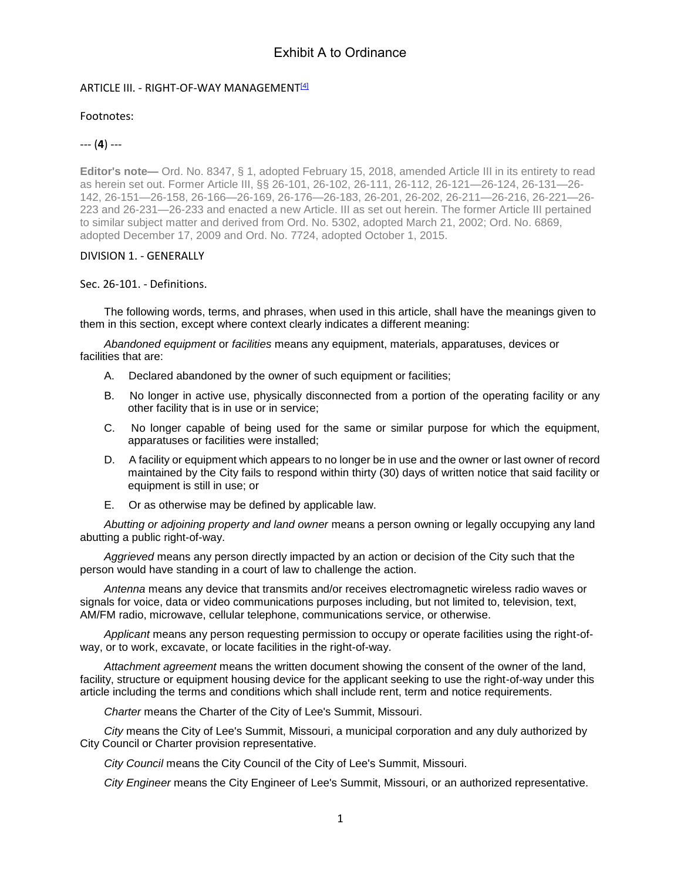# Exhibit A to Ordinance

## ARTICLE III. - RIGHT-OF-WAY MANAGEMENT[4]

Footnotes:

--- (**4**) ---

**Editor's note—** Ord. No. 8347, § 1, adopted February 15, 2018, amended Article III in its entirety to read as herein set out. Former Article III, §§ 26-101, 26-102, 26-111, 26-112, 26-121—26-124, 26-131—26-142, 26-151—26-158, 26-166—26-169, 26-176—26-183, 26-201, 26-202, 26-211—26-216, 26-221—26-223 and 26-231—26-233 and enacted a new Article. III as set out herein. The former Article III pertained to similar subject matter and derived from Ord. No. 5302, adopted March 21, 2002; Ord. No. 6869, adopted December 17, 2009 and Ord. No. 7724, adopted October 1, 2015.

### DIVISION 1. - GENERALLY

#### Sec. 26-101. - Definitions.

The following words, terms, and phrases, when used in this article, shall have the meanings given to them in this section, except where context clearly indicates a different meaning:

*Abandoned equipment* or *facilities* means any equipment, materials, apparatuses, devices or facilities that are:

A. Declared abandoned by the owner of such equipment or facilities;

B. No longer in active use, physically disconnected from a portion of the operating facility or any other facility that is in use or in service;

C. No longer capable of being used for the same or similar purpose for which the equipment, apparatuses or facilities were installed;

D. A facility or equipment which appears to no longer be in use and the owner or last owner of record maintained by the City fails to respond within thirty (30) days of written notice that said facility or equipment is still in use; or

E. Or as otherwise may be defined by applicable law.

*Abutting or adjoining property and land owner* means a person owning or legally occupying any land abutting a public right-of-way.

*Aggrieved* means any person directly impacted by an action or decision of the City such that the person would have standing in a court of law to challenge the action.

*Antenna* means any device that transmits and/or receives electromagnetic wireless radio waves or signals for voice, data or video communications purposes including, but not limited to, television, text, AM/FM radio, microwave, cellular telephone, communications service, or otherwise.

*Applicant* means any person requesting permission to occupy or operate facilities using the right-of-way, or to work, excavate, or locate facilities in the right-of-way.

*Attachment agreement* means the written document showing the consent of the owner of the land, facility, structure or equipment housing device for the applicant seeking to use the right-of-way under this article including the terms and conditions which shall include rent, term and notice requirements.

*Charter* means the Charter of the City of Lee's Summit, Missouri.

*City* means the City of Lee's Summit, Missouri, a municipal corporation and any duly authorized by City Council or Charter provision representative.

*City Council* means the City Council of the City of Lee's Summit, Missouri.

*City Engineer* means the City Engineer of Lee's Summit, Missouri, or an authorized representative.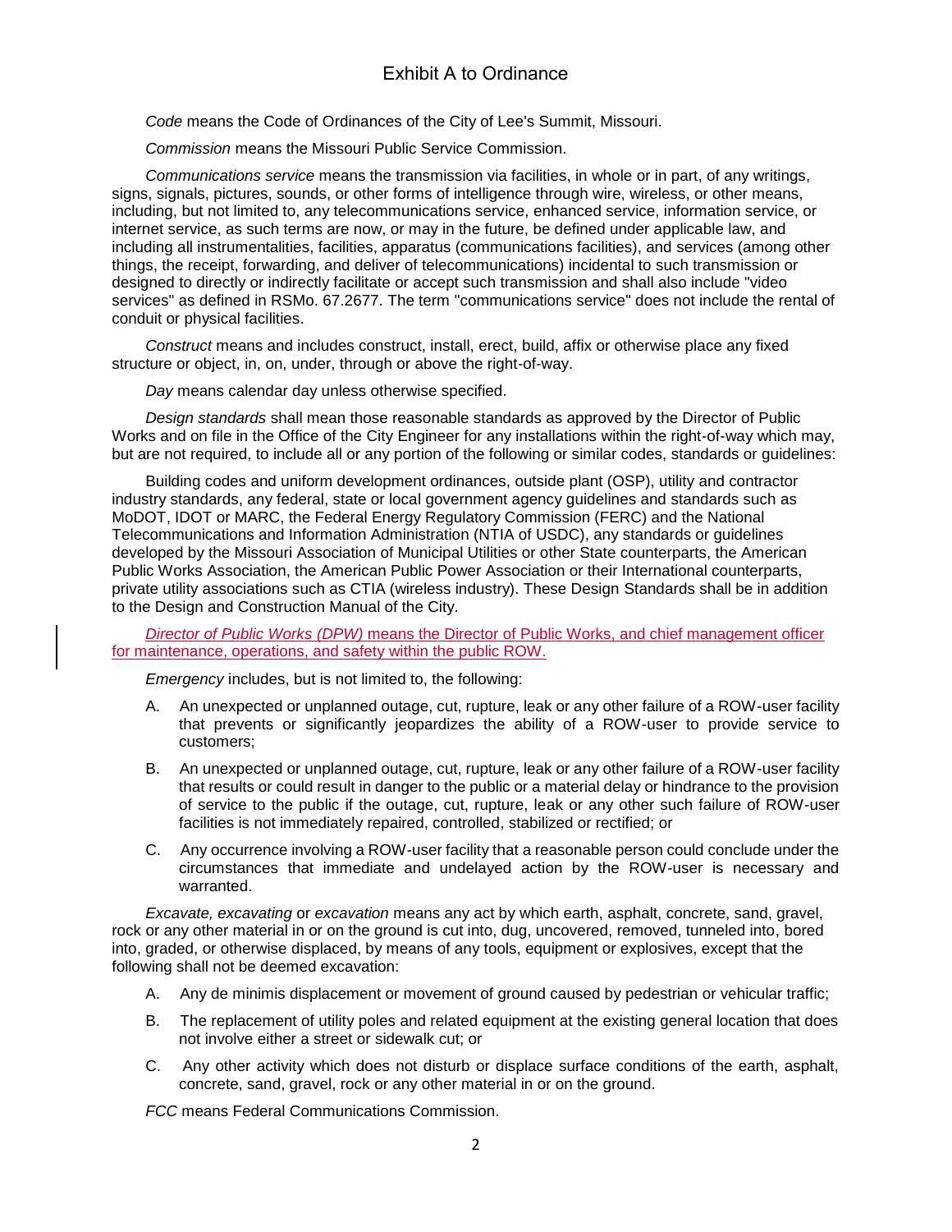*Code* means the Code of Ordinances of the City of Lee's Summit, Missouri.

*Commission* means the Missouri Public Service Commission.

*Communications service* means the transmission via facilities, in whole or in part, of any writings, signs, signals, pictures, sounds, or other forms of intelligence through wire, wireless, or other means, including, but not limited to, any telecommunications service, enhanced service, information service, or internet service, as such terms are now, or may in the future, be defined under applicable law, and including all instrumentalities, facilities, apparatus (communications facilities), and services (among other things, the receipt, forwarding, and deliver of telecommunications) incidental to such transmission or designed to directly or indirectly facilitate or accept such transmission and shall also include "video services" as defined in RSMo. 67.2677. The term "communications service" does not include the rental of conduit or physical facilities.

*Construct* means and includes construct, install, erect, build, affix or otherwise place any fixed structure or object, in, on, under, through or above the right-of-way.

*Day* means calendar day unless otherwise specified.

*Design standards* shall mean those reasonable standards as approved by the Director of Public Works and on file in the Office of the City Engineer for any installations within the right-of-way which may, but are not required, to include all or any portion of the following or similar codes, standards or guidelines:

Building codes and uniform development ordinances, outside plant (OSP), utility and contractor industry standards, any federal, state or local government agency guidelines and standards such as MoDOT, IDOT or MARC, the Federal Energy Regulatory Commission (FERC) and the National Telecommunications and Information Administration (NTIA of USDC), any standards or guidelines developed by the Missouri Association of Municipal Utilities or other State counterparts, the American Public Works Association, the American Public Power Association or their International counterparts, private utility associations such as CTIA (wireless industry). These Design Standards shall be in addition to the Design and Construction Manual of the City.

*Director of Public Works (DPW)* means the Director of Public Works, and chief management officer for maintenance, operations, and safety within the public ROW.

*Emergency* includes, but is not limited to, the following:

A. An unexpected or unplanned outage, cut, rupture, leak or any other failure of a ROW-user facility that prevents or significantly jeopardizes the ability of a ROW-user to provide service to customers;

B. An unexpected or unplanned outage, cut, rupture, leak or any other failure of a ROW-user facility that results or could result in danger to the public or a material delay or hindrance to the provision of service to the public if the outage, cut, rupture, leak or any other such failure of ROW-user facilities is not immediately repaired, controlled, stabilized or rectified; or

C. Any occurrence involving a ROW-user facility that a reasonable person could conclude under the circumstances that immediate and undelayed action by the ROW-user is necessary and warranted.

*Excavate, excavating* or *excavation* means any act by which earth, asphalt, concrete, sand, gravel, rock or any other material in or on the ground is cut into, dug, uncovered, removed, tunneled into, bored into, graded, or otherwise displaced, by means of any tools, equipment or explosives, except that the following shall not be deemed excavation:

A. Any de minimis displacement or movement of ground caused by pedestrian or vehicular traffic;

B. The replacement of utility poles and related equipment at the existing general location that does not involve either a street or sidewalk cut; or

C. Any other activity which does not disturb or displace surface conditions of the earth, asphalt, concrete, sand, gravel, rock or any other material in or on the ground.

*FCC* means Federal Communications Commission.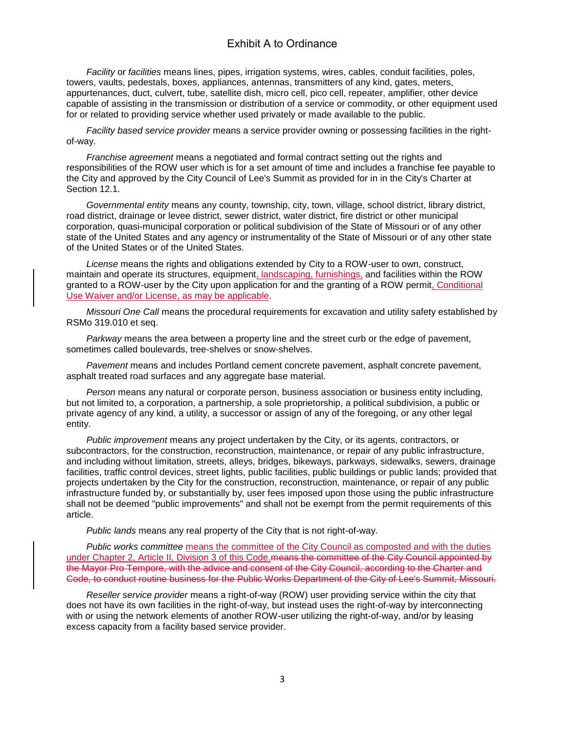*Facility* or *facilities* means lines, pipes, irrigation systems, wires, cables, conduit facilities, poles, towers, vaults, pedestals, boxes, appliances, antennas, transmitters of any kind, gates, meters, appurtenances, duct, culvert, tube, satellite dish, micro cell, pico cell, repeater, amplifier, other device capable of assisting in the transmission or distribution of a service or commodity, or other equipment used for or related to providing service whether used privately or made available to the public.

*Facility based service provider* means a service provider owning or possessing facilities in the right-of-way.

*Franchise agreement* means a negotiated and formal contract setting out the rights and responsibilities of the ROW user which is for a set amount of time and includes a franchise fee payable to the City and approved by the City Council of Lee's Summit as provided for in in the City's Charter at Section 12.1.

*Governmental entity* means any county, township, city, town, village, school district, library district, road district, drainage or levee district, sewer district, water district, fire district or other municipal corporation, quasi-municipal corporation or political subdivision of the State of Missouri or of any other state of the United States and any agency or instrumentality of the State of Missouri or of any other state of the United States or of the United States.

*License* means the rights and obligations extended by City to a ROW-user to own, construct, maintain and operate its structures, equipment<u>, landscaping, furnishings,</u> and facilities within the ROW granted to a ROW-user by the City upon application for and the granting of a ROW permit<u>, Conditional Use Waiver and/or License, as may be applicable</u>.

*Missouri One Call* means the procedural requirements for excavation and utility safety established by RSMo 319.010 et seq.

*Parkway* means the area between a property line and the street curb or the edge of pavement, sometimes called boulevards, tree-shelves or snow-shelves.

*Pavement* means and includes Portland cement concrete pavement, asphalt concrete pavement, asphalt treated road surfaces and any aggregate base material.

*Person* means any natural or corporate person, business association or business entity including, but not limited to, a corporation, a partnership, a sole proprietorship, a political subdivision, a public or private agency of any kind, a utility, a successor or assign of any of the foregoing, or any other legal entity.

*Public improvement* means any project undertaken by the City, or its agents, contractors, or subcontractors, for the construction, reconstruction, maintenance, or repair of any public infrastructure, and including without limitation, streets, alleys, bridges, bikeways, parkways, sidewalks, sewers, drainage facilities, traffic control devices, street lights, public facilities, public buildings or public lands; provided that projects undertaken by the City for the construction, reconstruction, maintenance, or repair of any public infrastructure funded by, or substantially by, user fees imposed upon those using the public infrastructure shall not be deemed "public improvements" and shall not be exempt from the permit requirements of this article.

*Public lands* means any real property of the City that is not right-of-way.

*Public works committee* <u>means the committee of the City Council as composted and with the duties under Chapter 2, Article II, Division 3 of this Code.</u>~~means the committee of the City Council appointed by the Mayor Pro Tempore, with the advice and consent of the City Council, according to the Charter and Code, to conduct routine business for the Public Works Department of the City of Lee's Summit, Missouri.~~

*Reseller service provider* means a right-of-way (ROW) user providing service within the city that does not have its own facilities in the right-of-way, but instead uses the right-of-way by interconnecting with or using the network elements of another ROW-user utilizing the right-of-way, and/or by leasing excess capacity from a facility based service provider.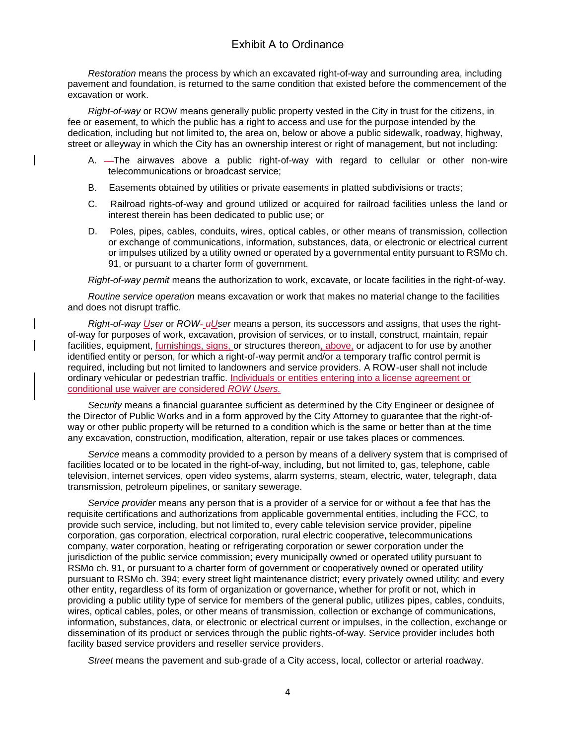Exhibit A to Ordinance

*Restoration* means the process by which an excavated right-of-way and surrounding area, including pavement and foundation, is returned to the same condition that existed before the commencement of the excavation or work.

*Right-of-way* or ROW means generally public property vested in the City in trust for the citizens, in fee or easement, to which the public has a right to access and use for the purpose intended by the dedication, including but not limited to, the area on, below or above a public sidewalk, roadway, highway, street or alleyway in which the City has an ownership interest or right of management, but not including:

A. —The airwaves above a public right-of-way with regard to cellular or other non-wire telecommunications or broadcast service;

B. Easements obtained by utilities or private easements in platted subdivisions or tracts;

C. Railroad rights-of-way and ground utilized or acquired for railroad facilities unless the land or interest therein has been dedicated to public use; or

D. Poles, pipes, cables, conduits, wires, optical cables, or other means of transmission, collection or exchange of communications, information, substances, data, or electronic or electrical current or impulses utilized by a utility owned or operated by a governmental entity pursuant to RSMo ch. 91, or pursuant to a charter form of government.

*Right-of-way permit* means the authorization to work, excavate, or locate facilities in the right-of-way.

*Routine service operation* means excavation or work that makes no material change to the facilities and does not disrupt traffic.

*Right-of-way User* or *ROW- uUser* means a person, its successors and assigns, that uses the right-of-way for purposes of work, excavation, provision of services, or to install, construct, maintain, repair facilities, equipment, furnishings, signs, or structures thereon, above, or adjacent to for use by another identified entity or person, for which a right-of-way permit and/or a temporary traffic control permit is required, including but not limited to landowners and service providers. A ROW-user shall not include ordinary vehicular or pedestrian traffic. Individuals or entities entering into a license agreement or conditional use waiver are considered *ROW Users*.

*Security* means a financial guarantee sufficient as determined by the City Engineer or designee of the Director of Public Works and in a form approved by the City Attorney to guarantee that the right-of-way or other public property will be returned to a condition which is the same or better than at the time any excavation, construction, modification, alteration, repair or use takes places or commences.

*Service* means a commodity provided to a person by means of a delivery system that is comprised of facilities located or to be located in the right-of-way, including, but not limited to, gas, telephone, cable television, internet services, open video systems, alarm systems, steam, electric, water, telegraph, data transmission, petroleum pipelines, or sanitary sewerage.

*Service provider* means any person that is a provider of a service for or without a fee that has the requisite certifications and authorizations from applicable governmental entities, including the FCC, to provide such service, including, but not limited to, every cable television service provider, pipeline corporation, gas corporation, electrical corporation, rural electric cooperative, telecommunications company, water corporation, heating or refrigerating corporation or sewer corporation under the jurisdiction of the public service commission; every municipally owned or operated utility pursuant to RSMo ch. 91, or pursuant to a charter form of government or cooperatively owned or operated utility pursuant to RSMo ch. 394; every street light maintenance district; every privately owned utility; and every other entity, regardless of its form of organization or governance, whether for profit or not, which in providing a public utility type of service for members of the general public, utilizes pipes, cables, conduits, wires, optical cables, poles, or other means of transmission, collection or exchange of communications, information, substances, data, or electronic or electrical current or impulses, in the collection, exchange or dissemination of its product or services through the public rights-of-way. Service provider includes both facility based service providers and reseller service providers.

*Street* means the pavement and sub-grade of a City access, local, collector or arterial roadway.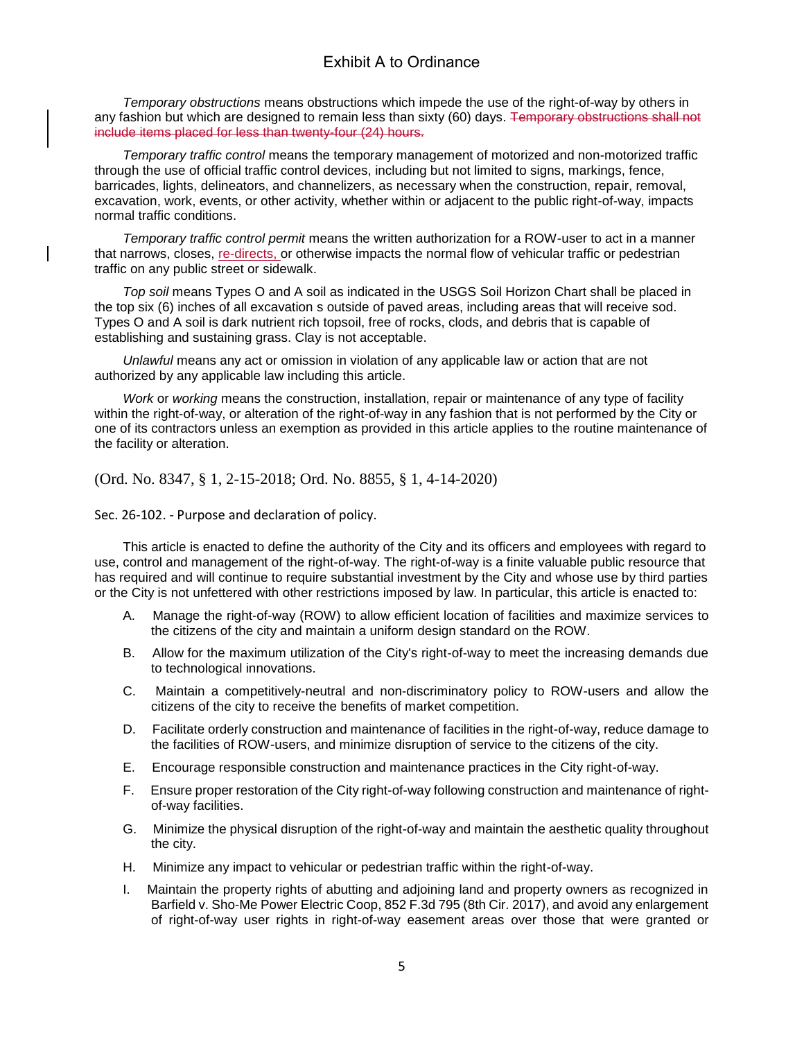*Temporary obstructions* means obstructions which impede the use of the right-of-way by others in any fashion but which are designed to remain less than sixty (60) days. ~~Temporary obstructions shall not include items placed for less than twenty-four (24) hours.~~

*Temporary traffic control* means the temporary management of motorized and non-motorized traffic through the use of official traffic control devices, including but not limited to signs, markings, fence, barricades, lights, delineators, and channelizers, as necessary when the construction, repair, removal, excavation, work, events, or other activity, whether within or adjacent to the public right-of-way, impacts normal traffic conditions.

*Temporary traffic control permit* means the written authorization for a ROW-user to act in a manner that narrows, closes, re-directs, or otherwise impacts the normal flow of vehicular traffic or pedestrian traffic on any public street or sidewalk.

*Top soil* means Types O and A soil as indicated in the USGS Soil Horizon Chart shall be placed in the top six (6) inches of all excavation s outside of paved areas, including areas that will receive sod. Types O and A soil is dark nutrient rich topsoil, free of rocks, clods, and debris that is capable of establishing and sustaining grass. Clay is not acceptable.

*Unlawful* means any act or omission in violation of any applicable law or action that are not authorized by any applicable law including this article.

*Work* or *working* means the construction, installation, repair or maintenance of any type of facility within the right-of-way, or alteration of the right-of-way in any fashion that is not performed by the City or one of its contractors unless an exemption as provided in this article applies to the routine maintenance of the facility or alteration.

(Ord. No. 8347, § 1, 2-15-2018; Ord. No. 8855, § 1, 4-14-2020)

Sec. 26-102. - Purpose and declaration of policy.

This article is enacted to define the authority of the City and its officers and employees with regard to use, control and management of the right-of-way. The right-of-way is a finite valuable public resource that has required and will continue to require substantial investment by the City and whose use by third parties or the City is not unfettered with other restrictions imposed by law. In particular, this article is enacted to:

A. Manage the right-of-way (ROW) to allow efficient location of facilities and maximize services to the citizens of the city and maintain a uniform design standard on the ROW.

B. Allow for the maximum utilization of the City's right-of-way to meet the increasing demands due to technological innovations.

C. Maintain a competitively-neutral and non-discriminatory policy to ROW-users and allow the citizens of the city to receive the benefits of market competition.

D. Facilitate orderly construction and maintenance of facilities in the right-of-way, reduce damage to the facilities of ROW-users, and minimize disruption of service to the citizens of the city.

E. Encourage responsible construction and maintenance practices in the City right-of-way.

F. Ensure proper restoration of the City right-of-way following construction and maintenance of right-of-way facilities.

G. Minimize the physical disruption of the right-of-way and maintain the aesthetic quality throughout the city.

H. Minimize any impact to vehicular or pedestrian traffic within the right-of-way.

I. Maintain the property rights of abutting and adjoining land and property owners as recognized in Barfield v. Sho-Me Power Electric Coop, 852 F.3d 795 (8th Cir. 2017), and avoid any enlargement of right-of-way user rights in right-of-way easement areas over those that were granted or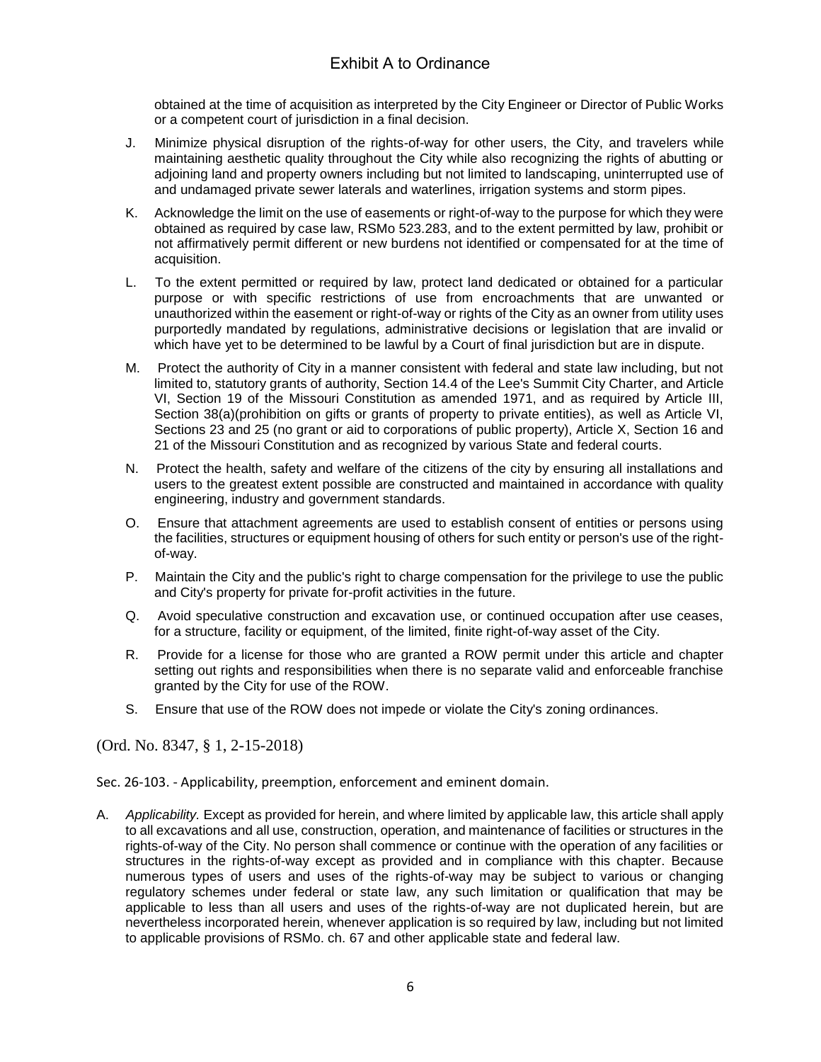obtained at the time of acquisition as interpreted by the City Engineer or Director of Public Works or a competent court of jurisdiction in a final decision.

J. Minimize physical disruption of the rights-of-way for other users, the City, and travelers while maintaining aesthetic quality throughout the City while also recognizing the rights of abutting or adjoining land and property owners including but not limited to landscaping, uninterrupted use of and undamaged private sewer laterals and waterlines, irrigation systems and storm pipes.

K. Acknowledge the limit on the use of easements or right-of-way to the purpose for which they were obtained as required by case law, RSMo 523.283, and to the extent permitted by law, prohibit or not affirmatively permit different or new burdens not identified or compensated for at the time of acquisition.

L. To the extent permitted or required by law, protect land dedicated or obtained for a particular purpose or with specific restrictions of use from encroachments that are unwanted or unauthorized within the easement or right-of-way or rights of the City as an owner from utility uses purportedly mandated by regulations, administrative decisions or legislation that are invalid or which have yet to be determined to be lawful by a Court of final jurisdiction but are in dispute.

M. Protect the authority of City in a manner consistent with federal and state law including, but not limited to, statutory grants of authority, Section 14.4 of the Lee's Summit City Charter, and Article VI, Section 19 of the Missouri Constitution as amended 1971, and as required by Article III, Section 38(a)(prohibition on gifts or grants of property to private entities), as well as Article VI, Sections 23 and 25 (no grant or aid to corporations of public property), Article X, Section 16 and 21 of the Missouri Constitution and as recognized by various State and federal courts.

N. Protect the health, safety and welfare of the citizens of the city by ensuring all installations and users to the greatest extent possible are constructed and maintained in accordance with quality engineering, industry and government standards.

O. Ensure that attachment agreements are used to establish consent of entities or persons using the facilities, structures or equipment housing of others for such entity or person's use of the right-of-way.

P. Maintain the City and the public's right to charge compensation for the privilege to use the public and City's property for private for-profit activities in the future.

Q. Avoid speculative construction and excavation use, or continued occupation after use ceases, for a structure, facility or equipment, of the limited, finite right-of-way asset of the City.

R. Provide for a license for those who are granted a ROW permit under this article and chapter setting out rights and responsibilities when there is no separate valid and enforceable franchise granted by the City for use of the ROW.

S. Ensure that use of the ROW does not impede or violate the City's zoning ordinances.

(Ord. No. 8347, § 1, 2-15-2018)

Sec. 26-103. - Applicability, preemption, enforcement and eminent domain.

A. *Applicability.* Except as provided for herein, and where limited by applicable law, this article shall apply to all excavations and all use, construction, operation, and maintenance of facilities or structures in the rights-of-way of the City. No person shall commence or continue with the operation of any facilities or structures in the rights-of-way except as provided and in compliance with this chapter. Because numerous types of users and uses of the rights-of-way may be subject to various or changing regulatory schemes under federal or state law, any such limitation or qualification that may be applicable to less than all users and uses of the rights-of-way are not duplicated herein, but are nevertheless incorporated herein, whenever application is so required by law, including but not limited to applicable provisions of RSMo. ch. 67 and other applicable state and federal law.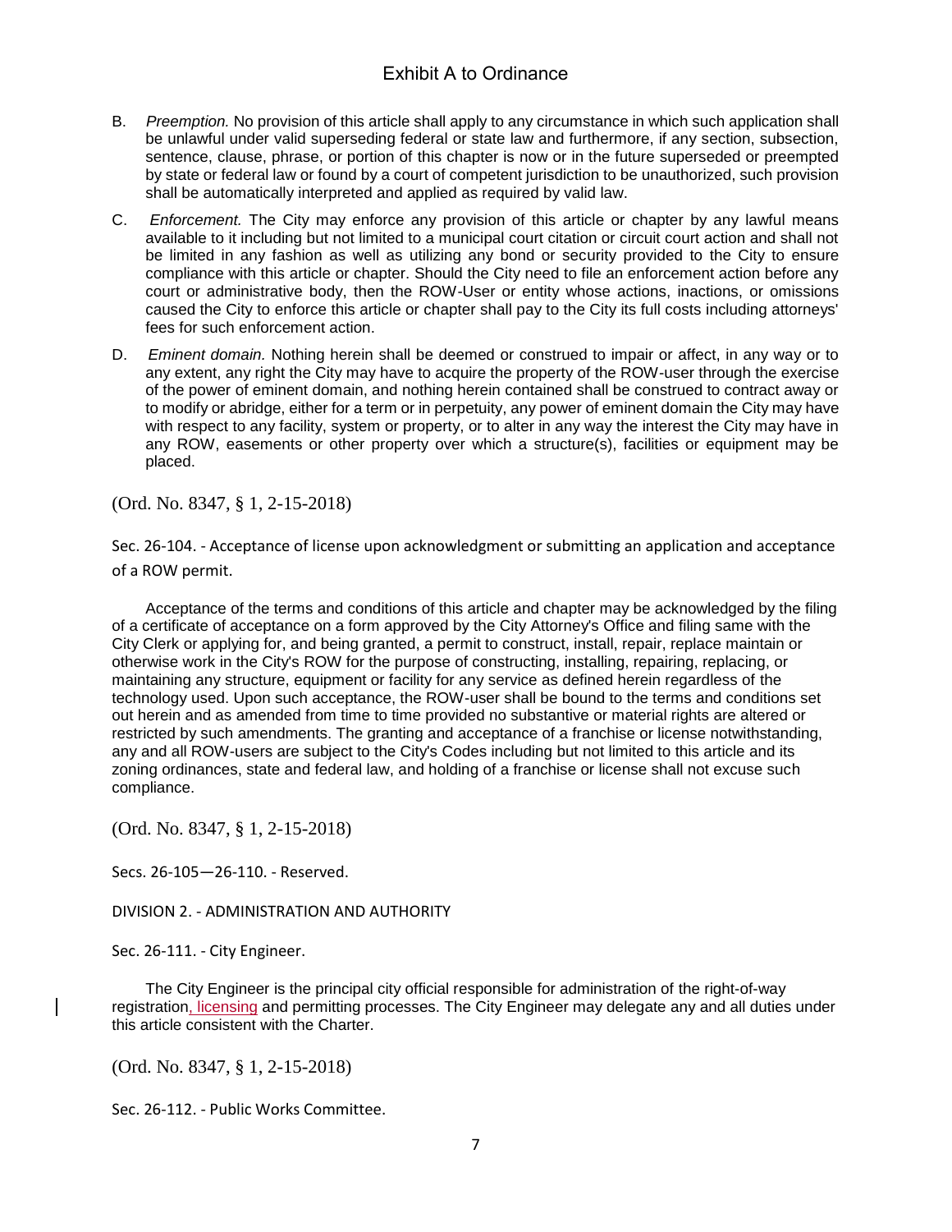B. *Preemption.* No provision of this article shall apply to any circumstance in which such application shall be unlawful under valid superseding federal or state law and furthermore, if any section, subsection, sentence, clause, phrase, or portion of this chapter is now or in the future superseded or preempted by state or federal law or found by a court of competent jurisdiction to be unauthorized, such provision shall be automatically interpreted and applied as required by valid law.

C. *Enforcement.* The City may enforce any provision of this article or chapter by any lawful means available to it including but not limited to a municipal court citation or circuit court action and shall not be limited in any fashion as well as utilizing any bond or security provided to the City to ensure compliance with this article or chapter. Should the City need to file an enforcement action before any court or administrative body, then the ROW-User or entity whose actions, inactions, or omissions caused the City to enforce this article or chapter shall pay to the City its full costs including attorneys' fees for such enforcement action.

D. *Eminent domain.* Nothing herein shall be deemed or construed to impair or affect, in any way or to any extent, any right the City may have to acquire the property of the ROW-user through the exercise of the power of eminent domain, and nothing herein contained shall be construed to contract away or to modify or abridge, either for a term or in perpetuity, any power of eminent domain the City may have with respect to any facility, system or property, or to alter in any way the interest the City may have in any ROW, easements or other property over which a structure(s), facilities or equipment may be placed.

(Ord. No. 8347, § 1, 2-15-2018)

Sec. 26-104. - Acceptance of license upon acknowledgment or submitting an application and acceptance of a ROW permit.

Acceptance of the terms and conditions of this article and chapter may be acknowledged by the filing of a certificate of acceptance on a form approved by the City Attorney's Office and filing same with the City Clerk or applying for, and being granted, a permit to construct, install, repair, replace maintain or otherwise work in the City's ROW for the purpose of constructing, installing, repairing, replacing, or maintaining any structure, equipment or facility for any service as defined herein regardless of the technology used. Upon such acceptance, the ROW-user shall be bound to the terms and conditions set out herein and as amended from time to time provided no substantive or material rights are altered or restricted by such amendments. The granting and acceptance of a franchise or license notwithstanding, any and all ROW-users are subject to the City's Codes including but not limited to this article and its zoning ordinances, state and federal law, and holding of a franchise or license shall not excuse such compliance.

(Ord. No. 8347, § 1, 2-15-2018)

Secs. 26-105—26-110. - Reserved.

DIVISION 2. - ADMINISTRATION AND AUTHORITY

Sec. 26-111. - City Engineer.

The City Engineer is the principal city official responsible for administration of the right-of-way registration, licensing and permitting processes. The City Engineer may delegate any and all duties under this article consistent with the Charter.

(Ord. No. 8347, § 1, 2-15-2018)

Sec. 26-112. - Public Works Committee.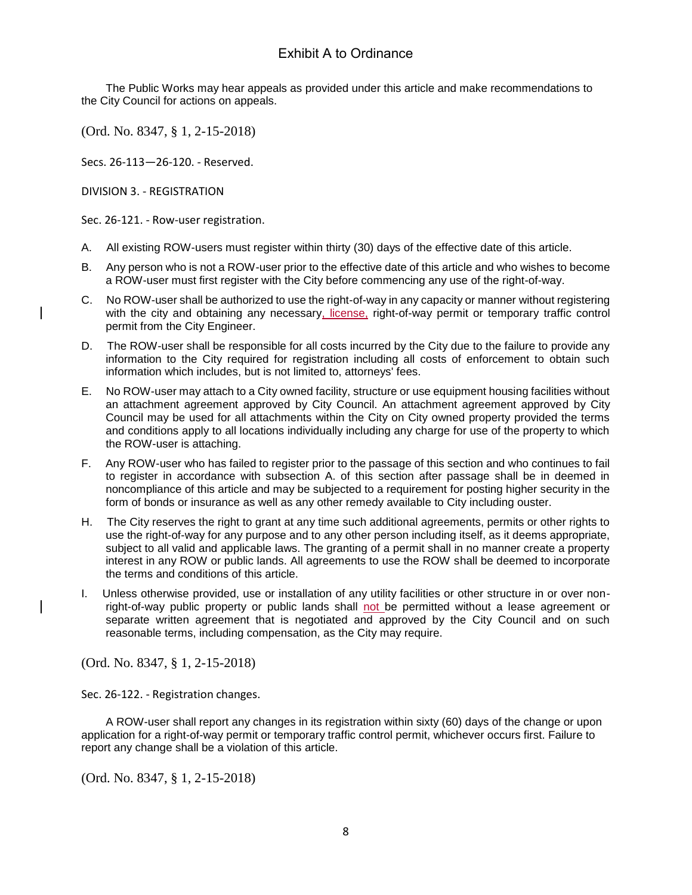The Public Works may hear appeals as provided under this article and make recommendations to the City Council for actions on appeals.

(Ord. No. 8347, § 1, 2-15-2018)

Secs. 26-113—26-120. - Reserved.

DIVISION 3. - REGISTRATION

Sec. 26-121. - Row-user registration.

A. All existing ROW-users must register within thirty (30) days of the effective date of this article.

B. Any person who is not a ROW-user prior to the effective date of this article and who wishes to become a ROW-user must first register with the City before commencing any use of the right-of-way.

C. No ROW-user shall be authorized to use the right-of-way in any capacity or manner without registering with the city and obtaining any necessary, license, right-of-way permit or temporary traffic control permit from the City Engineer.

D. The ROW-user shall be responsible for all costs incurred by the City due to the failure to provide any information to the City required for registration including all costs of enforcement to obtain such information which includes, but is not limited to, attorneys' fees.

E. No ROW-user may attach to a City owned facility, structure or use equipment housing facilities without an attachment agreement approved by City Council. An attachment agreement approved by City Council may be used for all attachments within the City on City owned property provided the terms and conditions apply to all locations individually including any charge for use of the property to which the ROW-user is attaching.

F. Any ROW-user who has failed to register prior to the passage of this section and who continues to fail to register in accordance with subsection A. of this section after passage shall be in deemed in noncompliance of this article and may be subjected to a requirement for posting higher security in the form of bonds or insurance as well as any other remedy available to City including ouster.

H. The City reserves the right to grant at any time such additional agreements, permits or other rights to use the right-of-way for any purpose and to any other person including itself, as it deems appropriate, subject to all valid and applicable laws. The granting of a permit shall in no manner create a property interest in any ROW or public lands. All agreements to use the ROW shall be deemed to incorporate the terms and conditions of this article.

I. Unless otherwise provided, use or installation of any utility facilities or other structure in or over non-right-of-way public property or public lands shall not be permitted without a lease agreement or separate written agreement that is negotiated and approved by the City Council and on such reasonable terms, including compensation, as the City may require.

(Ord. No. 8347, § 1, 2-15-2018)

Sec. 26-122. - Registration changes.

A ROW-user shall report any changes in its registration within sixty (60) days of the change or upon application for a right-of-way permit or temporary traffic control permit, whichever occurs first. Failure to report any change shall be a violation of this article.

(Ord. No. 8347, § 1, 2-15-2018)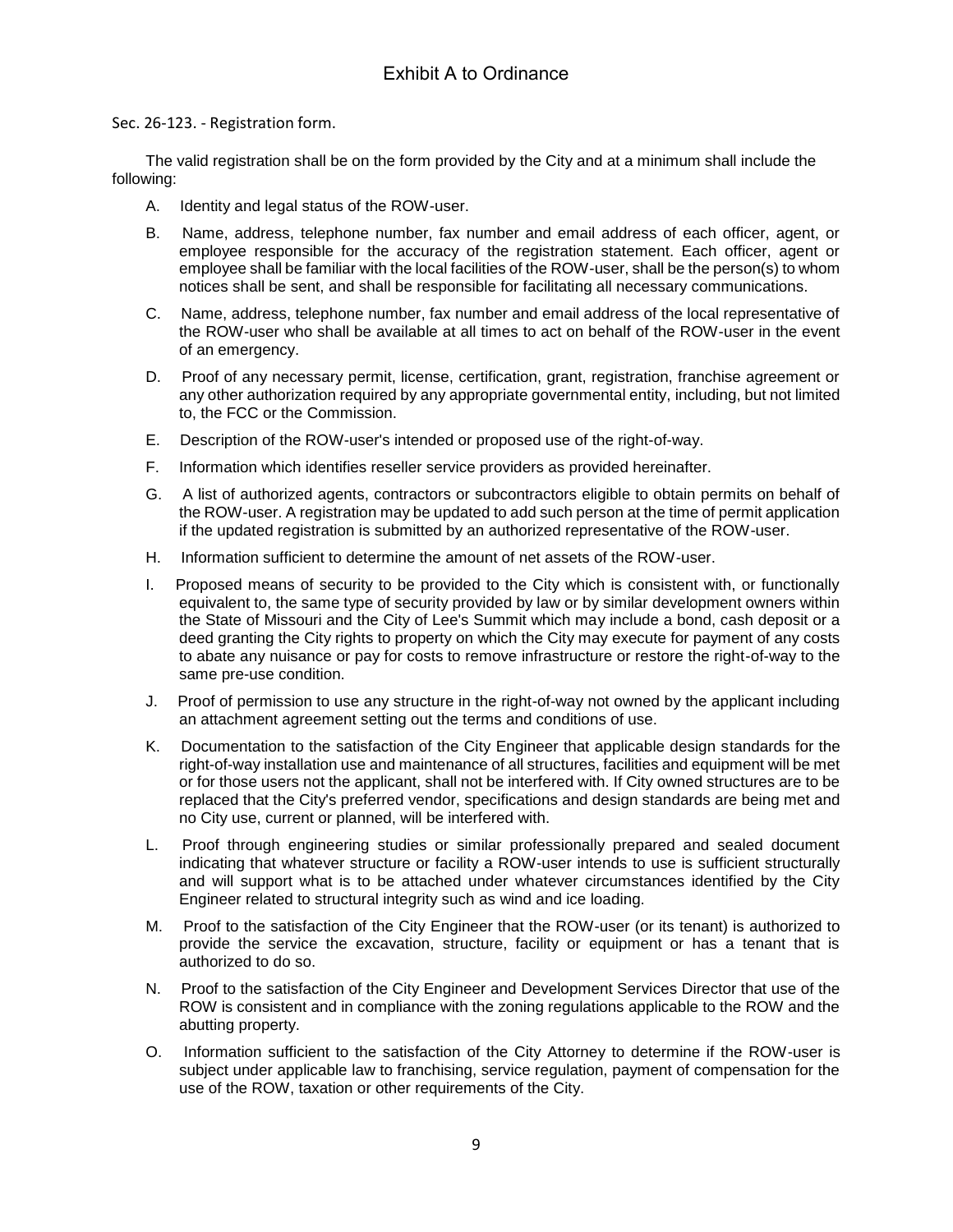# Exhibit A to Ordinance

Sec. 26-123. - Registration form.

The valid registration shall be on the form provided by the City and at a minimum shall include the following:

A. Identity and legal status of the ROW-user.

B. Name, address, telephone number, fax number and email address of each officer, agent, or employee responsible for the accuracy of the registration statement. Each officer, agent or employee shall be familiar with the local facilities of the ROW-user, shall be the person(s) to whom notices shall be sent, and shall be responsible for facilitating all necessary communications.

C. Name, address, telephone number, fax number and email address of the local representative of the ROW-user who shall be available at all times to act on behalf of the ROW-user in the event of an emergency.

D. Proof of any necessary permit, license, certification, grant, registration, franchise agreement or any other authorization required by any appropriate governmental entity, including, but not limited to, the FCC or the Commission.

E. Description of the ROW-user's intended or proposed use of the right-of-way.

F. Information which identifies reseller service providers as provided hereinafter.

G. A list of authorized agents, contractors or subcontractors eligible to obtain permits on behalf of the ROW-user. A registration may be updated to add such person at the time of permit application if the updated registration is submitted by an authorized representative of the ROW-user.

H. Information sufficient to determine the amount of net assets of the ROW-user.

I. Proposed means of security to be provided to the City which is consistent with, or functionally equivalent to, the same type of security provided by law or by similar development owners within the State of Missouri and the City of Lee's Summit which may include a bond, cash deposit or a deed granting the City rights to property on which the City may execute for payment of any costs to abate any nuisance or pay for costs to remove infrastructure or restore the right-of-way to the same pre-use condition.

J. Proof of permission to use any structure in the right-of-way not owned by the applicant including an attachment agreement setting out the terms and conditions of use.

K. Documentation to the satisfaction of the City Engineer that applicable design standards for the right-of-way installation use and maintenance of all structures, facilities and equipment will be met or for those users not the applicant, shall not be interfered with. If City owned structures are to be replaced that the City's preferred vendor, specifications and design standards are being met and no City use, current or planned, will be interfered with.

L. Proof through engineering studies or similar professionally prepared and sealed document indicating that whatever structure or facility a ROW-user intends to use is sufficient structurally and will support what is to be attached under whatever circumstances identified by the City Engineer related to structural integrity such as wind and ice loading.

M. Proof to the satisfaction of the City Engineer that the ROW-user (or its tenant) is authorized to provide the service the excavation, structure, facility or equipment or has a tenant that is authorized to do so.

N. Proof to the satisfaction of the City Engineer and Development Services Director that use of the ROW is consistent and in compliance with the zoning regulations applicable to the ROW and the abutting property.

O. Information sufficient to the satisfaction of the City Attorney to determine if the ROW-user is subject under applicable law to franchising, service regulation, payment of compensation for the use of the ROW, taxation or other requirements of the City.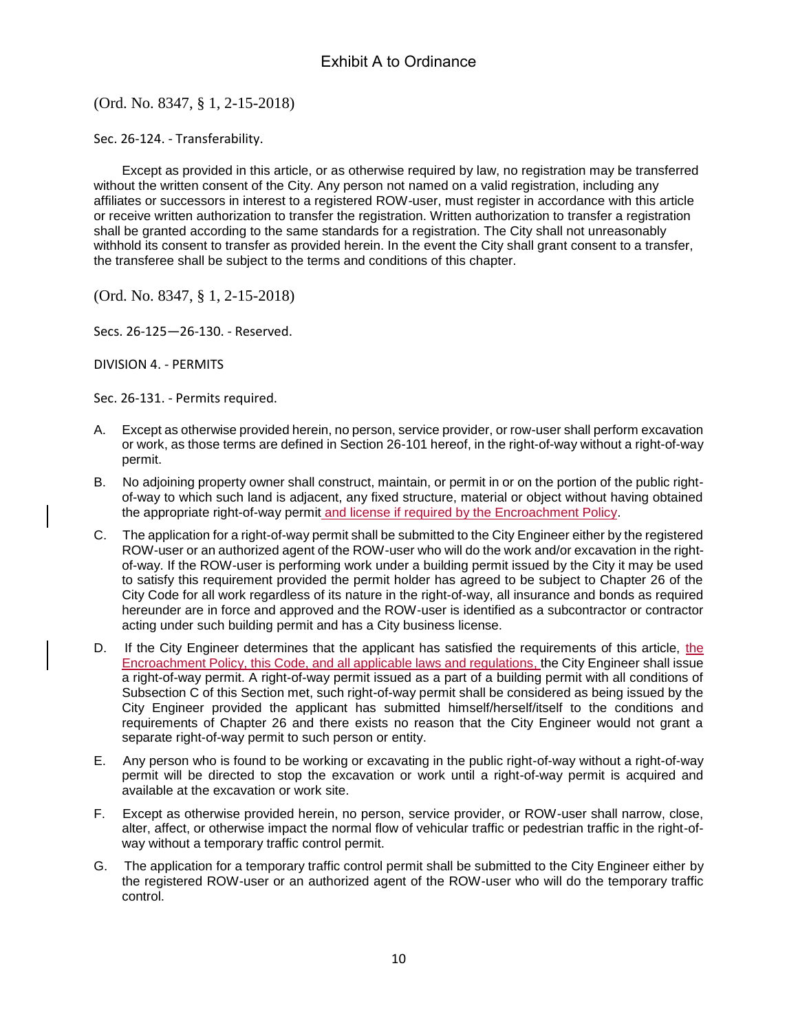(Ord. No. 8347, § 1, 2-15-2018)

Sec. 26-124. - Transferability.

Except as provided in this article, or as otherwise required by law, no registration may be transferred without the written consent of the City. Any person not named on a valid registration, including any affiliates or successors in interest to a registered ROW-user, must register in accordance with this article or receive written authorization to transfer the registration. Written authorization to transfer a registration shall be granted according to the same standards for a registration. The City shall not unreasonably withhold its consent to transfer as provided herein. In the event the City shall grant consent to a transfer, the transferee shall be subject to the terms and conditions of this chapter.

(Ord. No. 8347, § 1, 2-15-2018)

Secs. 26-125—26-130. - Reserved.

DIVISION 4. - PERMITS

Sec. 26-131. - Permits required.

A. Except as otherwise provided herein, no person, service provider, or row-user shall perform excavation or work, as those terms are defined in Section 26-101 hereof, in the right-of-way without a right-of-way permit.

B. No adjoining property owner shall construct, maintain, or permit in or on the portion of the public right-of-way to which such land is adjacent, any fixed structure, material or object without having obtained the appropriate right-of-way permit and license if required by the Encroachment Policy.

C. The application for a right-of-way permit shall be submitted to the City Engineer either by the registered ROW-user or an authorized agent of the ROW-user who will do the work and/or excavation in the right-of-way. If the ROW-user is performing work under a building permit issued by the City it may be used to satisfy this requirement provided the permit holder has agreed to be subject to Chapter 26 of the City Code for all work regardless of its nature in the right-of-way, all insurance and bonds as required hereunder are in force and approved and the ROW-user is identified as a subcontractor or contractor acting under such building permit and has a City business license.

D. If the City Engineer determines that the applicant has satisfied the requirements of this article, the Encroachment Policy, this Code, and all applicable laws and regulations, the City Engineer shall issue a right-of-way permit. A right-of-way permit issued as a part of a building permit with all conditions of Subsection C of this Section met, such right-of-way permit shall be considered as being issued by the City Engineer provided the applicant has submitted himself/herself/itself to the conditions and requirements of Chapter 26 and there exists no reason that the City Engineer would not grant a separate right-of-way permit to such person or entity.

E. Any person who is found to be working or excavating in the public right-of-way without a right-of-way permit will be directed to stop the excavation or work until a right-of-way permit is acquired and available at the excavation or work site.

F. Except as otherwise provided herein, no person, service provider, or ROW-user shall narrow, close, alter, affect, or otherwise impact the normal flow of vehicular traffic or pedestrian traffic in the right-of-way without a temporary traffic control permit.

G. The application for a temporary traffic control permit shall be submitted to the City Engineer either by the registered ROW-user or an authorized agent of the ROW-user who will do the temporary traffic control.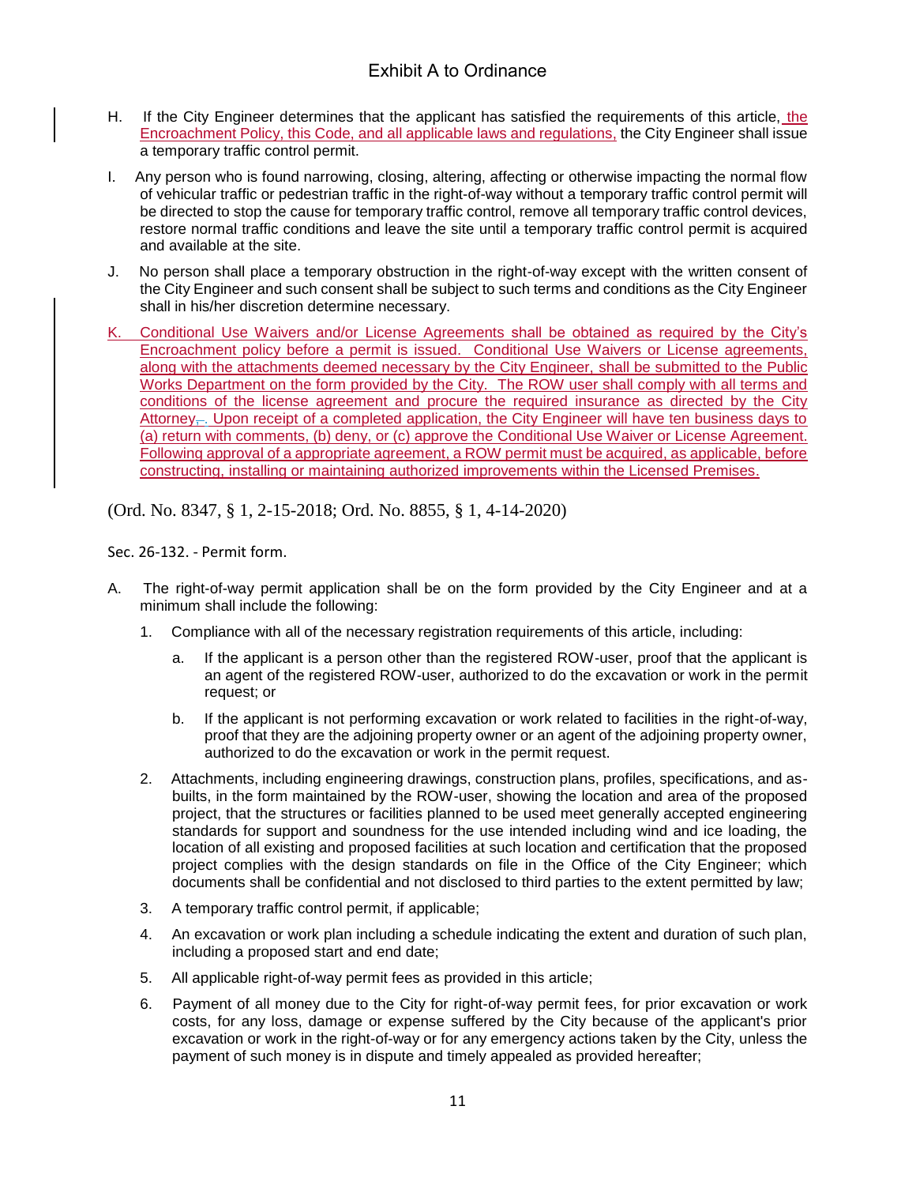H. If the City Engineer determines that the applicant has satisfied the requirements of this article, the Encroachment Policy, this Code, and all applicable laws and regulations, the City Engineer shall issue a temporary traffic control permit.

I. Any person who is found narrowing, closing, altering, affecting or otherwise impacting the normal flow of vehicular traffic or pedestrian traffic in the right-of-way without a temporary traffic control permit will be directed to stop the cause for temporary traffic control, remove all temporary traffic control devices, restore normal traffic conditions and leave the site until a temporary traffic control permit is acquired and available at the site.

J. No person shall place a temporary obstruction in the right-of-way except with the written consent of the City Engineer and such consent shall be subject to such terms and conditions as the City Engineer shall in his/her discretion determine necessary.

K. Conditional Use Waivers and/or License Agreements shall be obtained as required by the City's Encroachment policy before a permit is issued. Conditional Use Waivers or License agreements, along with the attachments deemed necessary by the City Engineer, shall be submitted to the Public Works Department on the form provided by the City. The ROW user shall comply with all terms and conditions of the license agreement and procure the required insurance as directed by the City Attorney,. Upon receipt of a completed application, the City Engineer will have ten business days to (a) return with comments, (b) deny, or (c) approve the Conditional Use Waiver or License Agreement. Following approval of a appropriate agreement, a ROW permit must be acquired, as applicable, before constructing, installing or maintaining authorized improvements within the Licensed Premises.

(Ord. No. 8347, § 1, 2-15-2018; Ord. No. 8855, § 1, 4-14-2020)

Sec. 26-132. - Permit form.

A. The right-of-way permit application shall be on the form provided by the City Engineer and at a minimum shall include the following:

1. Compliance with all of the necessary registration requirements of this article, including:

   a. If the applicant is a person other than the registered ROW-user, proof that the applicant is an agent of the registered ROW-user, authorized to do the excavation or work in the permit request; or

   b. If the applicant is not performing excavation or work related to facilities in the right-of-way, proof that they are the adjoining property owner or an agent of the adjoining property owner, authorized to do the excavation or work in the permit request.

2. Attachments, including engineering drawings, construction plans, profiles, specifications, and as-builts, in the form maintained by the ROW-user, showing the location and area of the proposed project, that the structures or facilities planned to be used meet generally accepted engineering standards for support and soundness for the use intended including wind and ice loading, the location of all existing and proposed facilities at such location and certification that the proposed project complies with the design standards on file in the Office of the City Engineer; which documents shall be confidential and not disclosed to third parties to the extent permitted by law;

3. A temporary traffic control permit, if applicable;

4. An excavation or work plan including a schedule indicating the extent and duration of such plan, including a proposed start and end date;

5. All applicable right-of-way permit fees as provided in this article;

6. Payment of all money due to the City for right-of-way permit fees, for prior excavation or work costs, for any loss, damage or expense suffered by the City because of the applicant's prior excavation or work in the right-of-way or for any emergency actions taken by the City, unless the payment of such money is in dispute and timely appealed as provided hereafter;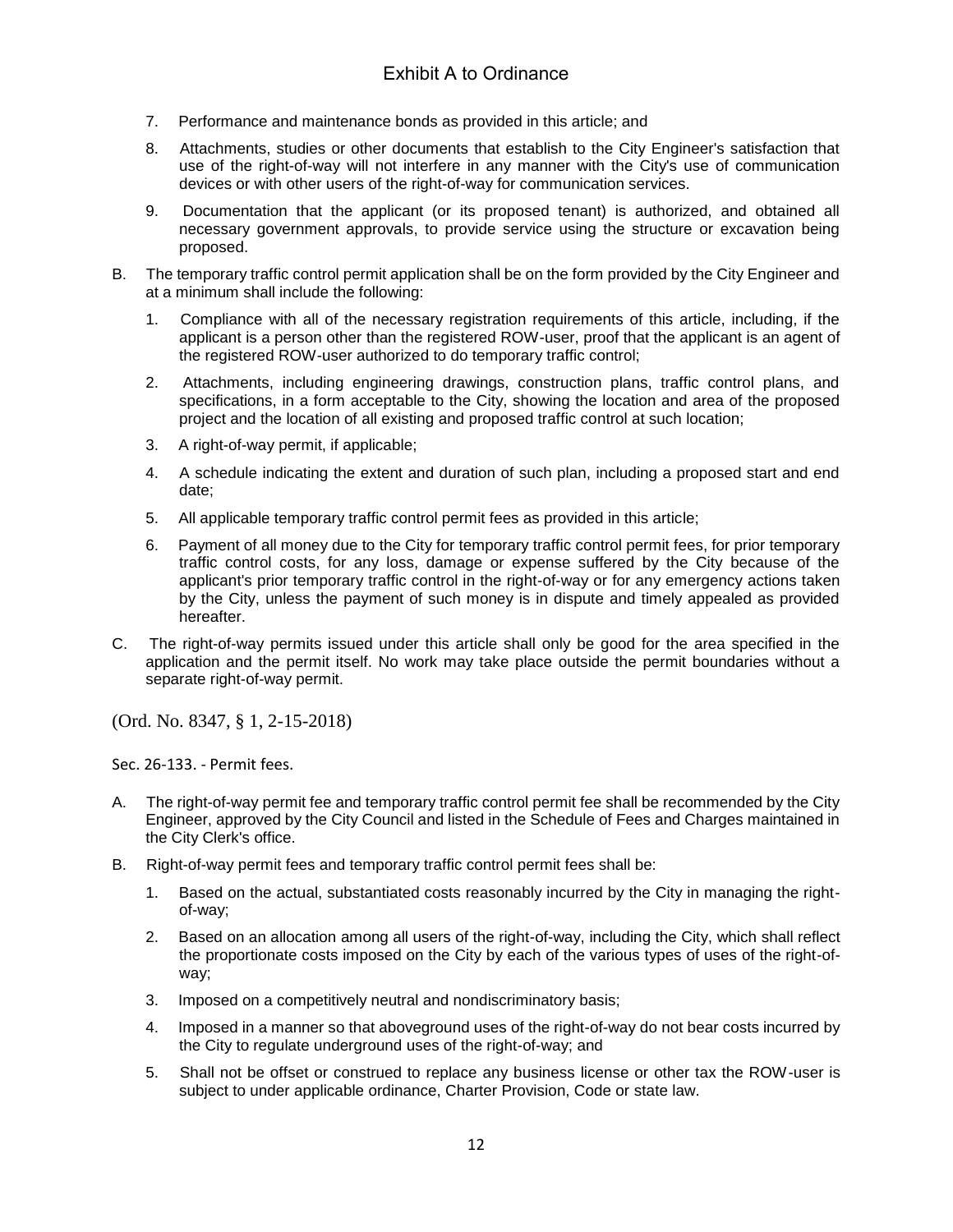7. Performance and maintenance bonds as provided in this article; and

8. Attachments, studies or other documents that establish to the City Engineer's satisfaction that use of the right-of-way will not interfere in any manner with the City's use of communication devices or with other users of the right-of-way for communication services.

9. Documentation that the applicant (or its proposed tenant) is authorized, and obtained all necessary government approvals, to provide service using the structure or excavation being proposed.

B. The temporary traffic control permit application shall be on the form provided by the City Engineer and at a minimum shall include the following:

1. Compliance with all of the necessary registration requirements of this article, including, if the applicant is a person other than the registered ROW-user, proof that the applicant is an agent of the registered ROW-user authorized to do temporary traffic control;

2. Attachments, including engineering drawings, construction plans, traffic control plans, and specifications, in a form acceptable to the City, showing the location and area of the proposed project and the location of all existing and proposed traffic control at such location;

3. A right-of-way permit, if applicable;

4. A schedule indicating the extent and duration of such plan, including a proposed start and end date;

5. All applicable temporary traffic control permit fees as provided in this article;

6. Payment of all money due to the City for temporary traffic control permit fees, for prior temporary traffic control costs, for any loss, damage or expense suffered by the City because of the applicant's prior temporary traffic control in the right-of-way or for any emergency actions taken by the City, unless the payment of such money is in dispute and timely appealed as provided hereafter.

C. The right-of-way permits issued under this article shall only be good for the area specified in the application and the permit itself. No work may take place outside the permit boundaries without a separate right-of-way permit.

(Ord. No. 8347, § 1, 2-15-2018)

Sec. 26-133. - Permit fees.

A. The right-of-way permit fee and temporary traffic control permit fee shall be recommended by the City Engineer, approved by the City Council and listed in the Schedule of Fees and Charges maintained in the City Clerk's office.

B. Right-of-way permit fees and temporary traffic control permit fees shall be:

1. Based on the actual, substantiated costs reasonably incurred by the City in managing the right-of-way;

2. Based on an allocation among all users of the right-of-way, including the City, which shall reflect the proportionate costs imposed on the City by each of the various types of uses of the right-of-way;

3. Imposed on a competitively neutral and nondiscriminatory basis;

4. Imposed in a manner so that aboveground uses of the right-of-way do not bear costs incurred by the City to regulate underground uses of the right-of-way; and

5. Shall not be offset or construed to replace any business license or other tax the ROW-user is subject to under applicable ordinance, Charter Provision, Code or state law.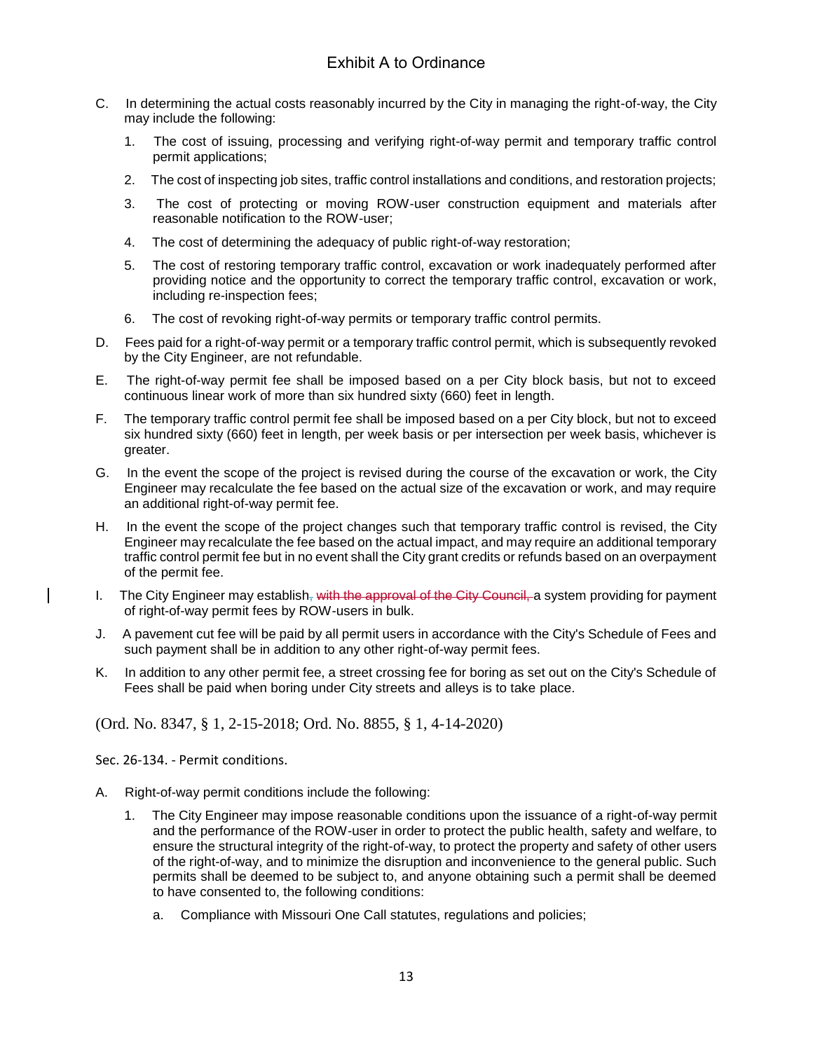C. In determining the actual costs reasonably incurred by the City in managing the right-of-way, the City may include the following:

1. The cost of issuing, processing and verifying right-of-way permit and temporary traffic control permit applications;
2. The cost of inspecting job sites, traffic control installations and conditions, and restoration projects;
3. The cost of protecting or moving ROW-user construction equipment and materials after reasonable notification to the ROW-user;
4. The cost of determining the adequacy of public right-of-way restoration;
5. The cost of restoring temporary traffic control, excavation or work inadequately performed after providing notice and the opportunity to correct the temporary traffic control, excavation or work, including re-inspection fees;
6. The cost of revoking right-of-way permits or temporary traffic control permits.

D. Fees paid for a right-of-way permit or a temporary traffic control permit, which is subsequently revoked by the City Engineer, are not refundable.

E. The right-of-way permit fee shall be imposed based on a per City block basis, but not to exceed continuous linear work of more than six hundred sixty (660) feet in length.

F. The temporary traffic control permit fee shall be imposed based on a per City block, but not to exceed six hundred sixty (660) feet in length, per week basis or per intersection per week basis, whichever is greater.

G. In the event the scope of the project is revised during the course of the excavation or work, the City Engineer may recalculate the fee based on the actual size of the excavation or work, and may require an additional right-of-way permit fee.

H. In the event the scope of the project changes such that temporary traffic control is revised, the City Engineer may recalculate the fee based on the actual impact, and may require an additional temporary traffic control permit fee but in no event shall the City grant credits or refunds based on an overpayment of the permit fee.

I. The City Engineer may establish~~, with the approval of the City Council,~~ a system providing for payment of right-of-way permit fees by ROW-users in bulk.

J. A pavement cut fee will be paid by all permit users in accordance with the City's Schedule of Fees and such payment shall be in addition to any other right-of-way permit fees.

K. In addition to any other permit fee, a street crossing fee for boring as set out on the City's Schedule of Fees shall be paid when boring under City streets and alleys is to take place.

(Ord. No. 8347, § 1, 2-15-2018; Ord. No. 8855, § 1, 4-14-2020)

Sec. 26-134. - Permit conditions.

A. Right-of-way permit conditions include the following:

1. The City Engineer may impose reasonable conditions upon the issuance of a right-of-way permit and the performance of the ROW-user in order to protect the public health, safety and welfare, to ensure the structural integrity of the right-of-way, to protect the property and safety of other users of the right-of-way, and to minimize the disruption and inconvenience to the general public. Such permits shall be deemed to be subject to, and anyone obtaining such a permit shall be deemed to have consented to, the following conditions:

   a. Compliance with Missouri One Call statutes, regulations and policies;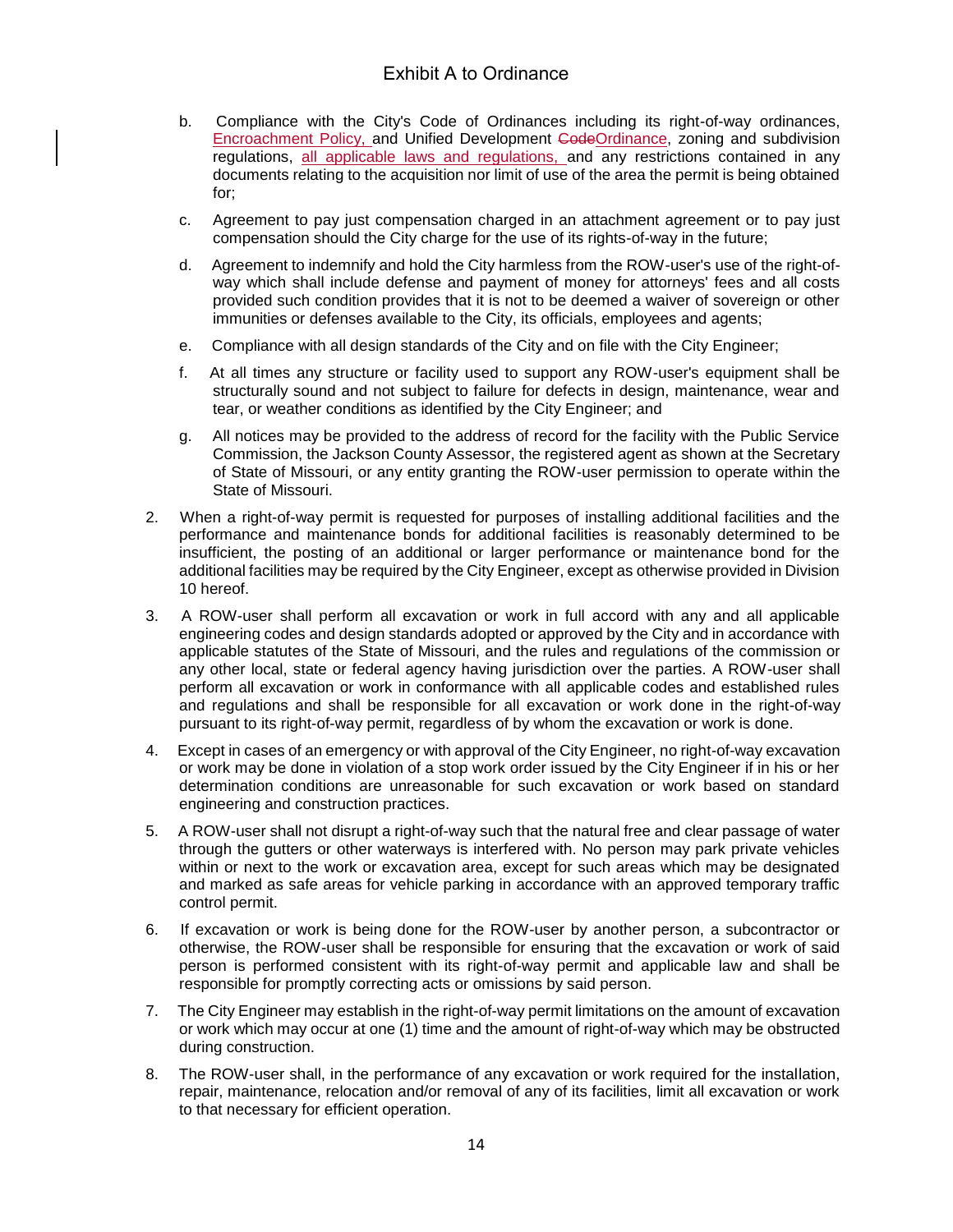# Exhibit A to Ordinance

b. Compliance with the City's Code of Ordinances including its right-of-way ordinances, Encroachment Policy, and Unified Development ~~Code~~Ordinance, zoning and subdivision regulations, all applicable laws and regulations, and any restrictions contained in any documents relating to the acquisition nor limit of use of the area the permit is being obtained for;

c. Agreement to pay just compensation charged in an attachment agreement or to pay just compensation should the City charge for the use of its rights-of-way in the future;

d. Agreement to indemnify and hold the City harmless from the ROW-user's use of the right-of-way which shall include defense and payment of money for attorneys' fees and all costs provided such condition provides that it is not to be deemed a waiver of sovereign or other immunities or defenses available to the City, its officials, employees and agents;

e. Compliance with all design standards of the City and on file with the City Engineer;

f. At all times any structure or facility used to support any ROW-user's equipment shall be structurally sound and not subject to failure for defects in design, maintenance, wear and tear, or weather conditions as identified by the City Engineer; and

g. All notices may be provided to the address of record for the facility with the Public Service Commission, the Jackson County Assessor, the registered agent as shown at the Secretary of State of Missouri, or any entity granting the ROW-user permission to operate within the State of Missouri.

2. When a right-of-way permit is requested for purposes of installing additional facilities and the performance and maintenance bonds for additional facilities is reasonably determined to be insufficient, the posting of an additional or larger performance or maintenance bond for the additional facilities may be required by the City Engineer, except as otherwise provided in Division 10 hereof.

3. A ROW-user shall perform all excavation or work in full accord with any and all applicable engineering codes and design standards adopted or approved by the City and in accordance with applicable statutes of the State of Missouri, and the rules and regulations of the commission or any other local, state or federal agency having jurisdiction over the parties. A ROW-user shall perform all excavation or work in conformance with all applicable codes and established rules and regulations and shall be responsible for all excavation or work done in the right-of-way pursuant to its right-of-way permit, regardless of by whom the excavation or work is done.

4. Except in cases of an emergency or with approval of the City Engineer, no right-of-way excavation or work may be done in violation of a stop work order issued by the City Engineer if in his or her determination conditions are unreasonable for such excavation or work based on standard engineering and construction practices.

5. A ROW-user shall not disrupt a right-of-way such that the natural free and clear passage of water through the gutters or other waterways is interfered with. No person may park private vehicles within or next to the work or excavation area, except for such areas which may be designated and marked as safe areas for vehicle parking in accordance with an approved temporary traffic control permit.

6. If excavation or work is being done for the ROW-user by another person, a subcontractor or otherwise, the ROW-user shall be responsible for ensuring that the excavation or work of said person is performed consistent with its right-of-way permit and applicable law and shall be responsible for promptly correcting acts or omissions by said person.

7. The City Engineer may establish in the right-of-way permit limitations on the amount of excavation or work which may occur at one (1) time and the amount of right-of-way which may be obstructed during construction.

8. The ROW-user shall, in the performance of any excavation or work required for the installation, repair, maintenance, relocation and/or removal of any of its facilities, limit all excavation or work to that necessary for efficient operation.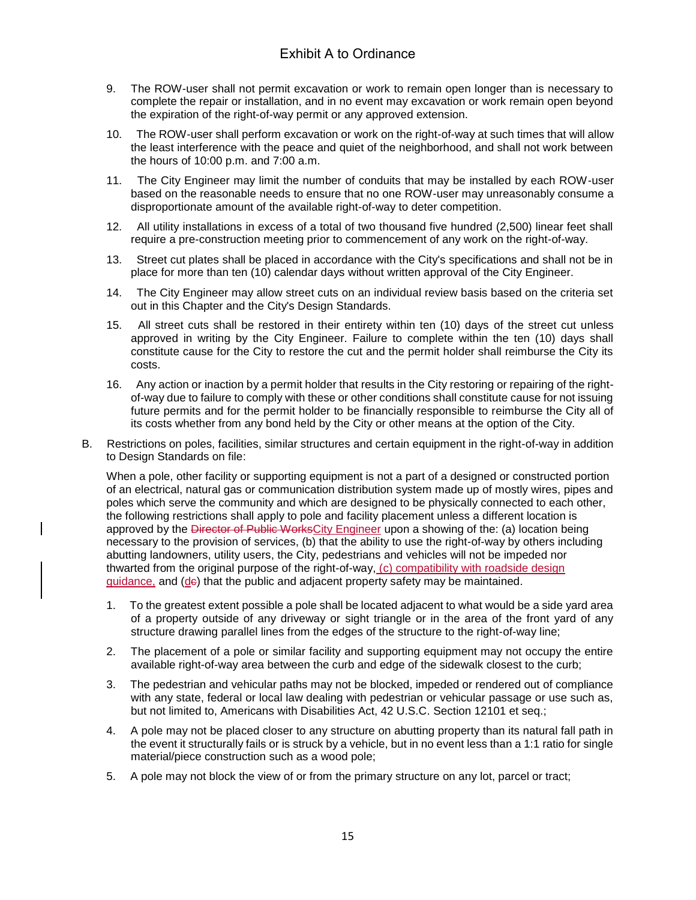9. The ROW-user shall not permit excavation or work to remain open longer than is necessary to complete the repair or installation, and in no event may excavation or work remain open beyond the expiration of the right-of-way permit or any approved extension.

10. The ROW-user shall perform excavation or work on the right-of-way at such times that will allow the least interference with the peace and quiet of the neighborhood, and shall not work between the hours of 10:00 p.m. and 7:00 a.m.

11. The City Engineer may limit the number of conduits that may be installed by each ROW-user based on the reasonable needs to ensure that no one ROW-user may unreasonably consume a disproportionate amount of the available right-of-way to deter competition.

12. All utility installations in excess of a total of two thousand five hundred (2,500) linear feet shall require a pre-construction meeting prior to commencement of any work on the right-of-way.

13. Street cut plates shall be placed in accordance with the City's specifications and shall not be in place for more than ten (10) calendar days without written approval of the City Engineer.

14. The City Engineer may allow street cuts on an individual review basis based on the criteria set out in this Chapter and the City's Design Standards.

15. All street cuts shall be restored in their entirety within ten (10) days of the street cut unless approved in writing by the City Engineer. Failure to complete within the ten (10) days shall constitute cause for the City to restore the cut and the permit holder shall reimburse the City its costs.

16. Any action or inaction by a permit holder that results in the City restoring or repairing of the right-of-way due to failure to comply with these or other conditions shall constitute cause for not issuing future permits and for the permit holder to be financially responsible to reimburse the City all of its costs whether from any bond held by the City or other means at the option of the City.

B. Restrictions on poles, facilities, similar structures and certain equipment in the right-of-way in addition to Design Standards on file:

When a pole, other facility or supporting equipment is not a part of a designed or constructed portion of an electrical, natural gas or communication distribution system made up of mostly wires, pipes and poles which serve the community and which are designed to be physically connected to each other, the following restrictions shall apply to pole and facility placement unless a different location is approved by the ~~Director of Public Works~~City Engineer upon a showing of the: (a) location being necessary to the provision of services, (b) that the ability to use the right-of-way by others including abutting landowners, utility users, the City, pedestrians and vehicles will not be impeded nor thwarted from the original purpose of the right-of-way, (c) compatibility with roadside design guidance, and (d~~c~~) that the public and adjacent property safety may be maintained.

1. To the greatest extent possible a pole shall be located adjacent to what would be a side yard area of a property outside of any driveway or sight triangle or in the area of the front yard of any structure drawing parallel lines from the edges of the structure to the right-of-way line;

2. The placement of a pole or similar facility and supporting equipment may not occupy the entire available right-of-way area between the curb and edge of the sidewalk closest to the curb;

3. The pedestrian and vehicular paths may not be blocked, impeded or rendered out of compliance with any state, federal or local law dealing with pedestrian or vehicular passage or use such as, but not limited to, Americans with Disabilities Act, 42 U.S.C. Section 12101 et seq.;

4. A pole may not be placed closer to any structure on abutting property than its natural fall path in the event it structurally fails or is struck by a vehicle, but in no event less than a 1:1 ratio for single material/piece construction such as a wood pole;

5. A pole may not block the view of or from the primary structure on any lot, parcel or tract;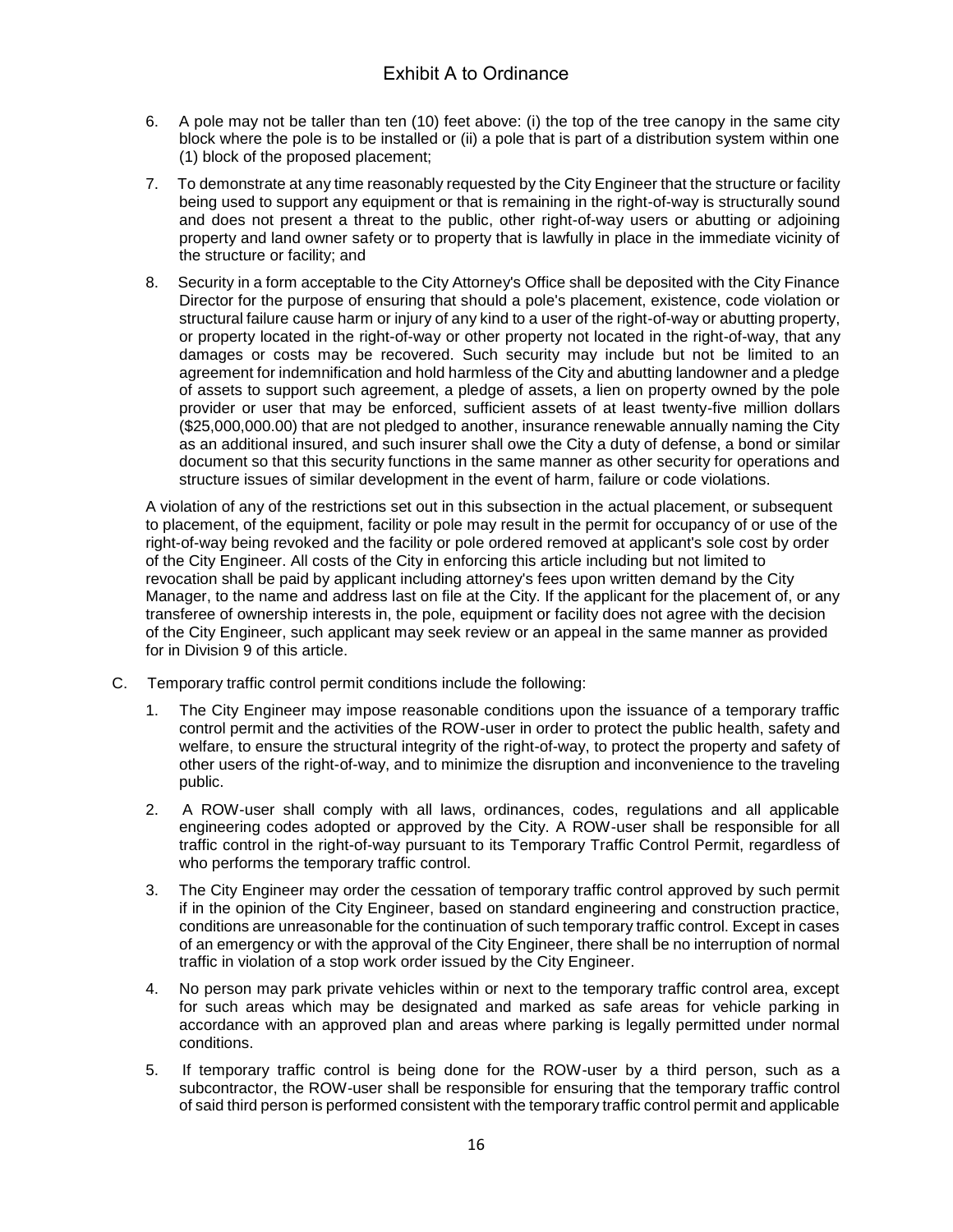6. A pole may not be taller than ten (10) feet above: (i) the top of the tree canopy in the same city block where the pole is to be installed or (ii) a pole that is part of a distribution system within one (1) block of the proposed placement;

7. To demonstrate at any time reasonably requested by the City Engineer that the structure or facility being used to support any equipment or that is remaining in the right-of-way is structurally sound and does not present a threat to the public, other right-of-way users or abutting or adjoining property and land owner safety or to property that is lawfully in place in the immediate vicinity of the structure or facility; and

8. Security in a form acceptable to the City Attorney's Office shall be deposited with the City Finance Director for the purpose of ensuring that should a pole's placement, existence, code violation or structural failure cause harm or injury of any kind to a user of the right-of-way or abutting property, or property located in the right-of-way or other property not located in the right-of-way, that any damages or costs may be recovered. Such security may include but not be limited to an agreement for indemnification and hold harmless of the City and abutting landowner and a pledge of assets to support such agreement, a pledge of assets, a lien on property owned by the pole provider or user that may be enforced, sufficient assets of at least twenty-five million dollars ($25,000,000.00) that are not pledged to another, insurance renewable annually naming the City as an additional insured, and such insurer shall owe the City a duty of defense, a bond or similar document so that this security functions in the same manner as other security for operations and structure issues of similar development in the event of harm, failure or code violations.

A violation of any of the restrictions set out in this subsection in the actual placement, or subsequent to placement, of the equipment, facility or pole may result in the permit for occupancy of or use of the right-of-way being revoked and the facility or pole ordered removed at applicant's sole cost by order of the City Engineer. All costs of the City in enforcing this article including but not limited to revocation shall be paid by applicant including attorney's fees upon written demand by the City Manager, to the name and address last on file at the City. If the applicant for the placement of, or any transferee of ownership interests in, the pole, equipment or facility does not agree with the decision of the City Engineer, such applicant may seek review or an appeal in the same manner as provided for in Division 9 of this article.

C. Temporary traffic control permit conditions include the following:

1. The City Engineer may impose reasonable conditions upon the issuance of a temporary traffic control permit and the activities of the ROW-user in order to protect the public health, safety and welfare, to ensure the structural integrity of the right-of-way, to protect the property and safety of other users of the right-of-way, and to minimize the disruption and inconvenience to the traveling public.

2. A ROW-user shall comply with all laws, ordinances, codes, regulations and all applicable engineering codes adopted or approved by the City. A ROW-user shall be responsible for all traffic control in the right-of-way pursuant to its Temporary Traffic Control Permit, regardless of who performs the temporary traffic control.

3. The City Engineer may order the cessation of temporary traffic control approved by such permit if in the opinion of the City Engineer, based on standard engineering and construction practice, conditions are unreasonable for the continuation of such temporary traffic control. Except in cases of an emergency or with the approval of the City Engineer, there shall be no interruption of normal traffic in violation of a stop work order issued by the City Engineer.

4. No person may park private vehicles within or next to the temporary traffic control area, except for such areas which may be designated and marked as safe areas for vehicle parking in accordance with an approved plan and areas where parking is legally permitted under normal conditions.

5. If temporary traffic control is being done for the ROW-user by a third person, such as a subcontractor, the ROW-user shall be responsible for ensuring that the temporary traffic control of said third person is performed consistent with the temporary traffic control permit and applicable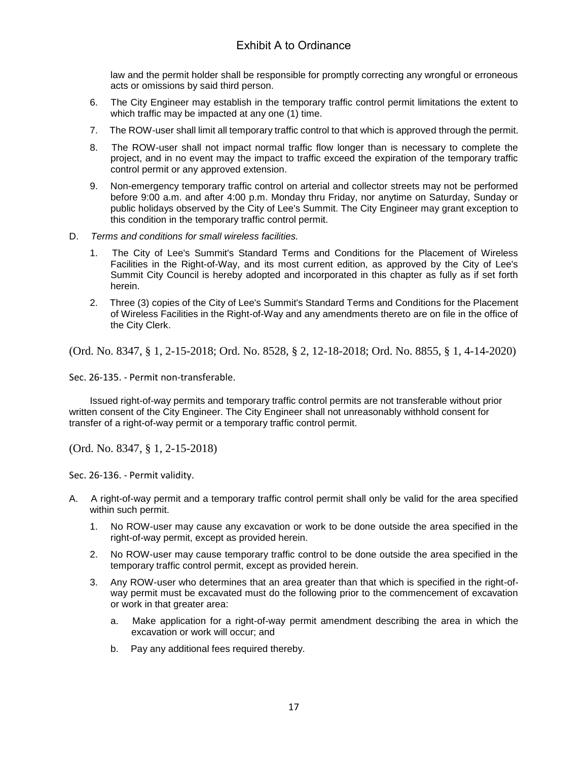law and the permit holder shall be responsible for promptly correcting any wrongful or erroneous acts or omissions by said third person.

6. The City Engineer may establish in the temporary traffic control permit limitations the extent to which traffic may be impacted at any one (1) time.
7. The ROW-user shall limit all temporary traffic control to that which is approved through the permit.
8. The ROW-user shall not impact normal traffic flow longer than is necessary to complete the project, and in no event may the impact to traffic exceed the expiration of the temporary traffic control permit or any approved extension.
9. Non-emergency temporary traffic control on arterial and collector streets may not be performed before 9:00 a.m. and after 4:00 p.m. Monday thru Friday, nor anytime on Saturday, Sunday or public holidays observed by the City of Lee's Summit. The City Engineer may grant exception to this condition in the temporary traffic control permit.

D. *Terms and conditions for small wireless facilities.*

1. The City of Lee's Summit's Standard Terms and Conditions for the Placement of Wireless Facilities in the Right-of-Way, and its most current edition, as approved by the City of Lee's Summit City Council is hereby adopted and incorporated in this chapter as fully as if set forth herein.
2. Three (3) copies of the City of Lee's Summit's Standard Terms and Conditions for the Placement of Wireless Facilities in the Right-of-Way and any amendments thereto are on file in the office of the City Clerk.

(Ord. No. 8347, § 1, 2-15-2018; Ord. No. 8528, § 2, 12-18-2018; Ord. No. 8855, § 1, 4-14-2020)

Sec. 26-135. - Permit non-transferable.

Issued right-of-way permits and temporary traffic control permits are not transferable without prior written consent of the City Engineer. The City Engineer shall not unreasonably withhold consent for transfer of a right-of-way permit or a temporary traffic control permit.

(Ord. No. 8347, § 1, 2-15-2018)

Sec. 26-136. - Permit validity.

A. A right-of-way permit and a temporary traffic control permit shall only be valid for the area specified within such permit.

1. No ROW-user may cause any excavation or work to be done outside the area specified in the right-of-way permit, except as provided herein.
2. No ROW-user may cause temporary traffic control to be done outside the area specified in the temporary traffic control permit, except as provided herein.
3. Any ROW-user who determines that an area greater than that which is specified in the right-of-way permit must be excavated must do the following prior to the commencement of excavation or work in that greater area:
   a. Make application for a right-of-way permit amendment describing the area in which the excavation or work will occur; and
   b. Pay any additional fees required thereby.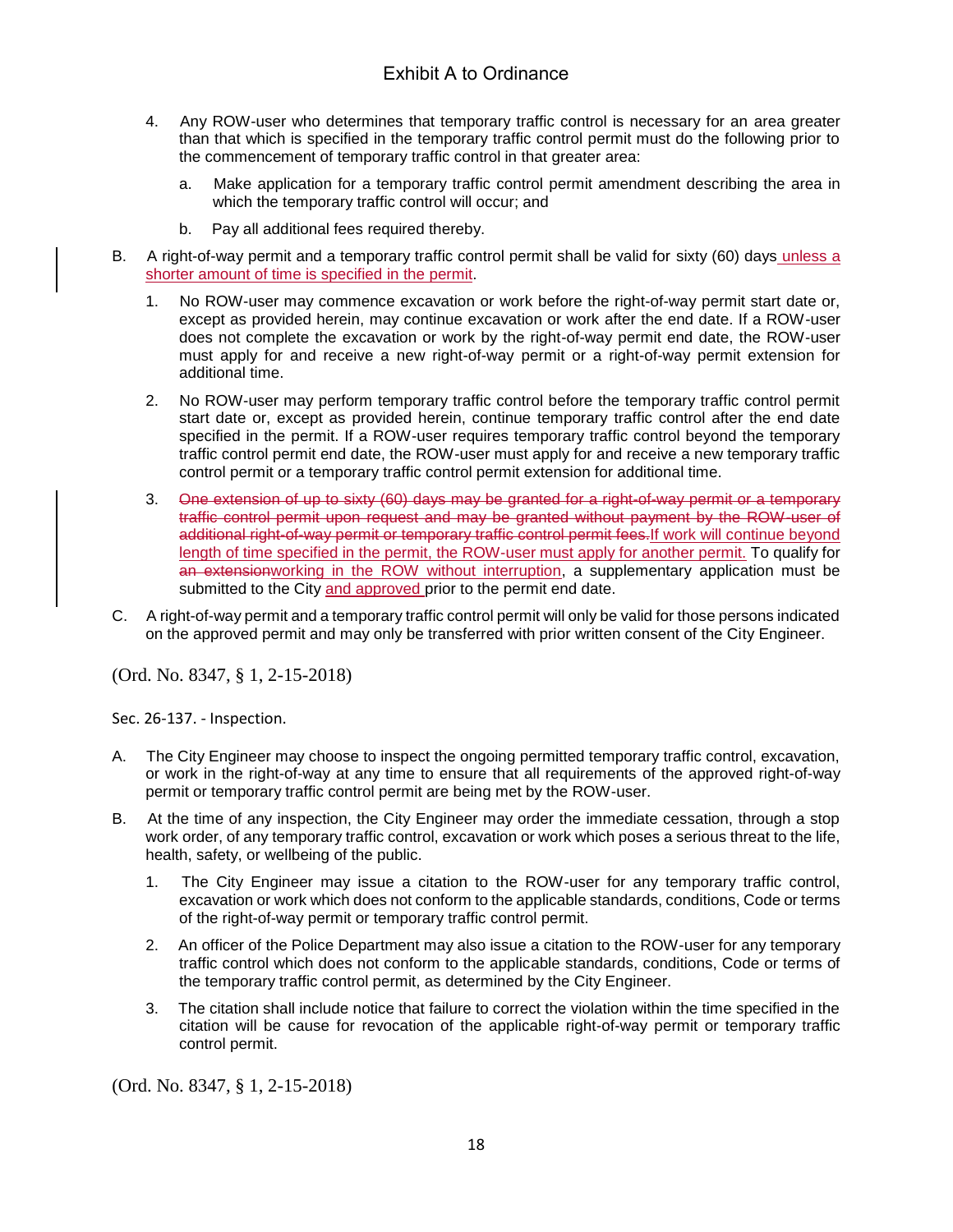4. Any ROW-user who determines that temporary traffic control is necessary for an area greater than that which is specified in the temporary traffic control permit must do the following prior to the commencement of temporary traffic control in that greater area:

   a. Make application for a temporary traffic control permit amendment describing the area in which the temporary traffic control will occur; and

   b. Pay all additional fees required thereby.

B. A right-of-way permit and a temporary traffic control permit shall be valid for sixty (60) days unless a shorter amount of time is specified in the permit.

   1. No ROW-user may commence excavation or work before the right-of-way permit start date or, except as provided herein, may continue excavation or work after the end date. If a ROW-user does not complete the excavation or work by the right-of-way permit end date, the ROW-user must apply for and receive a new right-of-way permit or a right-of-way permit extension for additional time.

   2. No ROW-user may perform temporary traffic control before the temporary traffic control permit start date or, except as provided herein, continue temporary traffic control after the end date specified in the permit. If a ROW-user requires temporary traffic control beyond the temporary traffic control permit end date, the ROW-user must apply for and receive a new temporary traffic control permit or a temporary traffic control permit extension for additional time.

   3. ~~One extension of up to sixty (60) days may be granted for a right-of-way permit or a temporary traffic control permit upon request and may be granted without payment by the ROW-user of additional right-of-way permit or temporary traffic control permit fees.~~If work will continue beyond length of time specified in the permit, the ROW-user must apply for another permit. To qualify for ~~an extension~~working in the ROW without interruption, a supplementary application must be submitted to the City and approved prior to the permit end date.

C. A right-of-way permit and a temporary traffic control permit will only be valid for those persons indicated on the approved permit and may only be transferred with prior written consent of the City Engineer.

(Ord. No. 8347, § 1, 2-15-2018)

Sec. 26-137. - Inspection.

A. The City Engineer may choose to inspect the ongoing permitted temporary traffic control, excavation, or work in the right-of-way at any time to ensure that all requirements of the approved right-of-way permit or temporary traffic control permit are being met by the ROW-user.

B. At the time of any inspection, the City Engineer may order the immediate cessation, through a stop work order, of any temporary traffic control, excavation or work which poses a serious threat to the life, health, safety, or wellbeing of the public.

   1. The City Engineer may issue a citation to the ROW-user for any temporary traffic control, excavation or work which does not conform to the applicable standards, conditions, Code or terms of the right-of-way permit or temporary traffic control permit.

   2. An officer of the Police Department may also issue a citation to the ROW-user for any temporary traffic control which does not conform to the applicable standards, conditions, Code or terms of the temporary traffic control permit, as determined by the City Engineer.

   3. The citation shall include notice that failure to correct the violation within the time specified in the citation will be cause for revocation of the applicable right-of-way permit or temporary traffic control permit.

(Ord. No. 8347, § 1, 2-15-2018)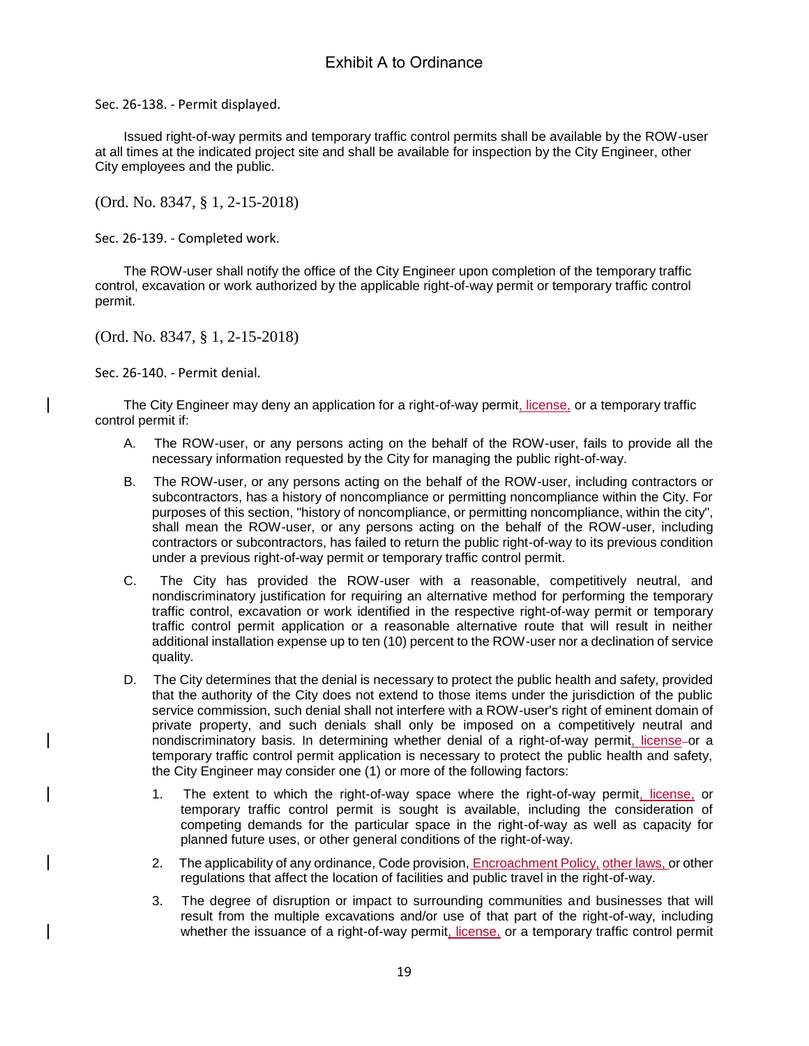Exhibit A to Ordinance

Sec. 26-138. - Permit displayed.

Issued right-of-way permits and temporary traffic control permits shall be available by the ROW-user at all times at the indicated project site and shall be available for inspection by the City Engineer, other City employees and the public.

(Ord. No. 8347, § 1, 2-15-2018)

Sec. 26-139. - Completed work.

The ROW-user shall notify the office of the City Engineer upon completion of the temporary traffic control, excavation or work authorized by the applicable right-of-way permit or temporary traffic control permit.

(Ord. No. 8347, § 1, 2-15-2018)

Sec. 26-140. - Permit denial.

The City Engineer may deny an application for a right-of-way permit, license, or a temporary traffic control permit if:

A. The ROW-user, or any persons acting on the behalf of the ROW-user, fails to provide all the necessary information requested by the City for managing the public right-of-way.

B. The ROW-user, or any persons acting on the behalf of the ROW-user, including contractors or subcontractors, has a history of noncompliance or permitting noncompliance within the City. For purposes of this section, "history of noncompliance, or permitting noncompliance, within the city", shall mean the ROW-user, or any persons acting on the behalf of the ROW-user, including contractors or subcontractors, has failed to return the public right-of-way to its previous condition under a previous right-of-way permit or temporary traffic control permit.

C. The City has provided the ROW-user with a reasonable, competitively neutral, and nondiscriminatory justification for requiring an alternative method for performing the temporary traffic control, excavation or work identified in the respective right-of-way permit or temporary traffic control permit application or a reasonable alternative route that will result in neither additional installation expense up to ten (10) percent to the ROW-user nor a declination of service quality.

D. The City determines that the denial is necessary to protect the public health and safety, provided that the authority of the City does not extend to those items under the jurisdiction of the public service commission, such denial shall not interfere with a ROW-user's right of eminent domain of private property, and such denials shall only be imposed on a competitively neutral and nondiscriminatory basis. In determining whether denial of a right-of-way permit, license or a temporary traffic control permit application is necessary to protect the public health and safety, the City Engineer may consider one (1) or more of the following factors:

   1. The extent to which the right-of-way space where the right-of-way permit, license, or temporary traffic control permit is sought is available, including the consideration of competing demands for the particular space in the right-of-way as well as capacity for planned future uses, or other general conditions of the right-of-way.

   2. The applicability of any ordinance, Code provision, Encroachment Policy, other laws, or other regulations that affect the location of facilities and public travel in the right-of-way.

   3. The degree of disruption or impact to surrounding communities and businesses that will result from the multiple excavations and/or use of that part of the right-of-way, including whether the issuance of a right-of-way permit, license, or a temporary traffic control permit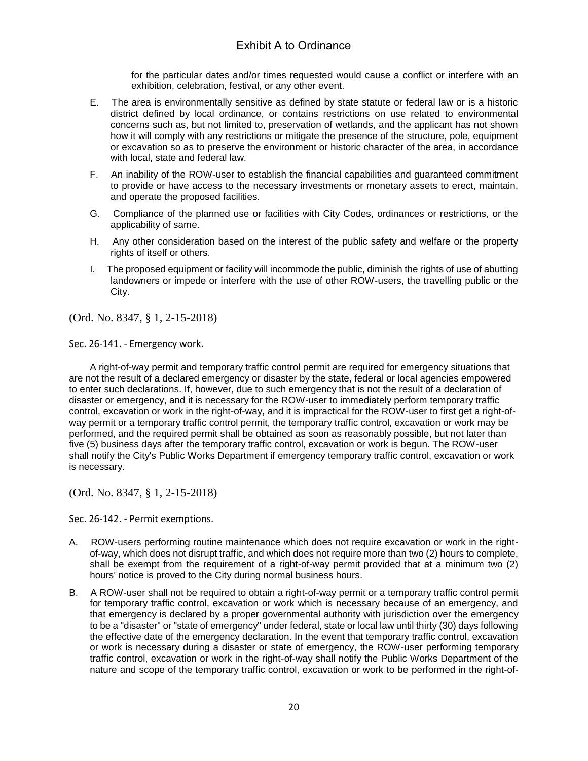for the particular dates and/or times requested would cause a conflict or interfere with an exhibition, celebration, festival, or any other event.

E. The area is environmentally sensitive as defined by state statute or federal law or is a historic district defined by local ordinance, or contains restrictions on use related to environmental concerns such as, but not limited to, preservation of wetlands, and the applicant has not shown how it will comply with any restrictions or mitigate the presence of the structure, pole, equipment or excavation so as to preserve the environment or historic character of the area, in accordance with local, state and federal law.

F. An inability of the ROW-user to establish the financial capabilities and guaranteed commitment to provide or have access to the necessary investments or monetary assets to erect, maintain, and operate the proposed facilities.

G. Compliance of the planned use or facilities with City Codes, ordinances or restrictions, or the applicability of same.

H. Any other consideration based on the interest of the public safety and welfare or the property rights of itself or others.

I. The proposed equipment or facility will incommode the public, diminish the rights of use of abutting landowners or impede or interfere with the use of other ROW-users, the travelling public or the City.

(Ord. No. 8347, § 1, 2-15-2018)

Sec. 26-141. - Emergency work.

A right-of-way permit and temporary traffic control permit are required for emergency situations that are not the result of a declared emergency or disaster by the state, federal or local agencies empowered to enter such declarations. If, however, due to such emergency that is not the result of a declaration of disaster or emergency, and it is necessary for the ROW-user to immediately perform temporary traffic control, excavation or work in the right-of-way, and it is impractical for the ROW-user to first get a right-of-way permit or a temporary traffic control permit, the temporary traffic control, excavation or work may be performed, and the required permit shall be obtained as soon as reasonably possible, but not later than five (5) business days after the temporary traffic control, excavation or work is begun. The ROW-user shall notify the City's Public Works Department if emergency temporary traffic control, excavation or work is necessary.

(Ord. No. 8347, § 1, 2-15-2018)

Sec. 26-142. - Permit exemptions.

A. ROW-users performing routine maintenance which does not require excavation or work in the right-of-way, which does not disrupt traffic, and which does not require more than two (2) hours to complete, shall be exempt from the requirement of a right-of-way permit provided that at a minimum two (2) hours' notice is proved to the City during normal business hours.

B. A ROW-user shall not be required to obtain a right-of-way permit or a temporary traffic control permit for temporary traffic control, excavation or work which is necessary because of an emergency, and that emergency is declared by a proper governmental authority with jurisdiction over the emergency to be a "disaster" or "state of emergency" under federal, state or local law until thirty (30) days following the effective date of the emergency declaration. In the event that temporary traffic control, excavation or work is necessary during a disaster or state of emergency, the ROW-user performing temporary traffic control, excavation or work in the right-of-way shall notify the Public Works Department of the nature and scope of the temporary traffic control, excavation or work to be performed in the right-of-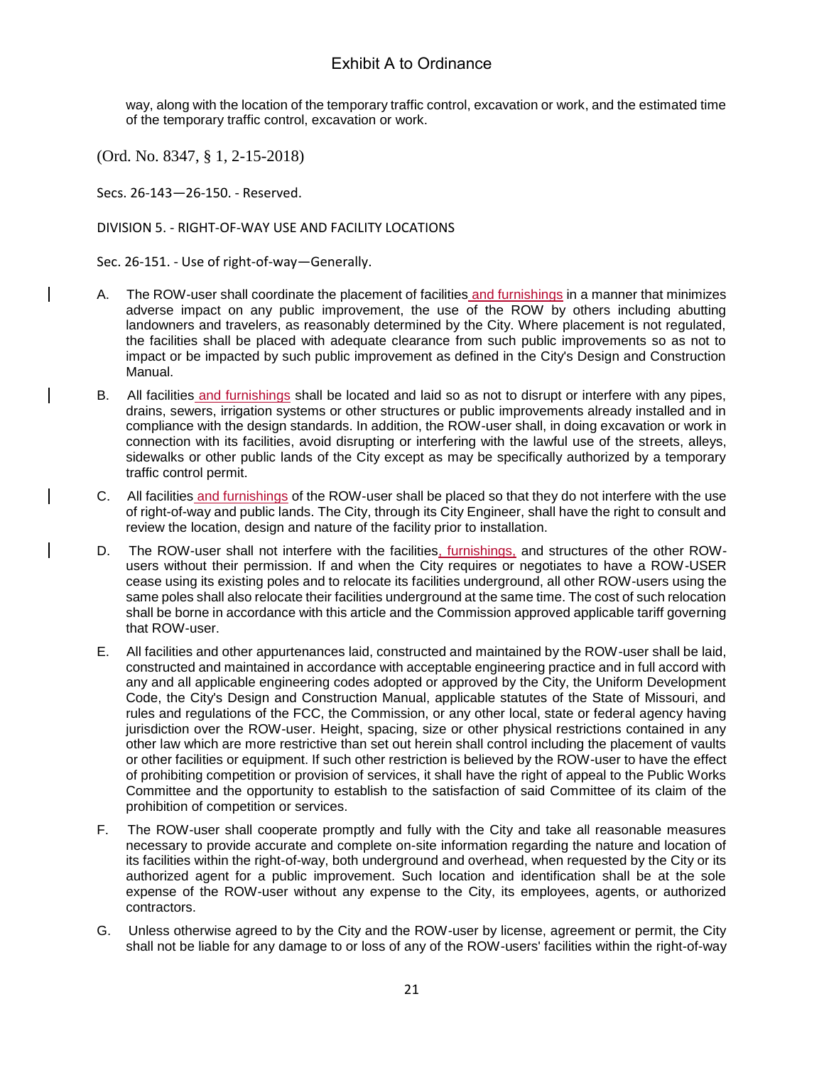way, along with the location of the temporary traffic control, excavation or work, and the estimated time of the temporary traffic control, excavation or work.

(Ord. No. 8347, § 1, 2-15-2018)

Secs. 26-143—26-150. - Reserved.

DIVISION 5. - RIGHT-OF-WAY USE AND FACILITY LOCATIONS

Sec. 26-151. - Use of right-of-way—Generally.

A. The ROW-user shall coordinate the placement of facilities and furnishings in a manner that minimizes adverse impact on any public improvement, the use of the ROW by others including abutting landowners and travelers, as reasonably determined by the City. Where placement is not regulated, the facilities shall be placed with adequate clearance from such public improvements so as not to impact or be impacted by such public improvement as defined in the City's Design and Construction Manual.

B. All facilities and furnishings shall be located and laid so as not to disrupt or interfere with any pipes, drains, sewers, irrigation systems or other structures or public improvements already installed and in compliance with the design standards. In addition, the ROW-user shall, in doing excavation or work in connection with its facilities, avoid disrupting or interfering with the lawful use of the streets, alleys, sidewalks or other public lands of the City except as may be specifically authorized by a temporary traffic control permit.

C. All facilities and furnishings of the ROW-user shall be placed so that they do not interfere with the use of right-of-way and public lands. The City, through its City Engineer, shall have the right to consult and review the location, design and nature of the facility prior to installation.

D. The ROW-user shall not interfere with the facilities, furnishings, and structures of the other ROW-users without their permission. If and when the City requires or negotiates to have a ROW-USER cease using its existing poles and to relocate its facilities underground, all other ROW-users using the same poles shall also relocate their facilities underground at the same time. The cost of such relocation shall be borne in accordance with this article and the Commission approved applicable tariff governing that ROW-user.

E. All facilities and other appurtenances laid, constructed and maintained by the ROW-user shall be laid, constructed and maintained in accordance with acceptable engineering practice and in full accord with any and all applicable engineering codes adopted or approved by the City, the Uniform Development Code, the City's Design and Construction Manual, applicable statutes of the State of Missouri, and rules and regulations of the FCC, the Commission, or any other local, state or federal agency having jurisdiction over the ROW-user. Height, spacing, size or other physical restrictions contained in any other law which are more restrictive than set out herein shall control including the placement of vaults or other facilities or equipment. If such other restriction is believed by the ROW-user to have the effect of prohibiting competition or provision of services, it shall have the right of appeal to the Public Works Committee and the opportunity to establish to the satisfaction of said Committee of its claim of the prohibition of competition or services.

F. The ROW-user shall cooperate promptly and fully with the City and take all reasonable measures necessary to provide accurate and complete on-site information regarding the nature and location of its facilities within the right-of-way, both underground and overhead, when requested by the City or its authorized agent for a public improvement. Such location and identification shall be at the sole expense of the ROW-user without any expense to the City, its employees, agents, or authorized contractors.

G. Unless otherwise agreed to by the City and the ROW-user by license, agreement or permit, the City shall not be liable for any damage to or loss of any of the ROW-users' facilities within the right-of-way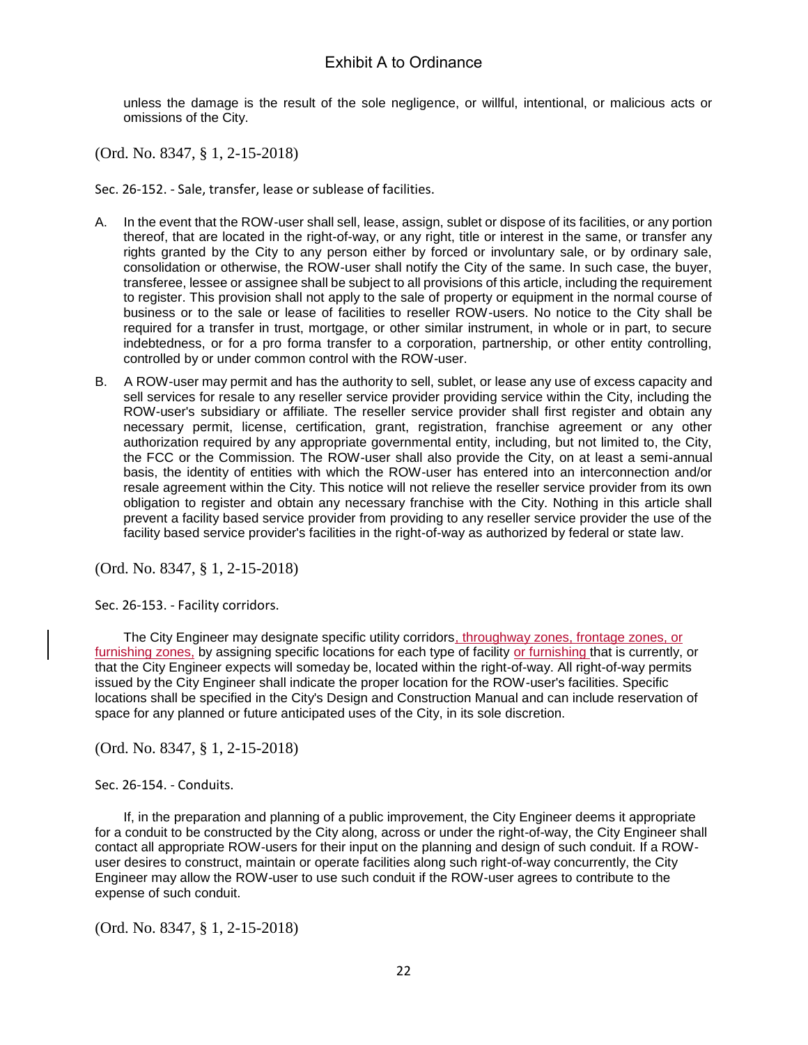unless the damage is the result of the sole negligence, or willful, intentional, or malicious acts or omissions of the City.

(Ord. No. 8347, § 1, 2-15-2018)

Sec. 26-152. - Sale, transfer, lease or sublease of facilities.

A. In the event that the ROW-user shall sell, lease, assign, sublet or dispose of its facilities, or any portion thereof, that are located in the right-of-way, or any right, title or interest in the same, or transfer any rights granted by the City to any person either by forced or involuntary sale, or by ordinary sale, consolidation or otherwise, the ROW-user shall notify the City of the same. In such case, the buyer, transferee, lessee or assignee shall be subject to all provisions of this article, including the requirement to register. This provision shall not apply to the sale of property or equipment in the normal course of business or to the sale or lease of facilities to reseller ROW-users. No notice to the City shall be required for a transfer in trust, mortgage, or other similar instrument, in whole or in part, to secure indebtedness, or for a pro forma transfer to a corporation, partnership, or other entity controlling, controlled by or under common control with the ROW-user.

B. A ROW-user may permit and has the authority to sell, sublet, or lease any use of excess capacity and sell services for resale to any reseller service provider providing service within the City, including the ROW-user's subsidiary or affiliate. The reseller service provider shall first register and obtain any necessary permit, license, certification, grant, registration, franchise agreement or any other authorization required by any appropriate governmental entity, including, but not limited to, the City, the FCC or the Commission. The ROW-user shall also provide the City, on at least a semi-annual basis, the identity of entities with which the ROW-user has entered into an interconnection and/or resale agreement within the City. This notice will not relieve the reseller service provider from its own obligation to register and obtain any necessary franchise with the City. Nothing in this article shall prevent a facility based service provider from providing to any reseller service provider the use of the facility based service provider's facilities in the right-of-way as authorized by federal or state law.

(Ord. No. 8347, § 1, 2-15-2018)

Sec. 26-153. - Facility corridors.

The City Engineer may designate specific utility corridors, throughway zones, frontage zones, or furnishing zones, by assigning specific locations for each type of facility or furnishing that is currently, or that the City Engineer expects will someday be, located within the right-of-way. All right-of-way permits issued by the City Engineer shall indicate the proper location for the ROW-user's facilities. Specific locations shall be specified in the City's Design and Construction Manual and can include reservation of space for any planned or future anticipated uses of the City, in its sole discretion.

(Ord. No. 8347, § 1, 2-15-2018)

Sec. 26-154. - Conduits.

If, in the preparation and planning of a public improvement, the City Engineer deems it appropriate for a conduit to be constructed by the City along, across or under the right-of-way, the City Engineer shall contact all appropriate ROW-users for their input on the planning and design of such conduit. If a ROW-user desires to construct, maintain or operate facilities along such right-of-way concurrently, the City Engineer may allow the ROW-user to use such conduit if the ROW-user agrees to contribute to the expense of such conduit.

(Ord. No. 8347, § 1, 2-15-2018)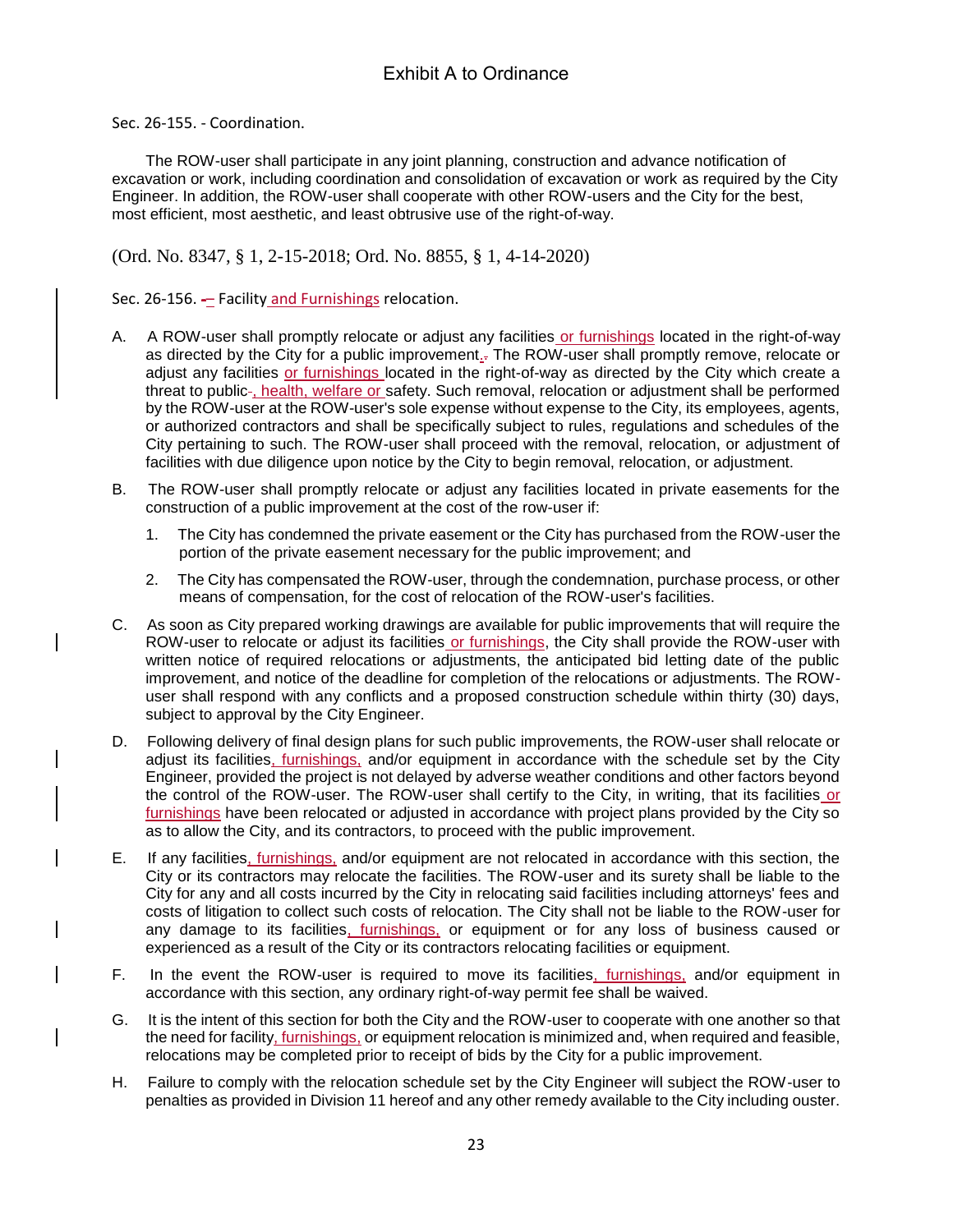Exhibit A to Ordinance

Sec. 26-155. - Coordination.

The ROW-user shall participate in any joint planning, construction and advance notification of excavation or work, including coordination and consolidation of excavation or work as required by the City Engineer. In addition, the ROW-user shall cooperate with other ROW-users and the City for the best, most efficient, most aesthetic, and least obtrusive use of the right-of-way.

(Ord. No. 8347, § 1, 2-15-2018; Ord. No. 8855, § 1, 4-14-2020)

Sec. 26-156. – Facility and Furnishings relocation.

A. A ROW-user shall promptly relocate or adjust any facilities or furnishings located in the right-of-way as directed by the City for a public improvement. The ROW-user shall promptly remove, relocate or adjust any facilities or furnishings located in the right-of-way as directed by the City which create a threat to public, health, welfare or safety. Such removal, relocation or adjustment shall be performed by the ROW-user at the ROW-user's sole expense without expense to the City, its employees, agents, or authorized contractors and shall be specifically subject to rules, regulations and schedules of the City pertaining to such. The ROW-user shall proceed with the removal, relocation, or adjustment of facilities with due diligence upon notice by the City to begin removal, relocation, or adjustment.

B. The ROW-user shall promptly relocate or adjust any facilities located in private easements for the construction of a public improvement at the cost of the row-user if:

   1. The City has condemned the private easement or the City has purchased from the ROW-user the portion of the private easement necessary for the public improvement; and

   2. The City has compensated the ROW-user, through the condemnation, purchase process, or other means of compensation, for the cost of relocation of the ROW-user's facilities.

C. As soon as City prepared working drawings are available for public improvements that will require the ROW-user to relocate or adjust its facilities or furnishings, the City shall provide the ROW-user with written notice of required relocations or adjustments, the anticipated bid letting date of the public improvement, and notice of the deadline for completion of the relocations or adjustments. The ROW-user shall respond with any conflicts and a proposed construction schedule within thirty (30) days, subject to approval by the City Engineer.

D. Following delivery of final design plans for such public improvements, the ROW-user shall relocate or adjust its facilities, furnishings, and/or equipment in accordance with the schedule set by the City Engineer, provided the project is not delayed by adverse weather conditions and other factors beyond the control of the ROW-user. The ROW-user shall certify to the City, in writing, that its facilities or furnishings have been relocated or adjusted in accordance with project plans provided by the City so as to allow the City, and its contractors, to proceed with the public improvement.

E. If any facilities, furnishings, and/or equipment are not relocated in accordance with this section, the City or its contractors may relocate the facilities. The ROW-user and its surety shall be liable to the City for any and all costs incurred by the City in relocating said facilities including attorneys' fees and costs of litigation to collect such costs of relocation. The City shall not be liable to the ROW-user for any damage to its facilities, furnishings, or equipment or for any loss of business caused or experienced as a result of the City or its contractors relocating facilities or equipment.

F. In the event the ROW-user is required to move its facilities, furnishings, and/or equipment in accordance with this section, any ordinary right-of-way permit fee shall be waived.

G. It is the intent of this section for both the City and the ROW-user to cooperate with one another so that the need for facility, furnishings, or equipment relocation is minimized and, when required and feasible, relocations may be completed prior to receipt of bids by the City for a public improvement.

H. Failure to comply with the relocation schedule set by the City Engineer will subject the ROW-user to penalties as provided in Division 11 hereof and any other remedy available to the City including ouster.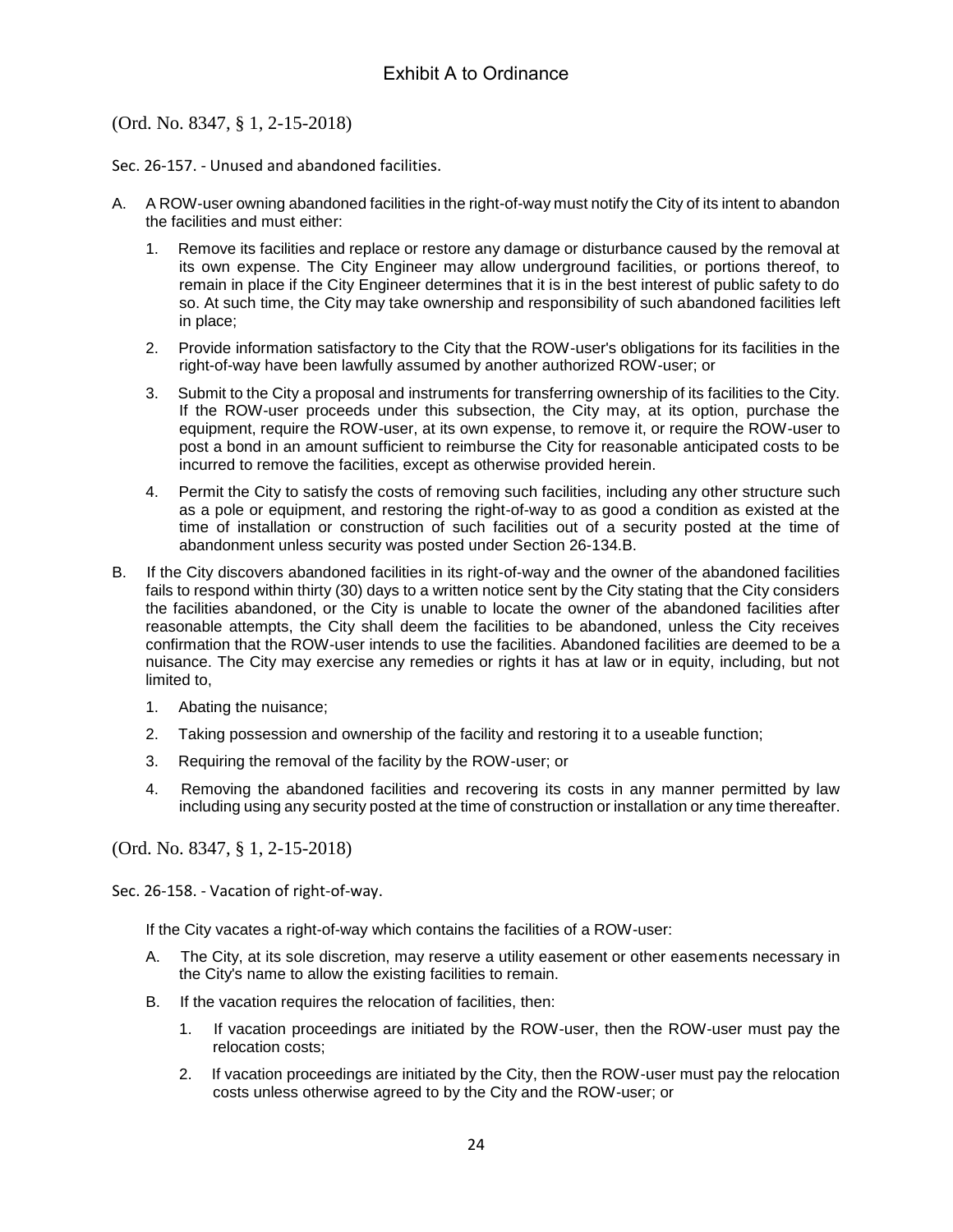(Ord. No. 8347, § 1, 2-15-2018)

Sec. 26-157. - Unused and abandoned facilities.

A. A ROW-user owning abandoned facilities in the right-of-way must notify the City of its intent to abandon the facilities and must either:

   1. Remove its facilities and replace or restore any damage or disturbance caused by the removal at its own expense. The City Engineer may allow underground facilities, or portions thereof, to remain in place if the City Engineer determines that it is in the best interest of public safety to do so. At such time, the City may take ownership and responsibility of such abandoned facilities left in place;

   2. Provide information satisfactory to the City that the ROW-user's obligations for its facilities in the right-of-way have been lawfully assumed by another authorized ROW-user; or

   3. Submit to the City a proposal and instruments for transferring ownership of its facilities to the City. If the ROW-user proceeds under this subsection, the City may, at its option, purchase the equipment, require the ROW-user, at its own expense, to remove it, or require the ROW-user to post a bond in an amount sufficient to reimburse the City for reasonable anticipated costs to be incurred to remove the facilities, except as otherwise provided herein.

   4. Permit the City to satisfy the costs of removing such facilities, including any other structure such as a pole or equipment, and restoring the right-of-way to as good a condition as existed at the time of installation or construction of such facilities out of a security posted at the time of abandonment unless security was posted under Section 26-134.B.

B. If the City discovers abandoned facilities in its right-of-way and the owner of the abandoned facilities fails to respond within thirty (30) days to a written notice sent by the City stating that the City considers the facilities abandoned, or the City is unable to locate the owner of the abandoned facilities after reasonable attempts, the City shall deem the facilities to be abandoned, unless the City receives confirmation that the ROW-user intends to use the facilities. Abandoned facilities are deemed to be a nuisance. The City may exercise any remedies or rights it has at law or in equity, including, but not limited to,

   1. Abating the nuisance;

   2. Taking possession and ownership of the facility and restoring it to a useable function;

   3. Requiring the removal of the facility by the ROW-user; or

   4. Removing the abandoned facilities and recovering its costs in any manner permitted by law including using any security posted at the time of construction or installation or any time thereafter.

(Ord. No. 8347, § 1, 2-15-2018)

Sec. 26-158. - Vacation of right-of-way.

If the City vacates a right-of-way which contains the facilities of a ROW-user:

A. The City, at its sole discretion, may reserve a utility easement or other easements necessary in the City's name to allow the existing facilities to remain.

B. If the vacation requires the relocation of facilities, then:

   1. If vacation proceedings are initiated by the ROW-user, then the ROW-user must pay the relocation costs;

   2. If vacation proceedings are initiated by the City, then the ROW-user must pay the relocation costs unless otherwise agreed to by the City and the ROW-user; or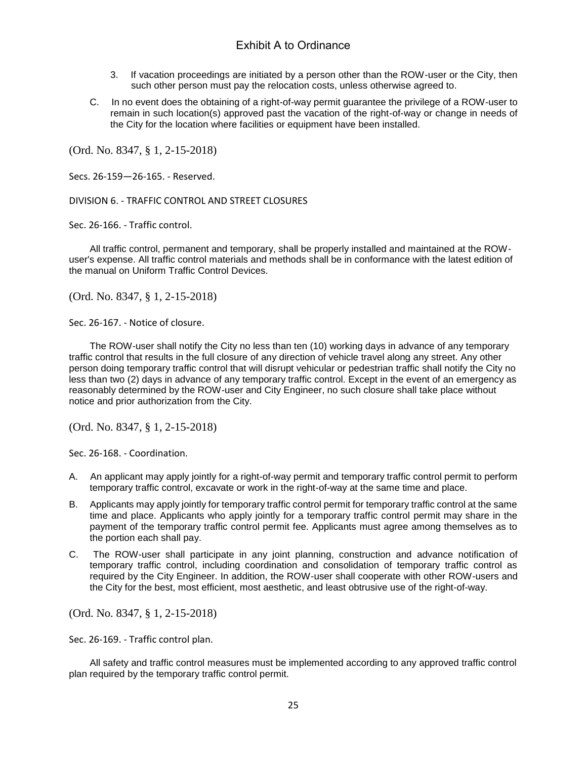3. If vacation proceedings are initiated by a person other than the ROW-user or the City, then such other person must pay the relocation costs, unless otherwise agreed to.

C. In no event does the obtaining of a right-of-way permit guarantee the privilege of a ROW-user to remain in such location(s) approved past the vacation of the right-of-way or change in needs of the City for the location where facilities or equipment have been installed.

(Ord. No. 8347, § 1, 2-15-2018)

Secs. 26-159—26-165. - Reserved.

## DIVISION 6. - TRAFFIC CONTROL AND STREET CLOSURES

### Sec. 26-166. - Traffic control.

All traffic control, permanent and temporary, shall be properly installed and maintained at the ROW-user's expense. All traffic control materials and methods shall be in conformance with the latest edition of the manual on Uniform Traffic Control Devices.

(Ord. No. 8347, § 1, 2-15-2018)

### Sec. 26-167. - Notice of closure.

The ROW-user shall notify the City no less than ten (10) working days in advance of any temporary traffic control that results in the full closure of any direction of vehicle travel along any street. Any other person doing temporary traffic control that will disrupt vehicular or pedestrian traffic shall notify the City no less than two (2) days in advance of any temporary traffic control. Except in the event of an emergency as reasonably determined by the ROW-user and City Engineer, no such closure shall take place without notice and prior authorization from the City.

(Ord. No. 8347, § 1, 2-15-2018)

### Sec. 26-168. - Coordination.

A. An applicant may apply jointly for a right-of-way permit and temporary traffic control permit to perform temporary traffic control, excavate or work in the right-of-way at the same time and place.

B. Applicants may apply jointly for temporary traffic control permit for temporary traffic control at the same time and place. Applicants who apply jointly for a temporary traffic control permit may share in the payment of the temporary traffic control permit fee. Applicants must agree among themselves as to the portion each shall pay.

C. The ROW-user shall participate in any joint planning, construction and advance notification of temporary traffic control, including coordination and consolidation of temporary traffic control as required by the City Engineer. In addition, the ROW-user shall cooperate with other ROW-users and the City for the best, most efficient, most aesthetic, and least obtrusive use of the right-of-way.

(Ord. No. 8347, § 1, 2-15-2018)

### Sec. 26-169. - Traffic control plan.

All safety and traffic control measures must be implemented according to any approved traffic control plan required by the temporary traffic control permit.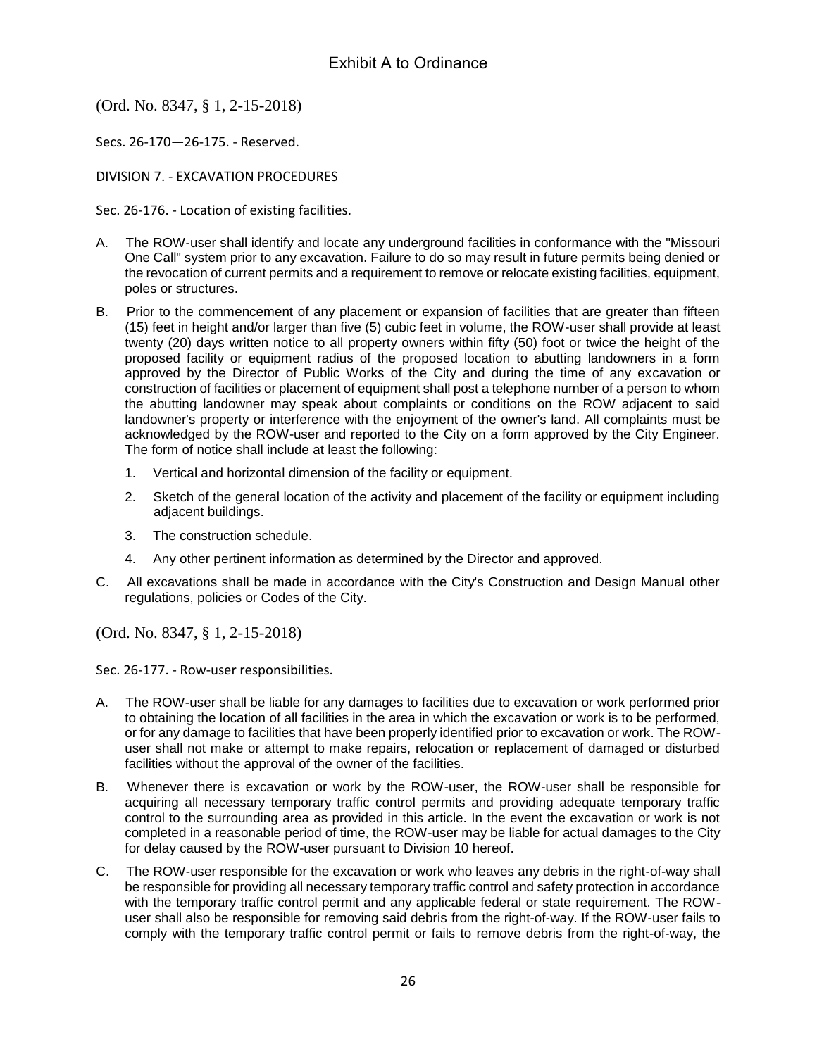(Ord. No. 8347, § 1, 2-15-2018)

Secs. 26-170—26-175. - Reserved.

DIVISION 7. - EXCAVATION PROCEDURES

Sec. 26-176. - Location of existing facilities.

A. The ROW-user shall identify and locate any underground facilities in conformance with the "Missouri One Call" system prior to any excavation. Failure to do so may result in future permits being denied or the revocation of current permits and a requirement to remove or relocate existing facilities, equipment, poles or structures.

B. Prior to the commencement of any placement or expansion of facilities that are greater than fifteen (15) feet in height and/or larger than five (5) cubic feet in volume, the ROW-user shall provide at least twenty (20) days written notice to all property owners within fifty (50) foot or twice the height of the proposed facility or equipment radius of the proposed location to abutting landowners in a form approved by the Director of Public Works of the City and during the time of any excavation or construction of facilities or placement of equipment shall post a telephone number of a person to whom the abutting landowner may speak about complaints or conditions on the ROW adjacent to said landowner's property or interference with the enjoyment of the owner's land. All complaints must be acknowledged by the ROW-user and reported to the City on a form approved by the City Engineer. The form of notice shall include at least the following:

1. Vertical and horizontal dimension of the facility or equipment.
2. Sketch of the general location of the activity and placement of the facility or equipment including adjacent buildings.
3. The construction schedule.
4. Any other pertinent information as determined by the Director and approved.

C. All excavations shall be made in accordance with the City's Construction and Design Manual other regulations, policies or Codes of the City.

(Ord. No. 8347, § 1, 2-15-2018)

Sec. 26-177. - Row-user responsibilities.

A. The ROW-user shall be liable for any damages to facilities due to excavation or work performed prior to obtaining the location of all facilities in the area in which the excavation or work is to be performed, or for any damage to facilities that have been properly identified prior to excavation or work. The ROW-user shall not make or attempt to make repairs, relocation or replacement of damaged or disturbed facilities without the approval of the owner of the facilities.

B. Whenever there is excavation or work by the ROW-user, the ROW-user shall be responsible for acquiring all necessary temporary traffic control permits and providing adequate temporary traffic control to the surrounding area as provided in this article. In the event the excavation or work is not completed in a reasonable period of time, the ROW-user may be liable for actual damages to the City for delay caused by the ROW-user pursuant to Division 10 hereof.

C. The ROW-user responsible for the excavation or work who leaves any debris in the right-of-way shall be responsible for providing all necessary temporary traffic control and safety protection in accordance with the temporary traffic control permit and any applicable federal or state requirement. The ROW-user shall also be responsible for removing said debris from the right-of-way. If the ROW-user fails to comply with the temporary traffic control permit or fails to remove debris from the right-of-way, the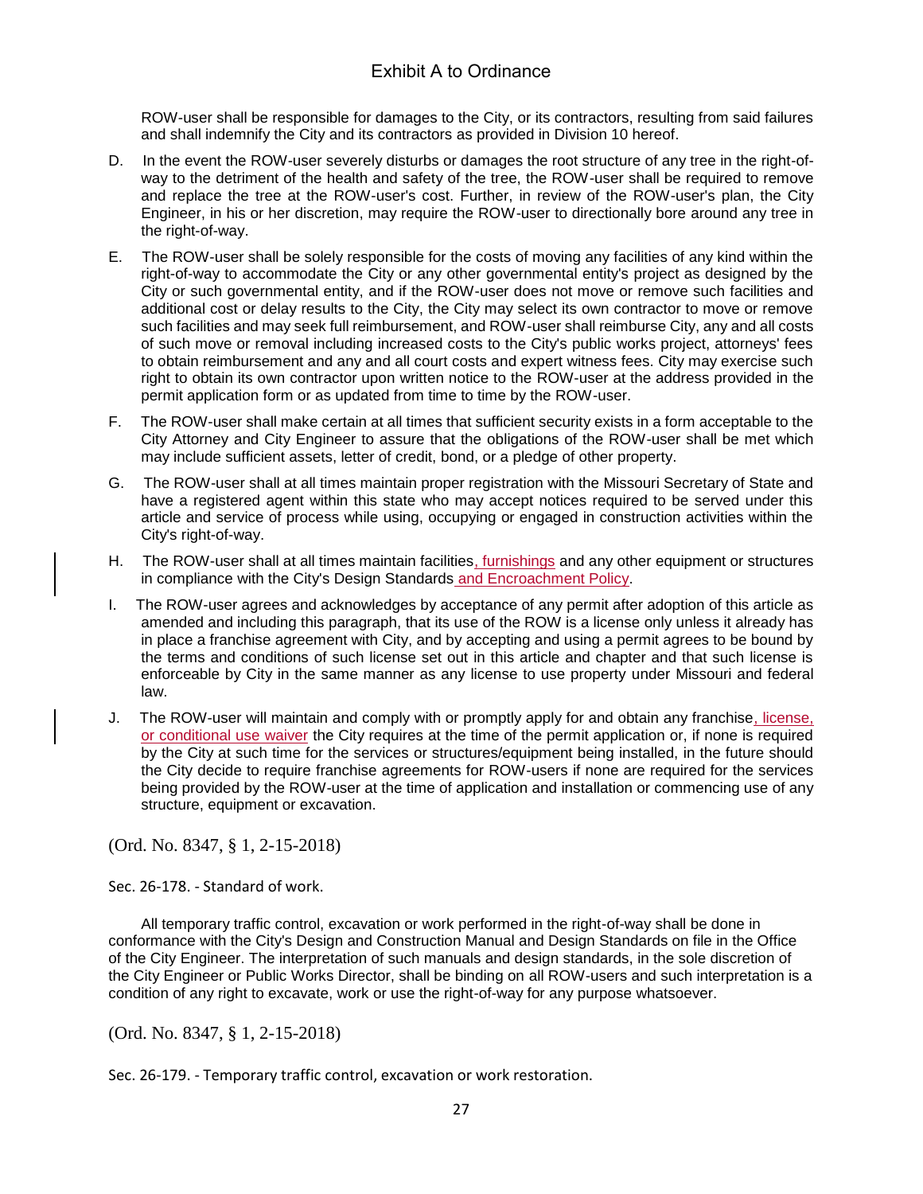ROW-user shall be responsible for damages to the City, or its contractors, resulting from said failures and shall indemnify the City and its contractors as provided in Division 10 hereof.

D. In the event the ROW-user severely disturbs or damages the root structure of any tree in the right-of-way to the detriment of the health and safety of the tree, the ROW-user shall be required to remove and replace the tree at the ROW-user's cost. Further, in review of the ROW-user's plan, the City Engineer, in his or her discretion, may require the ROW-user to directionally bore around any tree in the right-of-way.

E. The ROW-user shall be solely responsible for the costs of moving any facilities of any kind within the right-of-way to accommodate the City or any other governmental entity's project as designed by the City or such governmental entity, and if the ROW-user does not move or remove such facilities and additional cost or delay results to the City, the City may select its own contractor to move or remove such facilities and may seek full reimbursement, and ROW-user shall reimburse City, any and all costs of such move or removal including increased costs to the City's public works project, attorneys' fees to obtain reimbursement and any and all court costs and expert witness fees. City may exercise such right to obtain its own contractor upon written notice to the ROW-user at the address provided in the permit application form or as updated from time to time by the ROW-user.

F. The ROW-user shall make certain at all times that sufficient security exists in a form acceptable to the City Attorney and City Engineer to assure that the obligations of the ROW-user shall be met which may include sufficient assets, letter of credit, bond, or a pledge of other property.

G. The ROW-user shall at all times maintain proper registration with the Missouri Secretary of State and have a registered agent within this state who may accept notices required to be served under this article and service of process while using, occupying or engaged in construction activities within the City's right-of-way.

H. The ROW-user shall at all times maintain facilities, furnishings and any other equipment or structures in compliance with the City's Design Standards and Encroachment Policy.

I. The ROW-user agrees and acknowledges by acceptance of any permit after adoption of this article as amended and including this paragraph, that its use of the ROW is a license only unless it already has in place a franchise agreement with City, and by accepting and using a permit agrees to be bound by the terms and conditions of such license set out in this article and chapter and that such license is enforceable by City in the same manner as any license to use property under Missouri and federal law.

J. The ROW-user will maintain and comply with or promptly apply for and obtain any franchise, license, or conditional use waiver the City requires at the time of the permit application or, if none is required by the City at such time for the services or structures/equipment being installed, in the future should the City decide to require franchise agreements for ROW-users if none are required for the services being provided by the ROW-user at the time of application and installation or commencing use of any structure, equipment or excavation.

(Ord. No. 8347, § 1, 2-15-2018)

Sec. 26-178. - Standard of work.

All temporary traffic control, excavation or work performed in the right-of-way shall be done in conformance with the City's Design and Construction Manual and Design Standards on file in the Office of the City Engineer. The interpretation of such manuals and design standards, in the sole discretion of the City Engineer or Public Works Director, shall be binding on all ROW-users and such interpretation is a condition of any right to excavate, work or use the right-of-way for any purpose whatsoever.

(Ord. No. 8347, § 1, 2-15-2018)

Sec. 26-179. - Temporary traffic control, excavation or work restoration.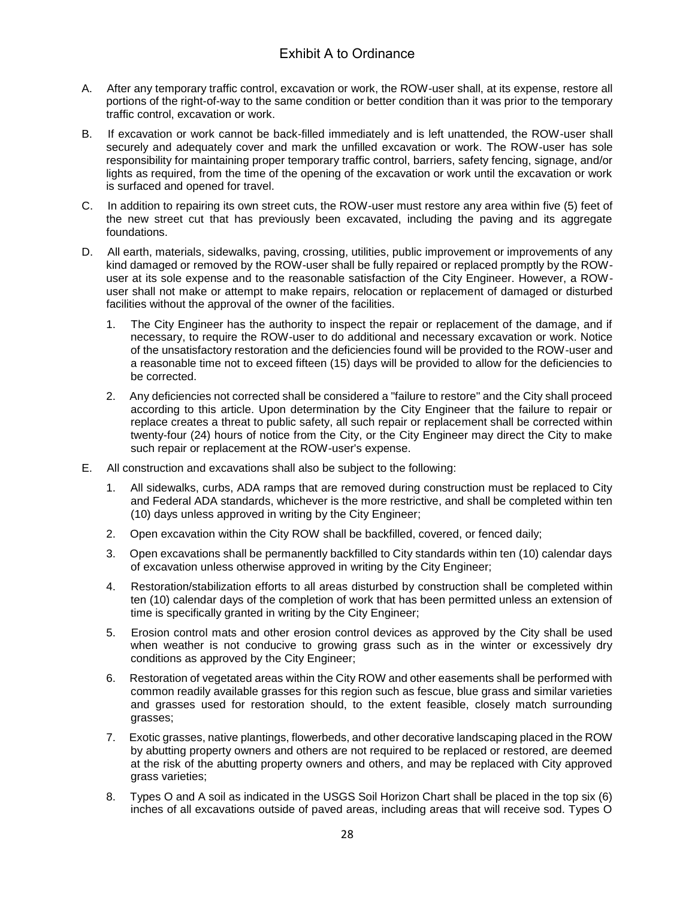A. After any temporary traffic control, excavation or work, the ROW-user shall, at its expense, restore all portions of the right-of-way to the same condition or better condition than it was prior to the temporary traffic control, excavation or work.

B. If excavation or work cannot be back-filled immediately and is left unattended, the ROW-user shall securely and adequately cover and mark the unfilled excavation or work. The ROW-user has sole responsibility for maintaining proper temporary traffic control, barriers, safety fencing, signage, and/or lights as required, from the time of the opening of the excavation or work until the excavation or work is surfaced and opened for travel.

C. In addition to repairing its own street cuts, the ROW-user must restore any area within five (5) feet of the new street cut that has previously been excavated, including the paving and its aggregate foundations.

D. All earth, materials, sidewalks, paving, crossing, utilities, public improvement or improvements of any kind damaged or removed by the ROW-user shall be fully repaired or replaced promptly by the ROW-user at its sole expense and to the reasonable satisfaction of the City Engineer. However, a ROW-user shall not make or attempt to make repairs, relocation or replacement of damaged or disturbed facilities without the approval of the owner of the facilities.

   1. The City Engineer has the authority to inspect the repair or replacement of the damage, and if necessary, to require the ROW-user to do additional and necessary excavation or work. Notice of the unsatisfactory restoration and the deficiencies found will be provided to the ROW-user and a reasonable time not to exceed fifteen (15) days will be provided to allow for the deficiencies to be corrected.

   2. Any deficiencies not corrected shall be considered a "failure to restore" and the City shall proceed according to this article. Upon determination by the City Engineer that the failure to repair or replace creates a threat to public safety, all such repair or replacement shall be corrected within twenty-four (24) hours of notice from the City, or the City Engineer may direct the City to make such repair or replacement at the ROW-user's expense.

E. All construction and excavations shall also be subject to the following:

   1. All sidewalks, curbs, ADA ramps that are removed during construction must be replaced to City and Federal ADA standards, whichever is the more restrictive, and shall be completed within ten (10) days unless approved in writing by the City Engineer;

   2. Open excavation within the City ROW shall be backfilled, covered, or fenced daily;

   3. Open excavations shall be permanently backfilled to City standards within ten (10) calendar days of excavation unless otherwise approved in writing by the City Engineer;

   4. Restoration/stabilization efforts to all areas disturbed by construction shall be completed within ten (10) calendar days of the completion of work that has been permitted unless an extension of time is specifically granted in writing by the City Engineer;

   5. Erosion control mats and other erosion control devices as approved by the City shall be used when weather is not conducive to growing grass such as in the winter or excessively dry conditions as approved by the City Engineer;

   6. Restoration of vegetated areas within the City ROW and other easements shall be performed with common readily available grasses for this region such as fescue, blue grass and similar varieties and grasses used for restoration should, to the extent feasible, closely match surrounding grasses;

   7. Exotic grasses, native plantings, flowerbeds, and other decorative landscaping placed in the ROW by abutting property owners and others are not required to be replaced or restored, are deemed at the risk of the abutting property owners and others, and may be replaced with City approved grass varieties;

   8. Types O and A soil as indicated in the USGS Soil Horizon Chart shall be placed in the top six (6) inches of all excavations outside of paved areas, including areas that will receive sod. Types O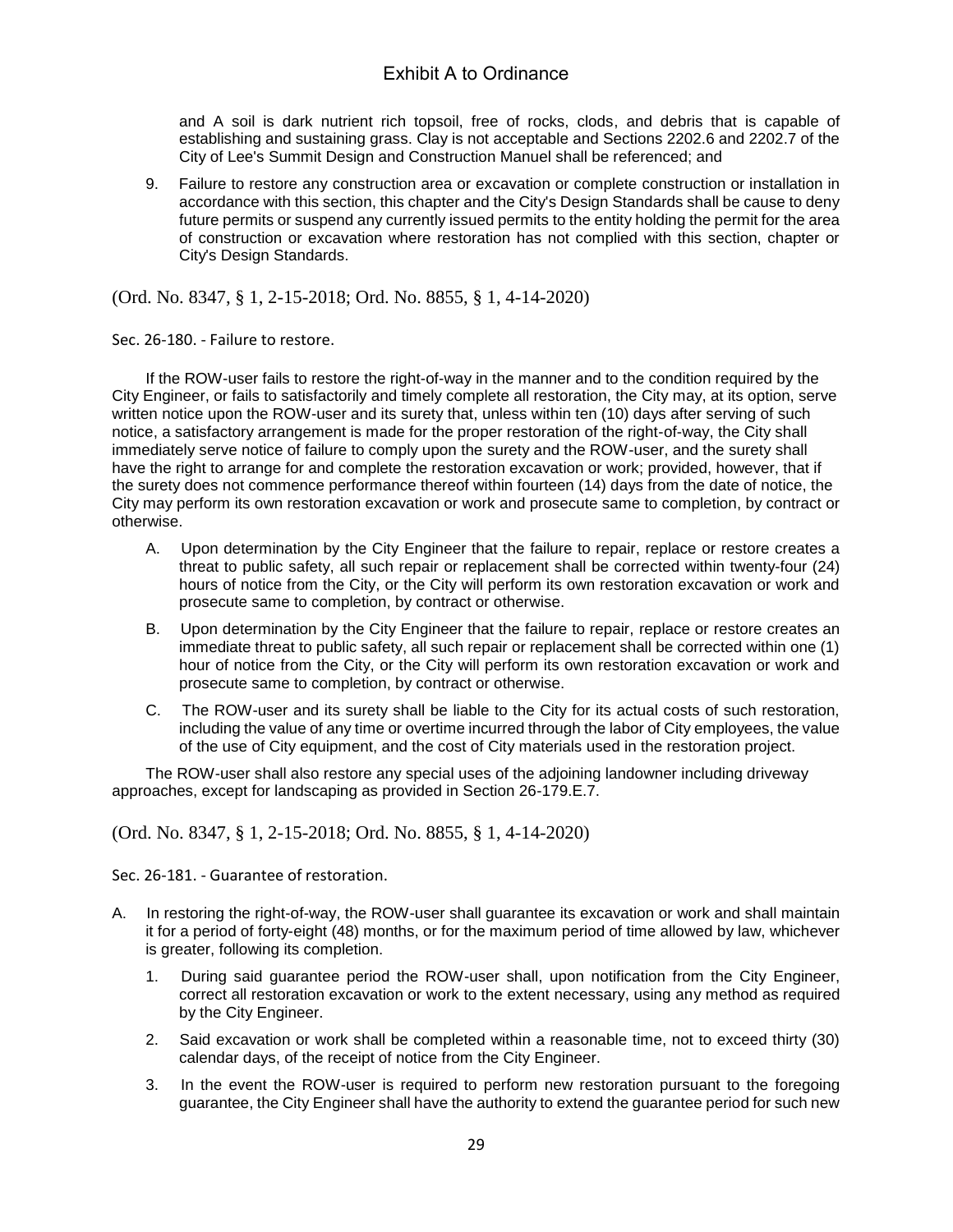and A soil is dark nutrient rich topsoil, free of rocks, clods, and debris that is capable of establishing and sustaining grass. Clay is not acceptable and Sections 2202.6 and 2202.7 of the City of Lee's Summit Design and Construction Manuel shall be referenced; and

9. Failure to restore any construction area or excavation or complete construction or installation in accordance with this section, this chapter and the City's Design Standards shall be cause to deny future permits or suspend any currently issued permits to the entity holding the permit for the area of construction or excavation where restoration has not complied with this section, chapter or City's Design Standards.

(Ord. No. 8347, § 1, 2-15-2018; Ord. No. 8855, § 1, 4-14-2020)

Sec. 26-180. - Failure to restore.

If the ROW-user fails to restore the right-of-way in the manner and to the condition required by the City Engineer, or fails to satisfactorily and timely complete all restoration, the City may, at its option, serve written notice upon the ROW-user and its surety that, unless within ten (10) days after serving of such notice, a satisfactory arrangement is made for the proper restoration of the right-of-way, the City shall immediately serve notice of failure to comply upon the surety and the ROW-user, and the surety shall have the right to arrange for and complete the restoration excavation or work; provided, however, that if the surety does not commence performance thereof within fourteen (14) days from the date of notice, the City may perform its own restoration excavation or work and prosecute same to completion, by contract or otherwise.

A. Upon determination by the City Engineer that the failure to repair, replace or restore creates a threat to public safety, all such repair or replacement shall be corrected within twenty-four (24) hours of notice from the City, or the City will perform its own restoration excavation or work and prosecute same to completion, by contract or otherwise.

B. Upon determination by the City Engineer that the failure to repair, replace or restore creates an immediate threat to public safety, all such repair or replacement shall be corrected within one (1) hour of notice from the City, or the City will perform its own restoration excavation or work and prosecute same to completion, by contract or otherwise.

C. The ROW-user and its surety shall be liable to the City for its actual costs of such restoration, including the value of any time or overtime incurred through the labor of City employees, the value of the use of City equipment, and the cost of City materials used in the restoration project.

The ROW-user shall also restore any special uses of the adjoining landowner including driveway approaches, except for landscaping as provided in Section 26-179.E.7.

(Ord. No. 8347, § 1, 2-15-2018; Ord. No. 8855, § 1, 4-14-2020)

Sec. 26-181. - Guarantee of restoration.

A. In restoring the right-of-way, the ROW-user shall guarantee its excavation or work and shall maintain it for a period of forty-eight (48) months, or for the maximum period of time allowed by law, whichever is greater, following its completion.

   1. During said guarantee period the ROW-user shall, upon notification from the City Engineer, correct all restoration excavation or work to the extent necessary, using any method as required by the City Engineer.

   2. Said excavation or work shall be completed within a reasonable time, not to exceed thirty (30) calendar days, of the receipt of notice from the City Engineer.

   3. In the event the ROW-user is required to perform new restoration pursuant to the foregoing guarantee, the City Engineer shall have the authority to extend the guarantee period for such new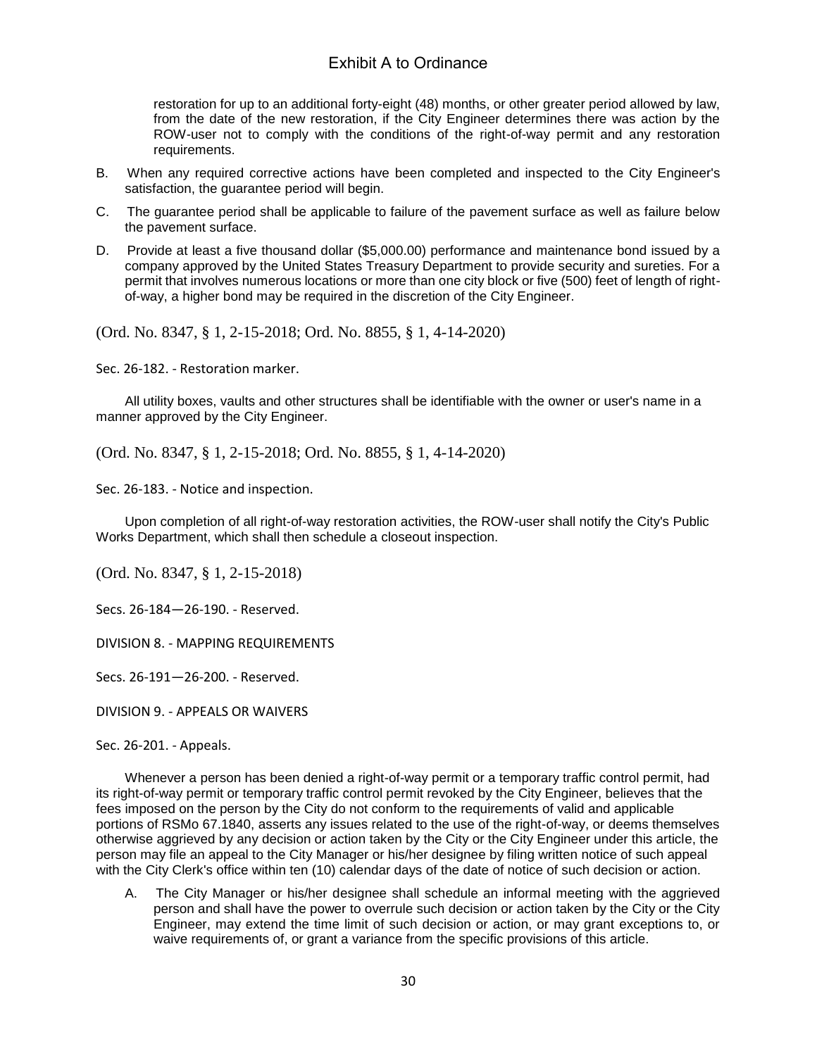restoration for up to an additional forty-eight (48) months, or other greater period allowed by law, from the date of the new restoration, if the City Engineer determines there was action by the ROW-user not to comply with the conditions of the right-of-way permit and any restoration requirements.

B. When any required corrective actions have been completed and inspected to the City Engineer's satisfaction, the guarantee period will begin.

C. The guarantee period shall be applicable to failure of the pavement surface as well as failure below the pavement surface.

D. Provide at least a five thousand dollar ($5,000.00) performance and maintenance bond issued by a company approved by the United States Treasury Department to provide security and sureties. For a permit that involves numerous locations or more than one city block or five (500) feet of length of right-of-way, a higher bond may be required in the discretion of the City Engineer.

(Ord. No. 8347, § 1, 2-15-2018; Ord. No. 8855, § 1, 4-14-2020)

Sec. 26-182. - Restoration marker.

All utility boxes, vaults and other structures shall be identifiable with the owner or user's name in a manner approved by the City Engineer.

(Ord. No. 8347, § 1, 2-15-2018; Ord. No. 8855, § 1, 4-14-2020)

Sec. 26-183. - Notice and inspection.

Upon completion of all right-of-way restoration activities, the ROW-user shall notify the City's Public Works Department, which shall then schedule a closeout inspection.

(Ord. No. 8347, § 1, 2-15-2018)

Secs. 26-184—26-190. - Reserved.

DIVISION 8. - MAPPING REQUIREMENTS

Secs. 26-191—26-200. - Reserved.

DIVISION 9. - APPEALS OR WAIVERS

Sec. 26-201. - Appeals.

Whenever a person has been denied a right-of-way permit or a temporary traffic control permit, had its right-of-way permit or temporary traffic control permit revoked by the City Engineer, believes that the fees imposed on the person by the City do not conform to the requirements of valid and applicable portions of RSMo 67.1840, asserts any issues related to the use of the right-of-way, or deems themselves otherwise aggrieved by any decision or action taken by the City or the City Engineer under this article, the person may file an appeal to the City Manager or his/her designee by filing written notice of such appeal with the City Clerk's office within ten (10) calendar days of the date of notice of such decision or action.

A. The City Manager or his/her designee shall schedule an informal meeting with the aggrieved person and shall have the power to overrule such decision or action taken by the City or the City Engineer, may extend the time limit of such decision or action, or may grant exceptions to, or waive requirements of, or grant a variance from the specific provisions of this article.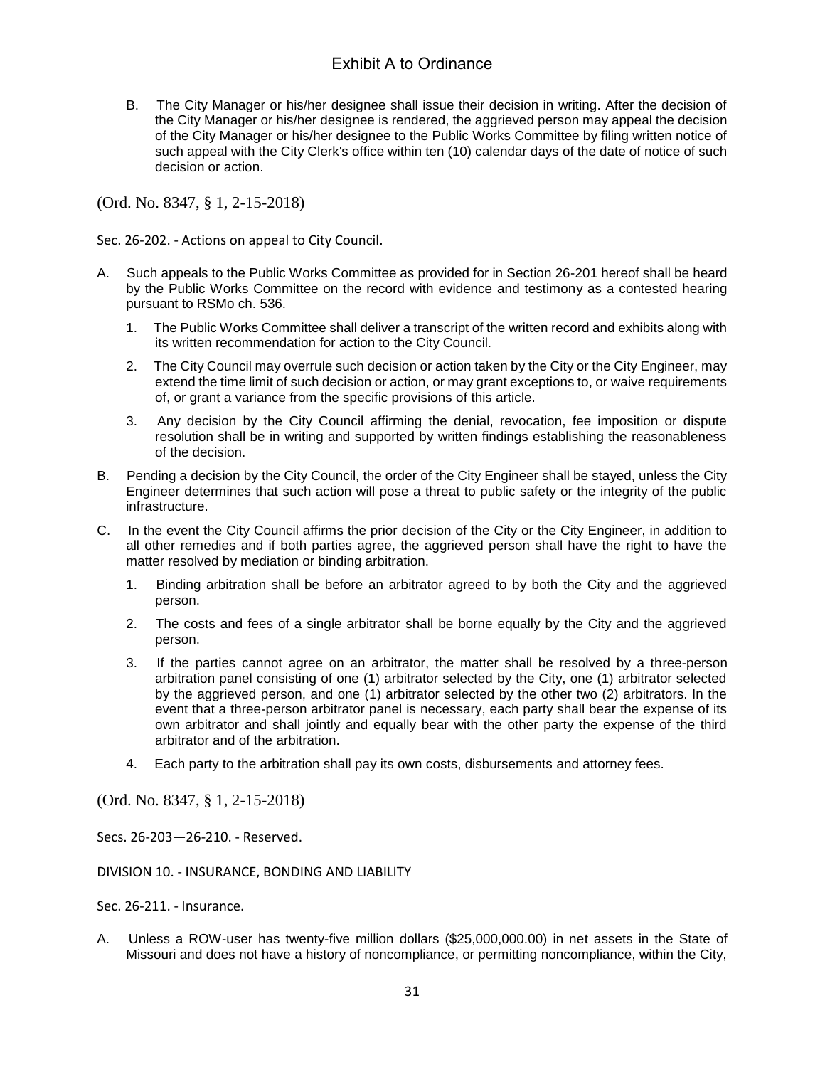B. The City Manager or his/her designee shall issue their decision in writing. After the decision of the City Manager or his/her designee is rendered, the aggrieved person may appeal the decision of the City Manager or his/her designee to the Public Works Committee by filing written notice of such appeal with the City Clerk's office within ten (10) calendar days of the date of notice of such decision or action.

(Ord. No. 8347, § 1, 2-15-2018)

Sec. 26-202. - Actions on appeal to City Council.

A. Such appeals to the Public Works Committee as provided for in Section 26-201 hereof shall be heard by the Public Works Committee on the record with evidence and testimony as a contested hearing pursuant to RSMo ch. 536.

   1. The Public Works Committee shall deliver a transcript of the written record and exhibits along with its written recommendation for action to the City Council.

   2. The City Council may overrule such decision or action taken by the City or the City Engineer, may extend the time limit of such decision or action, or may grant exceptions to, or waive requirements of, or grant a variance from the specific provisions of this article.

   3. Any decision by the City Council affirming the denial, revocation, fee imposition or dispute resolution shall be in writing and supported by written findings establishing the reasonableness of the decision.

B. Pending a decision by the City Council, the order of the City Engineer shall be stayed, unless the City Engineer determines that such action will pose a threat to public safety or the integrity of the public infrastructure.

C. In the event the City Council affirms the prior decision of the City or the City Engineer, in addition to all other remedies and if both parties agree, the aggrieved person shall have the right to have the matter resolved by mediation or binding arbitration.

   1. Binding arbitration shall be before an arbitrator agreed to by both the City and the aggrieved person.

   2. The costs and fees of a single arbitrator shall be borne equally by the City and the aggrieved person.

   3. If the parties cannot agree on an arbitrator, the matter shall be resolved by a three-person arbitration panel consisting of one (1) arbitrator selected by the City, one (1) arbitrator selected by the aggrieved person, and one (1) arbitrator selected by the other two (2) arbitrators. In the event that a three-person arbitrator panel is necessary, each party shall bear the expense of its own arbitrator and shall jointly and equally bear with the other party the expense of the third arbitrator and of the arbitration.

   4. Each party to the arbitration shall pay its own costs, disbursements and attorney fees.

(Ord. No. 8347, § 1, 2-15-2018)

Secs. 26-203—26-210. - Reserved.

DIVISION 10. - INSURANCE, BONDING AND LIABILITY

Sec. 26-211. - Insurance.

A. Unless a ROW-user has twenty-five million dollars ($25,000,000.00) in net assets in the State of Missouri and does not have a history of noncompliance, or permitting noncompliance, within the City,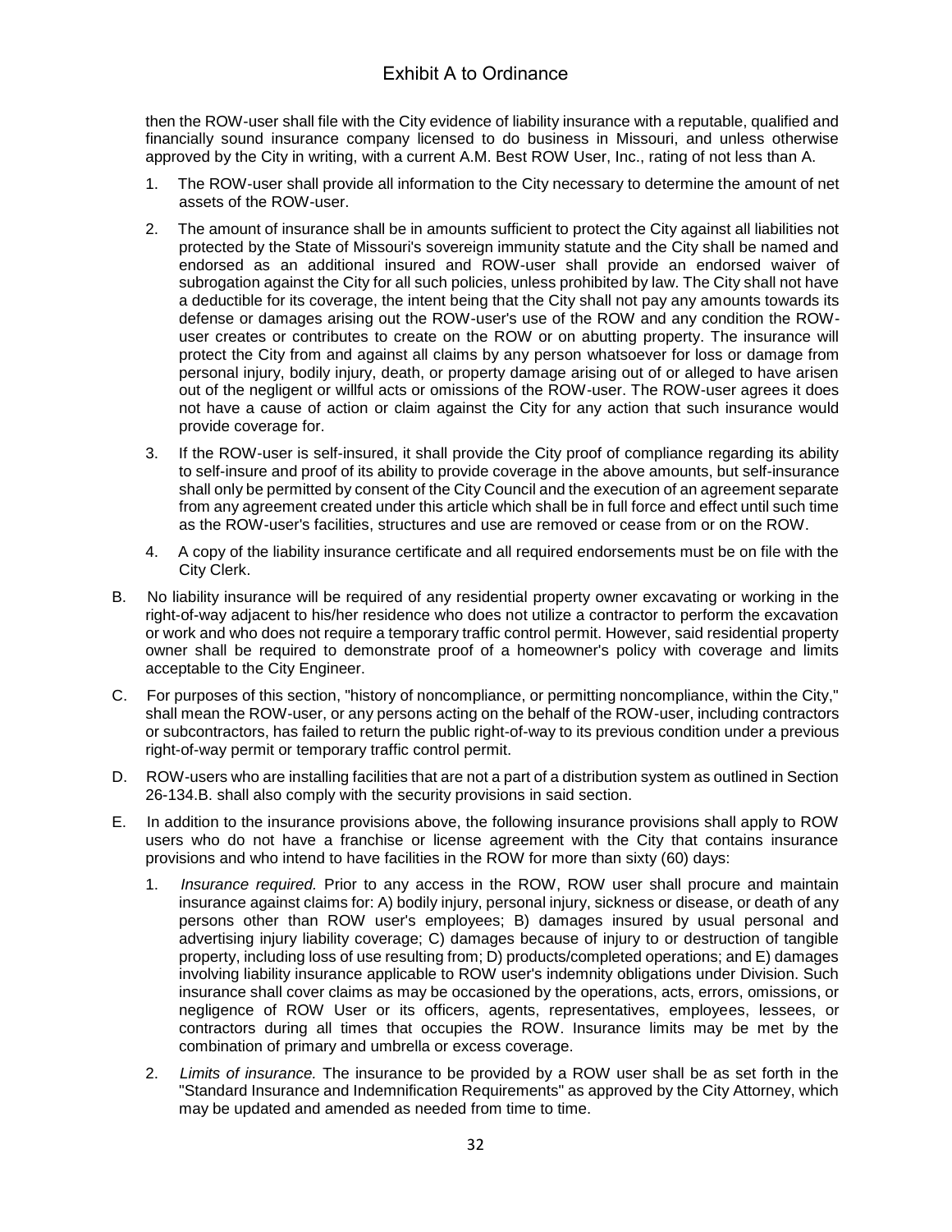then the ROW-user shall file with the City evidence of liability insurance with a reputable, qualified and financially sound insurance company licensed to do business in Missouri, and unless otherwise approved by the City in writing, with a current A.M. Best ROW User, Inc., rating of not less than A.

1. The ROW-user shall provide all information to the City necessary to determine the amount of net assets of the ROW-user.

2. The amount of insurance shall be in amounts sufficient to protect the City against all liabilities not protected by the State of Missouri's sovereign immunity statute and the City shall be named and endorsed as an additional insured and ROW-user shall provide an endorsed waiver of subrogation against the City for all such policies, unless prohibited by law. The City shall not have a deductible for its coverage, the intent being that the City shall not pay any amounts towards its defense or damages arising out the ROW-user's use of the ROW and any condition the ROW-user creates or contributes to create on the ROW or on abutting property. The insurance will protect the City from and against all claims by any person whatsoever for loss or damage from personal injury, bodily injury, death, or property damage arising out of or alleged to have arisen out of the negligent or willful acts or omissions of the ROW-user. The ROW-user agrees it does not have a cause of action or claim against the City for any action that such insurance would provide coverage for.

3. If the ROW-user is self-insured, it shall provide the City proof of compliance regarding its ability to self-insure and proof of its ability to provide coverage in the above amounts, but self-insurance shall only be permitted by consent of the City Council and the execution of an agreement separate from any agreement created under this article which shall be in full force and effect until such time as the ROW-user's facilities, structures and use are removed or cease from or on the ROW.

4. A copy of the liability insurance certificate and all required endorsements must be on file with the City Clerk.

B. No liability insurance will be required of any residential property owner excavating or working in the right-of-way adjacent to his/her residence who does not utilize a contractor to perform the excavation or work and who does not require a temporary traffic control permit. However, said residential property owner shall be required to demonstrate proof of a homeowner's policy with coverage and limits acceptable to the City Engineer.

C. For purposes of this section, "history of noncompliance, or permitting noncompliance, within the City," shall mean the ROW-user, or any persons acting on the behalf of the ROW-user, including contractors or subcontractors, has failed to return the public right-of-way to its previous condition under a previous right-of-way permit or temporary traffic control permit.

D. ROW-users who are installing facilities that are not a part of a distribution system as outlined in Section 26-134.B. shall also comply with the security provisions in said section.

E. In addition to the insurance provisions above, the following insurance provisions shall apply to ROW users who do not have a franchise or license agreement with the City that contains insurance provisions and who intend to have facilities in the ROW for more than sixty (60) days:

1. *Insurance required.* Prior to any access in the ROW, ROW user shall procure and maintain insurance against claims for: A) bodily injury, personal injury, sickness or disease, or death of any persons other than ROW user's employees; B) damages insured by usual personal and advertising injury liability coverage; C) damages because of injury to or destruction of tangible property, including loss of use resulting from; D) products/completed operations; and E) damages involving liability insurance applicable to ROW user's indemnity obligations under Division. Such insurance shall cover claims as may be occasioned by the operations, acts, errors, omissions, or negligence of ROW User or its officers, agents, representatives, employees, lessees, or contractors during all times that occupies the ROW. Insurance limits may be met by the combination of primary and umbrella or excess coverage.

2. *Limits of insurance.* The insurance to be provided by a ROW user shall be as set forth in the "Standard Insurance and Indemnification Requirements" as approved by the City Attorney, which may be updated and amended as needed from time to time.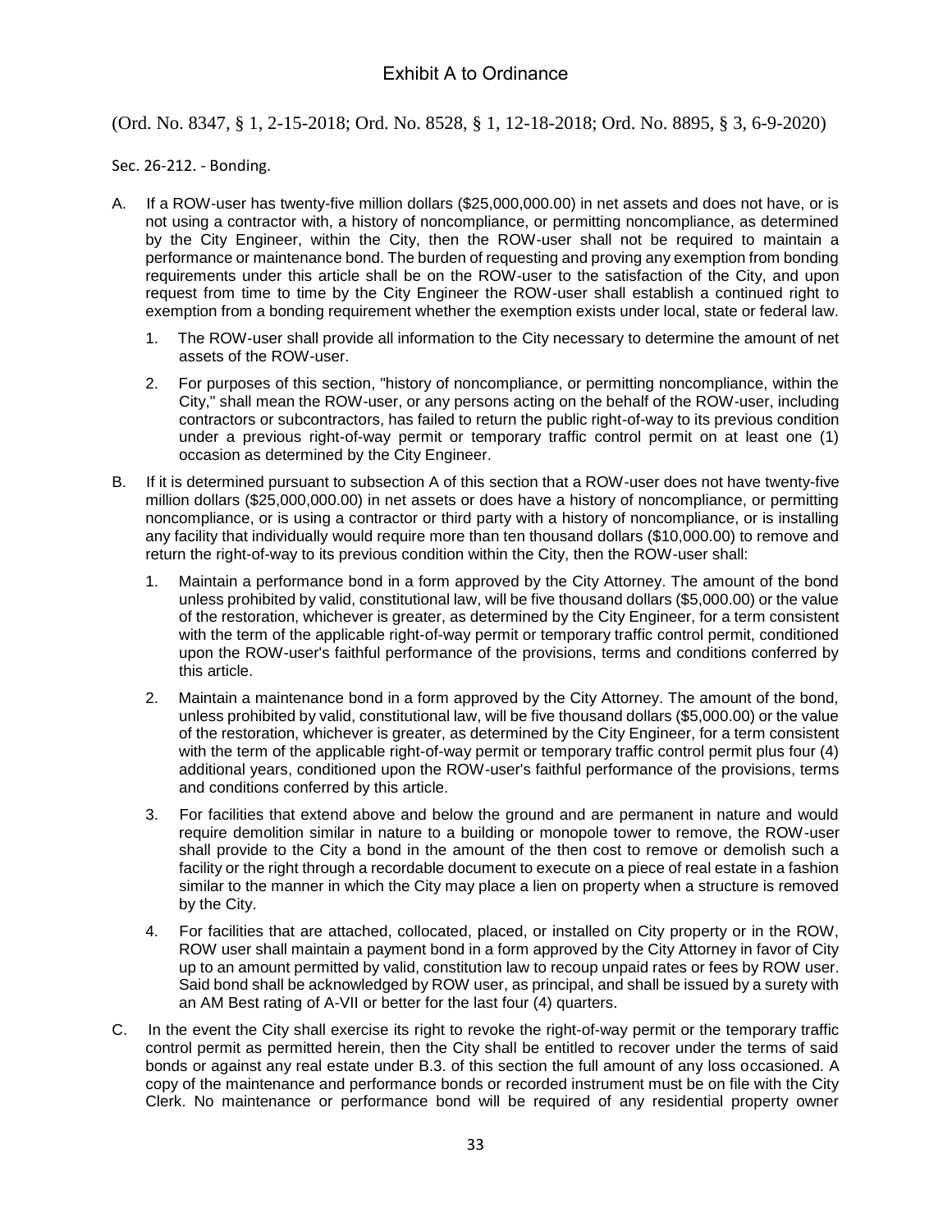Exhibit A to Ordinance

(Ord. No. 8347, § 1, 2-15-2018; Ord. No. 8528, § 1, 12-18-2018; Ord. No. 8895, § 3, 6-9-2020)

Sec. 26-212. - Bonding.

A. If a ROW-user has twenty-five million dollars ($25,000,000.00) in net assets and does not have, or is not using a contractor with, a history of noncompliance, or permitting noncompliance, as determined by the City Engineer, within the City, then the ROW-user shall not be required to maintain a performance or maintenance bond. The burden of requesting and proving any exemption from bonding requirements under this article shall be on the ROW-user to the satisfaction of the City, and upon request from time to time by the City Engineer the ROW-user shall establish a continued right to exemption from a bonding requirement whether the exemption exists under local, state or federal law.

   1. The ROW-user shall provide all information to the City necessary to determine the amount of net assets of the ROW-user.

   2. For purposes of this section, "history of noncompliance, or permitting noncompliance, within the City," shall mean the ROW-user, or any persons acting on the behalf of the ROW-user, including contractors or subcontractors, has failed to return the public right-of-way to its previous condition under a previous right-of-way permit or temporary traffic control permit on at least one (1) occasion as determined by the City Engineer.

B. If it is determined pursuant to subsection A of this section that a ROW-user does not have twenty-five million dollars ($25,000,000.00) in net assets or does have a history of noncompliance, or permitting noncompliance, or is using a contractor or third party with a history of noncompliance, or is installing any facility that individually would require more than ten thousand dollars ($10,000.00) to remove and return the right-of-way to its previous condition within the City, then the ROW-user shall:

   1. Maintain a performance bond in a form approved by the City Attorney. The amount of the bond unless prohibited by valid, constitutional law, will be five thousand dollars ($5,000.00) or the value of the restoration, whichever is greater, as determined by the City Engineer, for a term consistent with the term of the applicable right-of-way permit or temporary traffic control permit, conditioned upon the ROW-user's faithful performance of the provisions, terms and conditions conferred by this article.

   2. Maintain a maintenance bond in a form approved by the City Attorney. The amount of the bond, unless prohibited by valid, constitutional law, will be five thousand dollars ($5,000.00) or the value of the restoration, whichever is greater, as determined by the City Engineer, for a term consistent with the term of the applicable right-of-way permit or temporary traffic control permit plus four (4) additional years, conditioned upon the ROW-user's faithful performance of the provisions, terms and conditions conferred by this article.

   3. For facilities that extend above and below the ground and are permanent in nature and would require demolition similar in nature to a building or monopole tower to remove, the ROW-user shall provide to the City a bond in the amount of the then cost to remove or demolish such a facility or the right through a recordable document to execute on a piece of real estate in a fashion similar to the manner in which the City may place a lien on property when a structure is removed by the City.

   4. For facilities that are attached, collocated, placed, or installed on City property or in the ROW, ROW user shall maintain a payment bond in a form approved by the City Attorney in favor of City up to an amount permitted by valid, constitution law to recoup unpaid rates or fees by ROW user. Said bond shall be acknowledged by ROW user, as principal, and shall be issued by a surety with an AM Best rating of A-VII or better for the last four (4) quarters.

C. In the event the City shall exercise its right to revoke the right-of-way permit or the temporary traffic control permit as permitted herein, then the City shall be entitled to recover under the terms of said bonds or against any real estate under B.3. of this section the full amount of any loss occasioned. A copy of the maintenance and performance bonds or recorded instrument must be on file with the City Clerk. No maintenance or performance bond will be required of any residential property owner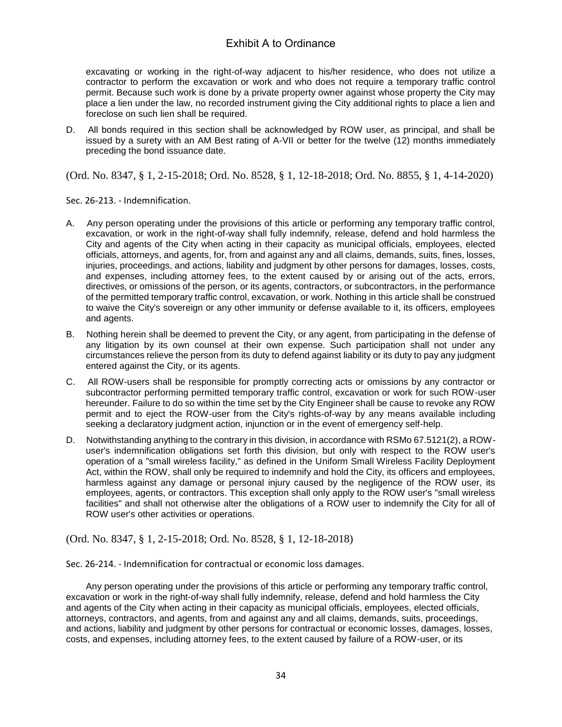excavating or working in the right-of-way adjacent to his/her residence, who does not utilize a contractor to perform the excavation or work and who does not require a temporary traffic control permit. Because such work is done by a private property owner against whose property the City may place a lien under the law, no recorded instrument giving the City additional rights to place a lien and foreclose on such lien shall be required.

D. All bonds required in this section shall be acknowledged by ROW user, as principal, and shall be issued by a surety with an AM Best rating of A-VII or better for the twelve (12) months immediately preceding the bond issuance date.

(Ord. No. 8347, § 1, 2-15-2018; Ord. No. 8528, § 1, 12-18-2018; Ord. No. 8855, § 1, 4-14-2020)

Sec. 26-213. - Indemnification.

A. Any person operating under the provisions of this article or performing any temporary traffic control, excavation, or work in the right-of-way shall fully indemnify, release, defend and hold harmless the City and agents of the City when acting in their capacity as municipal officials, employees, elected officials, attorneys, and agents, for, from and against any and all claims, demands, suits, fines, losses, injuries, proceedings, and actions, liability and judgment by other persons for damages, losses, costs, and expenses, including attorney fees, to the extent caused by or arising out of the acts, errors, directives, or omissions of the person, or its agents, contractors, or subcontractors, in the performance of the permitted temporary traffic control, excavation, or work. Nothing in this article shall be construed to waive the City's sovereign or any other immunity or defense available to it, its officers, employees and agents.

B. Nothing herein shall be deemed to prevent the City, or any agent, from participating in the defense of any litigation by its own counsel at their own expense. Such participation shall not under any circumstances relieve the person from its duty to defend against liability or its duty to pay any judgment entered against the City, or its agents.

C. All ROW-users shall be responsible for promptly correcting acts or omissions by any contractor or subcontractor performing permitted temporary traffic control, excavation or work for such ROW-user hereunder. Failure to do so within the time set by the City Engineer shall be cause to revoke any ROW permit and to eject the ROW-user from the City's rights-of-way by any means available including seeking a declaratory judgment action, injunction or in the event of emergency self-help.

D. Notwithstanding anything to the contrary in this division, in accordance with RSMo 67.5121(2), a ROW-user's indemnification obligations set forth this division, but only with respect to the ROW user's operation of a "small wireless facility," as defined in the Uniform Small Wireless Facility Deployment Act, within the ROW, shall only be required to indemnify and hold the City, its officers and employees, harmless against any damage or personal injury caused by the negligence of the ROW user, its employees, agents, or contractors. This exception shall only apply to the ROW user's "small wireless facilities" and shall not otherwise alter the obligations of a ROW user to indemnify the City for all of ROW user's other activities or operations.

(Ord. No. 8347, § 1, 2-15-2018; Ord. No. 8528, § 1, 12-18-2018)

Sec. 26-214. - Indemnification for contractual or economic loss damages.

Any person operating under the provisions of this article or performing any temporary traffic control, excavation or work in the right-of-way shall fully indemnify, release, defend and hold harmless the City and agents of the City when acting in their capacity as municipal officials, employees, elected officials, attorneys, contractors, and agents, from and against any and all claims, demands, suits, proceedings, and actions, liability and judgment by other persons for contractual or economic losses, damages, losses, costs, and expenses, including attorney fees, to the extent caused by failure of a ROW-user, or its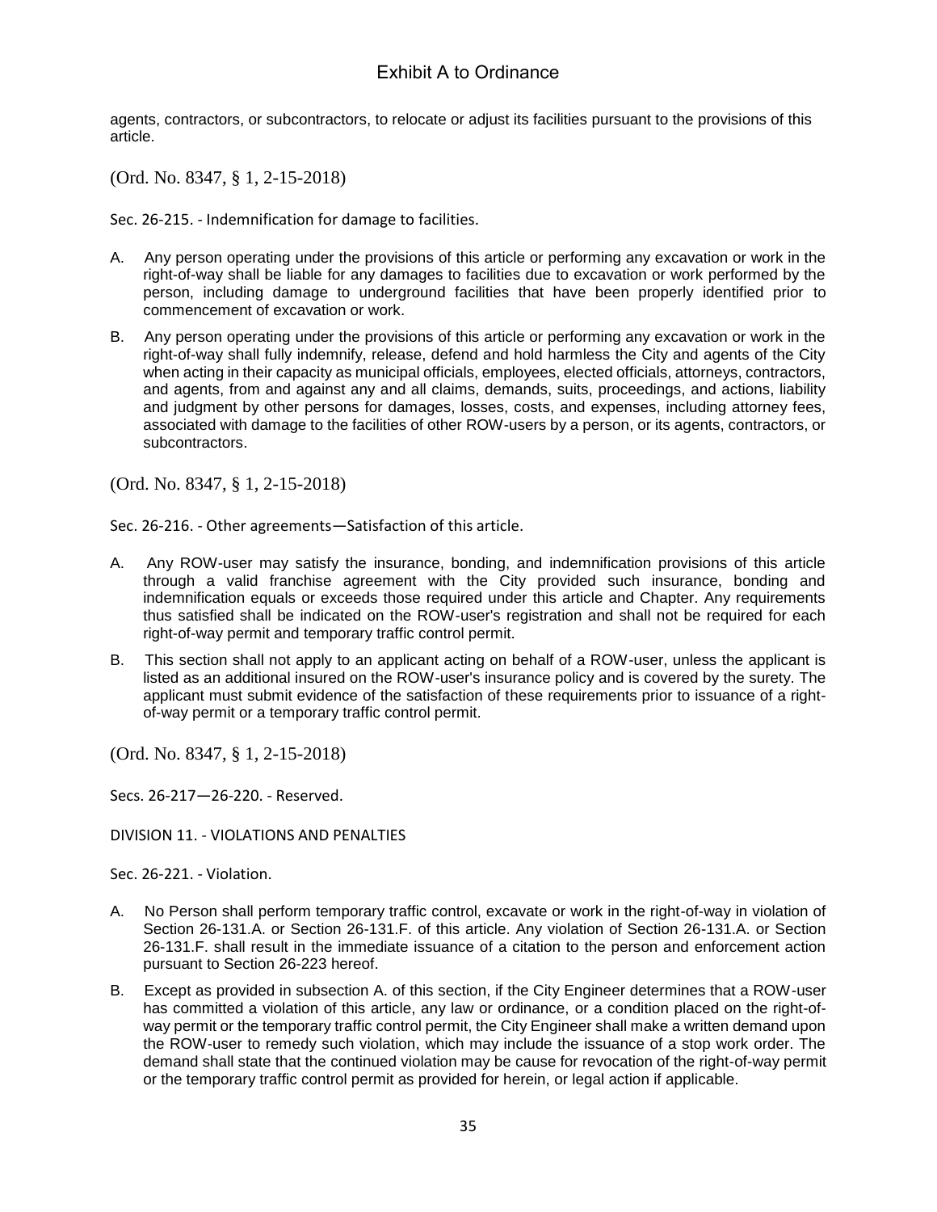agents, contractors, or subcontractors, to relocate or adjust its facilities pursuant to the provisions of this article.

(Ord. No. 8347, § 1, 2-15-2018)

Sec. 26-215. - Indemnification for damage to facilities.

A. Any person operating under the provisions of this article or performing any excavation or work in the right-of-way shall be liable for any damages to facilities due to excavation or work performed by the person, including damage to underground facilities that have been properly identified prior to commencement of excavation or work.

B. Any person operating under the provisions of this article or performing any excavation or work in the right-of-way shall fully indemnify, release, defend and hold harmless the City and agents of the City when acting in their capacity as municipal officials, employees, elected officials, attorneys, contractors, and agents, from and against any and all claims, demands, suits, proceedings, and actions, liability and judgment by other persons for damages, losses, costs, and expenses, including attorney fees, associated with damage to the facilities of other ROW-users by a person, or its agents, contractors, or subcontractors.

(Ord. No. 8347, § 1, 2-15-2018)

Sec. 26-216. - Other agreements—Satisfaction of this article.

A. Any ROW-user may satisfy the insurance, bonding, and indemnification provisions of this article through a valid franchise agreement with the City provided such insurance, bonding and indemnification equals or exceeds those required under this article and Chapter. Any requirements thus satisfied shall be indicated on the ROW-user's registration and shall not be required for each right-of-way permit and temporary traffic control permit.

B. This section shall not apply to an applicant acting on behalf of a ROW-user, unless the applicant is listed as an additional insured on the ROW-user's insurance policy and is covered by the surety. The applicant must submit evidence of the satisfaction of these requirements prior to issuance of a right-of-way permit or a temporary traffic control permit.

(Ord. No. 8347, § 1, 2-15-2018)

Secs. 26-217—26-220. - Reserved.

DIVISION 11. - VIOLATIONS AND PENALTIES

Sec. 26-221. - Violation.

A. No Person shall perform temporary traffic control, excavate or work in the right-of-way in violation of Section 26-131.A. or Section 26-131.F. of this article. Any violation of Section 26-131.A. or Section 26-131.F. shall result in the immediate issuance of a citation to the person and enforcement action pursuant to Section 26-223 hereof.

B. Except as provided in subsection A. of this section, if the City Engineer determines that a ROW-user has committed a violation of this article, any law or ordinance, or a condition placed on the right-of-way permit or the temporary traffic control permit, the City Engineer shall make a written demand upon the ROW-user to remedy such violation, which may include the issuance of a stop work order. The demand shall state that the continued violation may be cause for revocation of the right-of-way permit or the temporary traffic control permit as provided for herein, or legal action if applicable.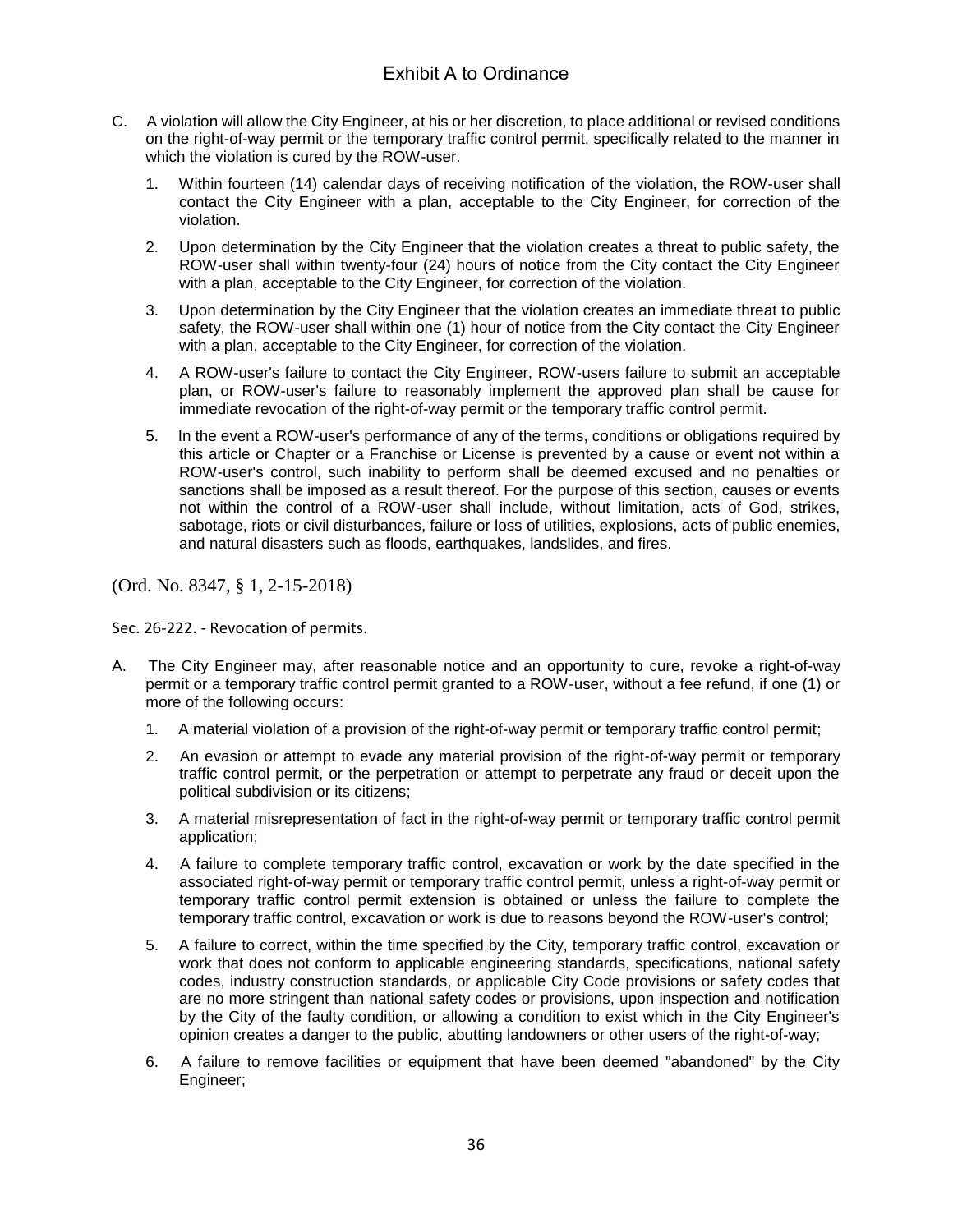C. A violation will allow the City Engineer, at his or her discretion, to place additional or revised conditions on the right-of-way permit or the temporary traffic control permit, specifically related to the manner in which the violation is cured by the ROW-user.

   1. Within fourteen (14) calendar days of receiving notification of the violation, the ROW-user shall contact the City Engineer with a plan, acceptable to the City Engineer, for correction of the violation.

   2. Upon determination by the City Engineer that the violation creates a threat to public safety, the ROW-user shall within twenty-four (24) hours of notice from the City contact the City Engineer with a plan, acceptable to the City Engineer, for correction of the violation.

   3. Upon determination by the City Engineer that the violation creates an immediate threat to public safety, the ROW-user shall within one (1) hour of notice from the City contact the City Engineer with a plan, acceptable to the City Engineer, for correction of the violation.

   4. A ROW-user's failure to contact the City Engineer, ROW-users failure to submit an acceptable plan, or ROW-user's failure to reasonably implement the approved plan shall be cause for immediate revocation of the right-of-way permit or the temporary traffic control permit.

   5. In the event a ROW-user's performance of any of the terms, conditions or obligations required by this article or Chapter or a Franchise or License is prevented by a cause or event not within a ROW-user's control, such inability to perform shall be deemed excused and no penalties or sanctions shall be imposed as a result thereof. For the purpose of this section, causes or events not within the control of a ROW-user shall include, without limitation, acts of God, strikes, sabotage, riots or civil disturbances, failure or loss of utilities, explosions, acts of public enemies, and natural disasters such as floods, earthquakes, landslides, and fires.

(Ord. No. 8347, § 1, 2-15-2018)

Sec. 26-222. - Revocation of permits.

A. The City Engineer may, after reasonable notice and an opportunity to cure, revoke a right-of-way permit or a temporary traffic control permit granted to a ROW-user, without a fee refund, if one (1) or more of the following occurs:

   1. A material violation of a provision of the right-of-way permit or temporary traffic control permit;

   2. An evasion or attempt to evade any material provision of the right-of-way permit or temporary traffic control permit, or the perpetration or attempt to perpetrate any fraud or deceit upon the political subdivision or its citizens;

   3. A material misrepresentation of fact in the right-of-way permit or temporary traffic control permit application;

   4. A failure to complete temporary traffic control, excavation or work by the date specified in the associated right-of-way permit or temporary traffic control permit, unless a right-of-way permit or temporary traffic control permit extension is obtained or unless the failure to complete the temporary traffic control, excavation or work is due to reasons beyond the ROW-user's control;

   5. A failure to correct, within the time specified by the City, temporary traffic control, excavation or work that does not conform to applicable engineering standards, specifications, national safety codes, industry construction standards, or applicable City Code provisions or safety codes that are no more stringent than national safety codes or provisions, upon inspection and notification by the City of the faulty condition, or allowing a condition to exist which in the City Engineer's opinion creates a danger to the public, abutting landowners or other users of the right-of-way;

   6. A failure to remove facilities or equipment that have been deemed "abandoned" by the City Engineer;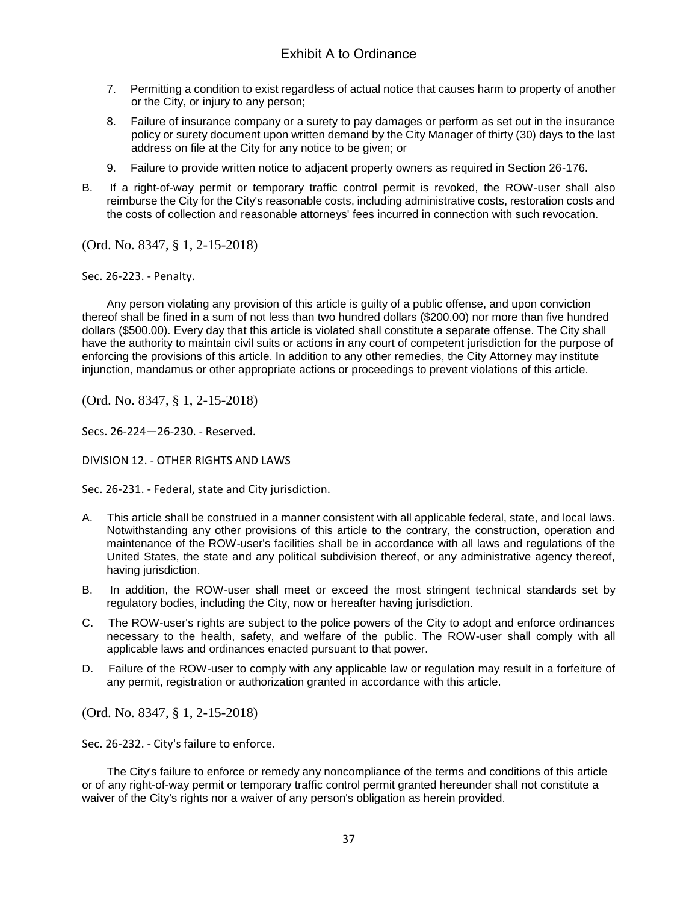7. Permitting a condition to exist regardless of actual notice that causes harm to property of another or the City, or injury to any person;

8. Failure of insurance company or a surety to pay damages or perform as set out in the insurance policy or surety document upon written demand by the City Manager of thirty (30) days to the last address on file at the City for any notice to be given; or

9. Failure to provide written notice to adjacent property owners as required in Section 26-176.

B. If a right-of-way permit or temporary traffic control permit is revoked, the ROW-user shall also reimburse the City for the City's reasonable costs, including administrative costs, restoration costs and the costs of collection and reasonable attorneys' fees incurred in connection with such revocation.

(Ord. No. 8347, § 1, 2-15-2018)

Sec. 26-223. - Penalty.

Any person violating any provision of this article is guilty of a public offense, and upon conviction thereof shall be fined in a sum of not less than two hundred dollars ($200.00) nor more than five hundred dollars ($500.00). Every day that this article is violated shall constitute a separate offense. The City shall have the authority to maintain civil suits or actions in any court of competent jurisdiction for the purpose of enforcing the provisions of this article. In addition to any other remedies, the City Attorney may institute injunction, mandamus or other appropriate actions or proceedings to prevent violations of this article.

(Ord. No. 8347, § 1, 2-15-2018)

Secs. 26-224—26-230. - Reserved.

DIVISION 12. - OTHER RIGHTS AND LAWS

Sec. 26-231. - Federal, state and City jurisdiction.

A. This article shall be construed in a manner consistent with all applicable federal, state, and local laws. Notwithstanding any other provisions of this article to the contrary, the construction, operation and maintenance of the ROW-user's facilities shall be in accordance with all laws and regulations of the United States, the state and any political subdivision thereof, or any administrative agency thereof, having jurisdiction.

B. In addition, the ROW-user shall meet or exceed the most stringent technical standards set by regulatory bodies, including the City, now or hereafter having jurisdiction.

C. The ROW-user's rights are subject to the police powers of the City to adopt and enforce ordinances necessary to the health, safety, and welfare of the public. The ROW-user shall comply with all applicable laws and ordinances enacted pursuant to that power.

D. Failure of the ROW-user to comply with any applicable law or regulation may result in a forfeiture of any permit, registration or authorization granted in accordance with this article.

(Ord. No. 8347, § 1, 2-15-2018)

Sec. 26-232. - City's failure to enforce.

The City's failure to enforce or remedy any noncompliance of the terms and conditions of this article or of any right-of-way permit or temporary traffic control permit granted hereunder shall not constitute a waiver of the City's rights nor a waiver of any person's obligation as herein provided.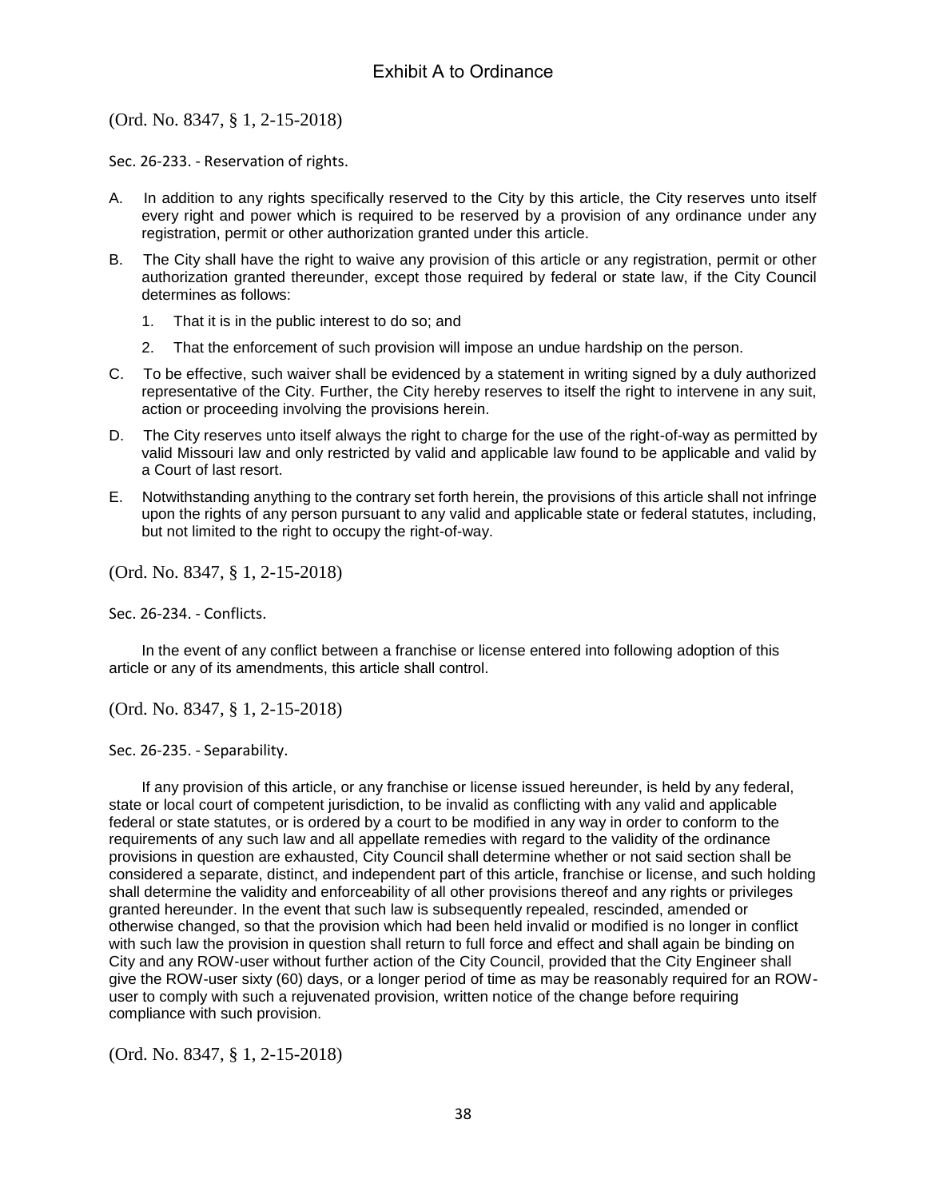(Ord. No. 8347, § 1, 2-15-2018)

Sec. 26-233. - Reservation of rights.

A. In addition to any rights specifically reserved to the City by this article, the City reserves unto itself every right and power which is required to be reserved by a provision of any ordinance under any registration, permit or other authorization granted under this article.

B. The City shall have the right to waive any provision of this article or any registration, permit or other authorization granted thereunder, except those required by federal or state law, if the City Council determines as follows:

   1. That it is in the public interest to do so; and

   2. That the enforcement of such provision will impose an undue hardship on the person.

C. To be effective, such waiver shall be evidenced by a statement in writing signed by a duly authorized representative of the City. Further, the City hereby reserves to itself the right to intervene in any suit, action or proceeding involving the provisions herein.

D. The City reserves unto itself always the right to charge for the use of the right-of-way as permitted by valid Missouri law and only restricted by valid and applicable law found to be applicable and valid by a Court of last resort.

E. Notwithstanding anything to the contrary set forth herein, the provisions of this article shall not infringe upon the rights of any person pursuant to any valid and applicable state or federal statutes, including, but not limited to the right to occupy the right-of-way.

(Ord. No. 8347, § 1, 2-15-2018)

Sec. 26-234. - Conflicts.

In the event of any conflict between a franchise or license entered into following adoption of this article or any of its amendments, this article shall control.

(Ord. No. 8347, § 1, 2-15-2018)

Sec. 26-235. - Separability.

If any provision of this article, or any franchise or license issued hereunder, is held by any federal, state or local court of competent jurisdiction, to be invalid as conflicting with any valid and applicable federal or state statutes, or is ordered by a court to be modified in any way in order to conform to the requirements of any such law and all appellate remedies with regard to the validity of the ordinance provisions in question are exhausted, City Council shall determine whether or not said section shall be considered a separate, distinct, and independent part of this article, franchise or license, and such holding shall determine the validity and enforceability of all other provisions thereof and any rights or privileges granted hereunder. In the event that such law is subsequently repealed, rescinded, amended or otherwise changed, so that the provision which had been held invalid or modified is no longer in conflict with such law the provision in question shall return to full force and effect and shall again be binding on City and any ROW-user without further action of the City Council, provided that the City Engineer shall give the ROW-user sixty (60) days, or a longer period of time as may be reasonably required for an ROW-user to comply with such a rejuvenated provision, written notice of the change before requiring compliance with such provision.

(Ord. No. 8347, § 1, 2-15-2018)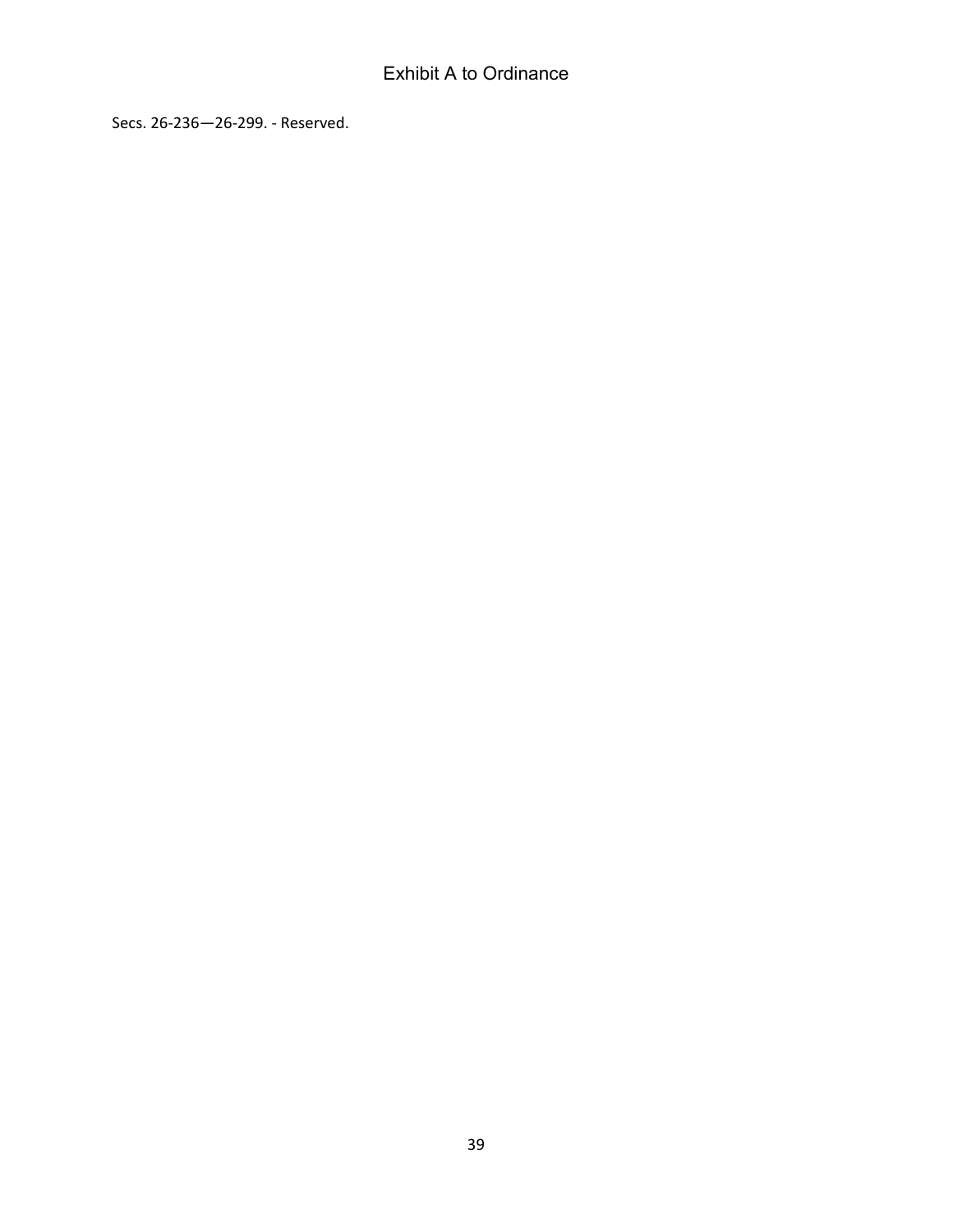Secs. 26-236—26-299. - Reserved.